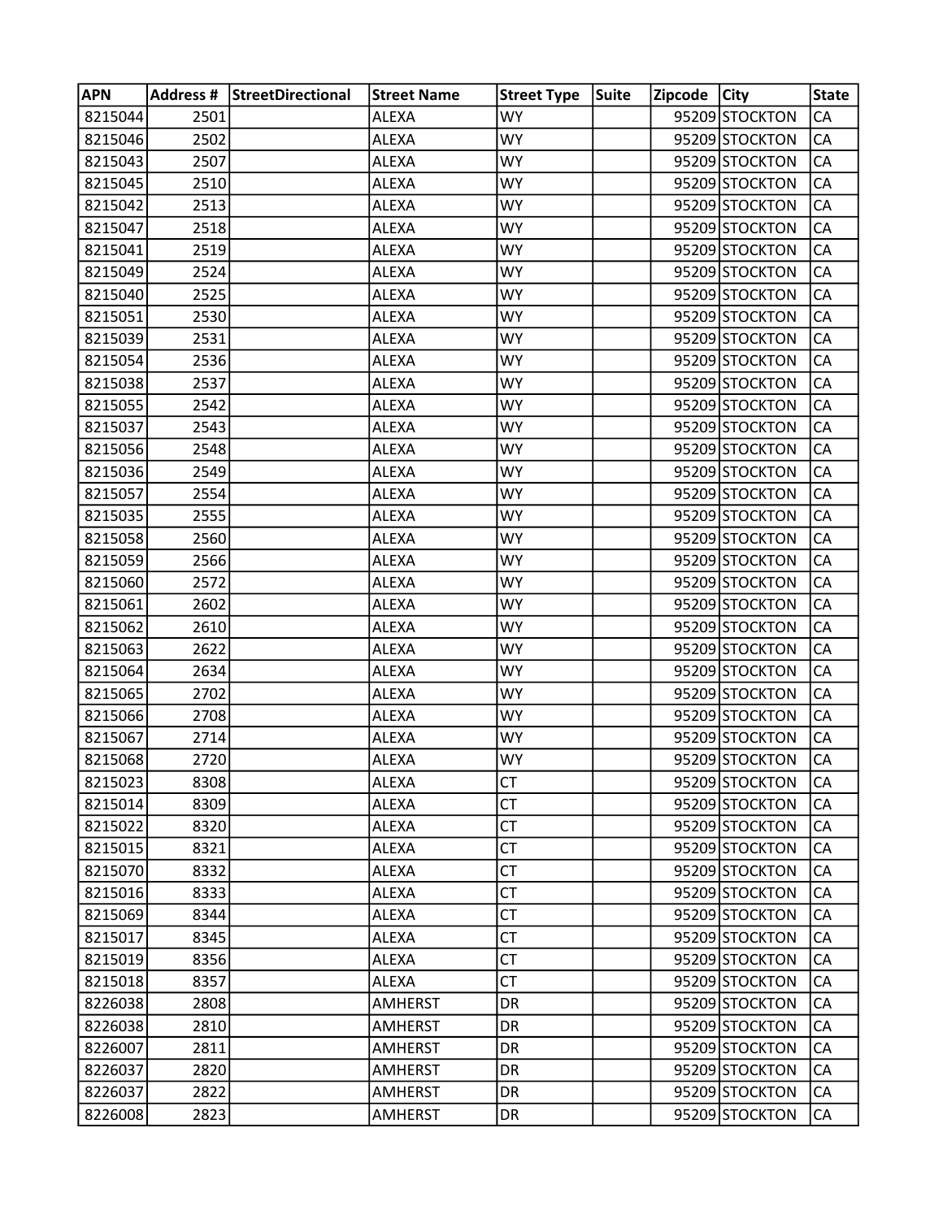| APN | Address # | StreetDirectional | Street Name | Street Type | Suite | Zipcode | City | State |
|---|---|---|---|---|---|---|---|---|
| 8215044 | 2501 | | ALEXA | WY | | 95209 | STOCKTON | CA |
| 8215046 | 2502 | | ALEXA | WY | | 95209 | STOCKTON | CA |
| 8215043 | 2507 | | ALEXA | WY | | 95209 | STOCKTON | CA |
| 8215045 | 2510 | | ALEXA | WY | | 95209 | STOCKTON | CA |
| 8215042 | 2513 | | ALEXA | WY | | 95209 | STOCKTON | CA |
| 8215047 | 2518 | | ALEXA | WY | | 95209 | STOCKTON | CA |
| 8215041 | 2519 | | ALEXA | WY | | 95209 | STOCKTON | CA |
| 8215049 | 2524 | | ALEXA | WY | | 95209 | STOCKTON | CA |
| 8215040 | 2525 | | ALEXA | WY | | 95209 | STOCKTON | CA |
| 8215051 | 2530 | | ALEXA | WY | | 95209 | STOCKTON | CA |
| 8215039 | 2531 | | ALEXA | WY | | 95209 | STOCKTON | CA |
| 8215054 | 2536 | | ALEXA | WY | | 95209 | STOCKTON | CA |
| 8215038 | 2537 | | ALEXA | WY | | 95209 | STOCKTON | CA |
| 8215055 | 2542 | | ALEXA | WY | | 95209 | STOCKTON | CA |
| 8215037 | 2543 | | ALEXA | WY | | 95209 | STOCKTON | CA |
| 8215056 | 2548 | | ALEXA | WY | | 95209 | STOCKTON | CA |
| 8215036 | 2549 | | ALEXA | WY | | 95209 | STOCKTON | CA |
| 8215057 | 2554 | | ALEXA | WY | | 95209 | STOCKTON | CA |
| 8215035 | 2555 | | ALEXA | WY | | 95209 | STOCKTON | CA |
| 8215058 | 2560 | | ALEXA | WY | | 95209 | STOCKTON | CA |
| 8215059 | 2566 | | ALEXA | WY | | 95209 | STOCKTON | CA |
| 8215060 | 2572 | | ALEXA | WY | | 95209 | STOCKTON | CA |
| 8215061 | 2602 | | ALEXA | WY | | 95209 | STOCKTON | CA |
| 8215062 | 2610 | | ALEXA | WY | | 95209 | STOCKTON | CA |
| 8215063 | 2622 | | ALEXA | WY | | 95209 | STOCKTON | CA |
| 8215064 | 2634 | | ALEXA | WY | | 95209 | STOCKTON | CA |
| 8215065 | 2702 | | ALEXA | WY | | 95209 | STOCKTON | CA |
| 8215066 | 2708 | | ALEXA | WY | | 95209 | STOCKTON | CA |
| 8215067 | 2714 | | ALEXA | WY | | 95209 | STOCKTON | CA |
| 8215068 | 2720 | | ALEXA | WY | | 95209 | STOCKTON | CA |
| 8215023 | 8308 | | ALEXA | CT | | 95209 | STOCKTON | CA |
| 8215014 | 8309 | | ALEXA | CT | | 95209 | STOCKTON | CA |
| 8215022 | 8320 | | ALEXA | CT | | 95209 | STOCKTON | CA |
| 8215015 | 8321 | | ALEXA | CT | | 95209 | STOCKTON | CA |
| 8215070 | 8332 | | ALEXA | CT | | 95209 | STOCKTON | CA |
| 8215016 | 8333 | | ALEXA | CT | | 95209 | STOCKTON | CA |
| 8215069 | 8344 | | ALEXA | CT | | 95209 | STOCKTON | CA |
| 8215017 | 8345 | | ALEXA | CT | | 95209 | STOCKTON | CA |
| 8215019 | 8356 | | ALEXA | CT | | 95209 | STOCKTON | CA |
| 8215018 | 8357 | | ALEXA | CT | | 95209 | STOCKTON | CA |
| 8226038 | 2808 | | AMHERST | DR | | 95209 | STOCKTON | CA |
| 8226038 | 2810 | | AMHERST | DR | | 95209 | STOCKTON | CA |
| 8226007 | 2811 | | AMHERST | DR | | 95209 | STOCKTON | CA |
| 8226037 | 2820 | | AMHERST | DR | | 95209 | STOCKTON | CA |
| 8226037 | 2822 | | AMHERST | DR | | 95209 | STOCKTON | CA |
| 8226008 | 2823 | | AMHERST | DR | | 95209 | STOCKTON | CA |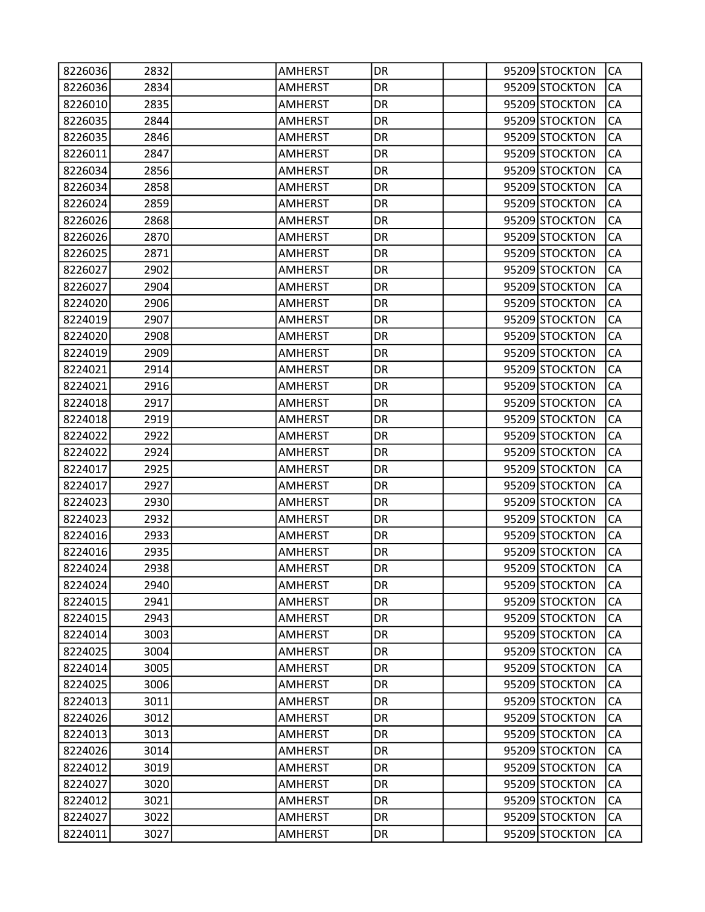| | | | | | | | | |
|---|---|---|---|---|---|---|---|---|
| 8226036 | 2832 | | AMHERST | DR | | 95209 | STOCKTON | CA |
| 8226036 | 2834 | | AMHERST | DR | | 95209 | STOCKTON | CA |
| 8226010 | 2835 | | AMHERST | DR | | 95209 | STOCKTON | CA |
| 8226035 | 2844 | | AMHERST | DR | | 95209 | STOCKTON | CA |
| 8226035 | 2846 | | AMHERST | DR | | 95209 | STOCKTON | CA |
| 8226011 | 2847 | | AMHERST | DR | | 95209 | STOCKTON | CA |
| 8226034 | 2856 | | AMHERST | DR | | 95209 | STOCKTON | CA |
| 8226034 | 2858 | | AMHERST | DR | | 95209 | STOCKTON | CA |
| 8226024 | 2859 | | AMHERST | DR | | 95209 | STOCKTON | CA |
| 8226026 | 2868 | | AMHERST | DR | | 95209 | STOCKTON | CA |
| 8226026 | 2870 | | AMHERST | DR | | 95209 | STOCKTON | CA |
| 8226025 | 2871 | | AMHERST | DR | | 95209 | STOCKTON | CA |
| 8226027 | 2902 | | AMHERST | DR | | 95209 | STOCKTON | CA |
| 8226027 | 2904 | | AMHERST | DR | | 95209 | STOCKTON | CA |
| 8224020 | 2906 | | AMHERST | DR | | 95209 | STOCKTON | CA |
| 8224019 | 2907 | | AMHERST | DR | | 95209 | STOCKTON | CA |
| 8224020 | 2908 | | AMHERST | DR | | 95209 | STOCKTON | CA |
| 8224019 | 2909 | | AMHERST | DR | | 95209 | STOCKTON | CA |
| 8224021 | 2914 | | AMHERST | DR | | 95209 | STOCKTON | CA |
| 8224021 | 2916 | | AMHERST | DR | | 95209 | STOCKTON | CA |
| 8224018 | 2917 | | AMHERST | DR | | 95209 | STOCKTON | CA |
| 8224018 | 2919 | | AMHERST | DR | | 95209 | STOCKTON | CA |
| 8224022 | 2922 | | AMHERST | DR | | 95209 | STOCKTON | CA |
| 8224022 | 2924 | | AMHERST | DR | | 95209 | STOCKTON | CA |
| 8224017 | 2925 | | AMHERST | DR | | 95209 | STOCKTON | CA |
| 8224017 | 2927 | | AMHERST | DR | | 95209 | STOCKTON | CA |
| 8224023 | 2930 | | AMHERST | DR | | 95209 | STOCKTON | CA |
| 8224023 | 2932 | | AMHERST | DR | | 95209 | STOCKTON | CA |
| 8224016 | 2933 | | AMHERST | DR | | 95209 | STOCKTON | CA |
| 8224016 | 2935 | | AMHERST | DR | | 95209 | STOCKTON | CA |
| 8224024 | 2938 | | AMHERST | DR | | 95209 | STOCKTON | CA |
| 8224024 | 2940 | | AMHERST | DR | | 95209 | STOCKTON | CA |
| 8224015 | 2941 | | AMHERST | DR | | 95209 | STOCKTON | CA |
| 8224015 | 2943 | | AMHERST | DR | | 95209 | STOCKTON | CA |
| 8224014 | 3003 | | AMHERST | DR | | 95209 | STOCKTON | CA |
| 8224025 | 3004 | | AMHERST | DR | | 95209 | STOCKTON | CA |
| 8224014 | 3005 | | AMHERST | DR | | 95209 | STOCKTON | CA |
| 8224025 | 3006 | | AMHERST | DR | | 95209 | STOCKTON | CA |
| 8224013 | 3011 | | AMHERST | DR | | 95209 | STOCKTON | CA |
| 8224026 | 3012 | | AMHERST | DR | | 95209 | STOCKTON | CA |
| 8224013 | 3013 | | AMHERST | DR | | 95209 | STOCKTON | CA |
| 8224026 | 3014 | | AMHERST | DR | | 95209 | STOCKTON | CA |
| 8224012 | 3019 | | AMHERST | DR | | 95209 | STOCKTON | CA |
| 8224027 | 3020 | | AMHERST | DR | | 95209 | STOCKTON | CA |
| 8224012 | 3021 | | AMHERST | DR | | 95209 | STOCKTON | CA |
| 8224027 | 3022 | | AMHERST | DR | | 95209 | STOCKTON | CA |
| 8224011 | 3027 | | AMHERST | DR | | 95209 | STOCKTON | CA |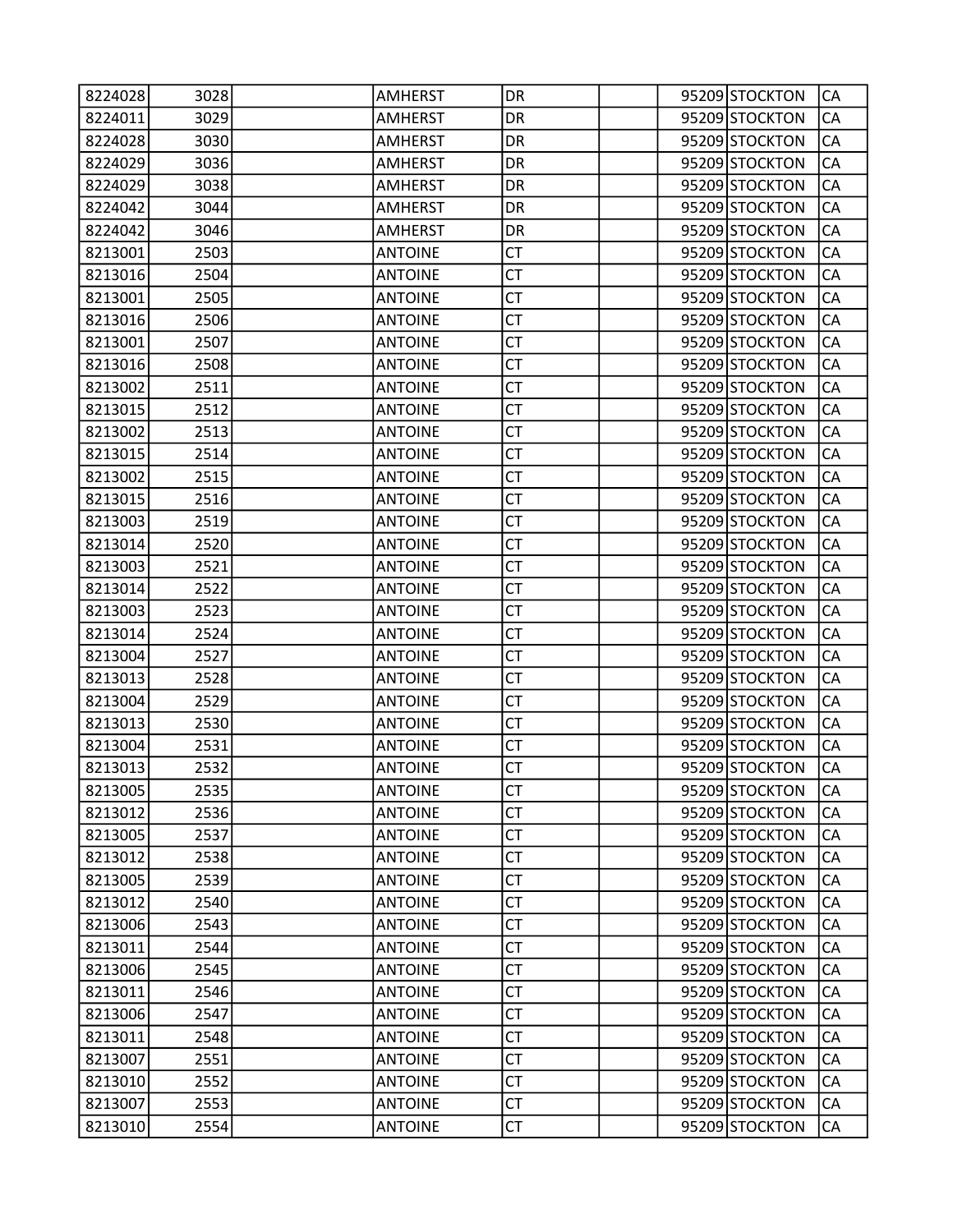| | | | | | | | | |
|---|---|---|---|---|---|---|---|---|
| 8224028 | 3028 | | AMHERST | DR | | 95209 | STOCKTON | CA |
| 8224011 | 3029 | | AMHERST | DR | | 95209 | STOCKTON | CA |
| 8224028 | 3030 | | AMHERST | DR | | 95209 | STOCKTON | CA |
| 8224029 | 3036 | | AMHERST | DR | | 95209 | STOCKTON | CA |
| 8224029 | 3038 | | AMHERST | DR | | 95209 | STOCKTON | CA |
| 8224042 | 3044 | | AMHERST | DR | | 95209 | STOCKTON | CA |
| 8224042 | 3046 | | AMHERST | DR | | 95209 | STOCKTON | CA |
| 8213001 | 2503 | | ANTOINE | CT | | 95209 | STOCKTON | CA |
| 8213016 | 2504 | | ANTOINE | CT | | 95209 | STOCKTON | CA |
| 8213001 | 2505 | | ANTOINE | CT | | 95209 | STOCKTON | CA |
| 8213016 | 2506 | | ANTOINE | CT | | 95209 | STOCKTON | CA |
| 8213001 | 2507 | | ANTOINE | CT | | 95209 | STOCKTON | CA |
| 8213016 | 2508 | | ANTOINE | CT | | 95209 | STOCKTON | CA |
| 8213002 | 2511 | | ANTOINE | CT | | 95209 | STOCKTON | CA |
| 8213015 | 2512 | | ANTOINE | CT | | 95209 | STOCKTON | CA |
| 8213002 | 2513 | | ANTOINE | CT | | 95209 | STOCKTON | CA |
| 8213015 | 2514 | | ANTOINE | CT | | 95209 | STOCKTON | CA |
| 8213002 | 2515 | | ANTOINE | CT | | 95209 | STOCKTON | CA |
| 8213015 | 2516 | | ANTOINE | CT | | 95209 | STOCKTON | CA |
| 8213003 | 2519 | | ANTOINE | CT | | 95209 | STOCKTON | CA |
| 8213014 | 2520 | | ANTOINE | CT | | 95209 | STOCKTON | CA |
| 8213003 | 2521 | | ANTOINE | CT | | 95209 | STOCKTON | CA |
| 8213014 | 2522 | | ANTOINE | CT | | 95209 | STOCKTON | CA |
| 8213003 | 2523 | | ANTOINE | CT | | 95209 | STOCKTON | CA |
| 8213014 | 2524 | | ANTOINE | CT | | 95209 | STOCKTON | CA |
| 8213004 | 2527 | | ANTOINE | CT | | 95209 | STOCKTON | CA |
| 8213013 | 2528 | | ANTOINE | CT | | 95209 | STOCKTON | CA |
| 8213004 | 2529 | | ANTOINE | CT | | 95209 | STOCKTON | CA |
| 8213013 | 2530 | | ANTOINE | CT | | 95209 | STOCKTON | CA |
| 8213004 | 2531 | | ANTOINE | CT | | 95209 | STOCKTON | CA |
| 8213013 | 2532 | | ANTOINE | CT | | 95209 | STOCKTON | CA |
| 8213005 | 2535 | | ANTOINE | CT | | 95209 | STOCKTON | CA |
| 8213012 | 2536 | | ANTOINE | CT | | 95209 | STOCKTON | CA |
| 8213005 | 2537 | | ANTOINE | CT | | 95209 | STOCKTON | CA |
| 8213012 | 2538 | | ANTOINE | CT | | 95209 | STOCKTON | CA |
| 8213005 | 2539 | | ANTOINE | CT | | 95209 | STOCKTON | CA |
| 8213012 | 2540 | | ANTOINE | CT | | 95209 | STOCKTON | CA |
| 8213006 | 2543 | | ANTOINE | CT | | 95209 | STOCKTON | CA |
| 8213011 | 2544 | | ANTOINE | CT | | 95209 | STOCKTON | CA |
| 8213006 | 2545 | | ANTOINE | CT | | 95209 | STOCKTON | CA |
| 8213011 | 2546 | | ANTOINE | CT | | 95209 | STOCKTON | CA |
| 8213006 | 2547 | | ANTOINE | CT | | 95209 | STOCKTON | CA |
| 8213011 | 2548 | | ANTOINE | CT | | 95209 | STOCKTON | CA |
| 8213007 | 2551 | | ANTOINE | CT | | 95209 | STOCKTON | CA |
| 8213010 | 2552 | | ANTOINE | CT | | 95209 | STOCKTON | CA |
| 8213007 | 2553 | | ANTOINE | CT | | 95209 | STOCKTON | CA |
| 8213010 | 2554 | | ANTOINE | CT | | 95209 | STOCKTON | CA |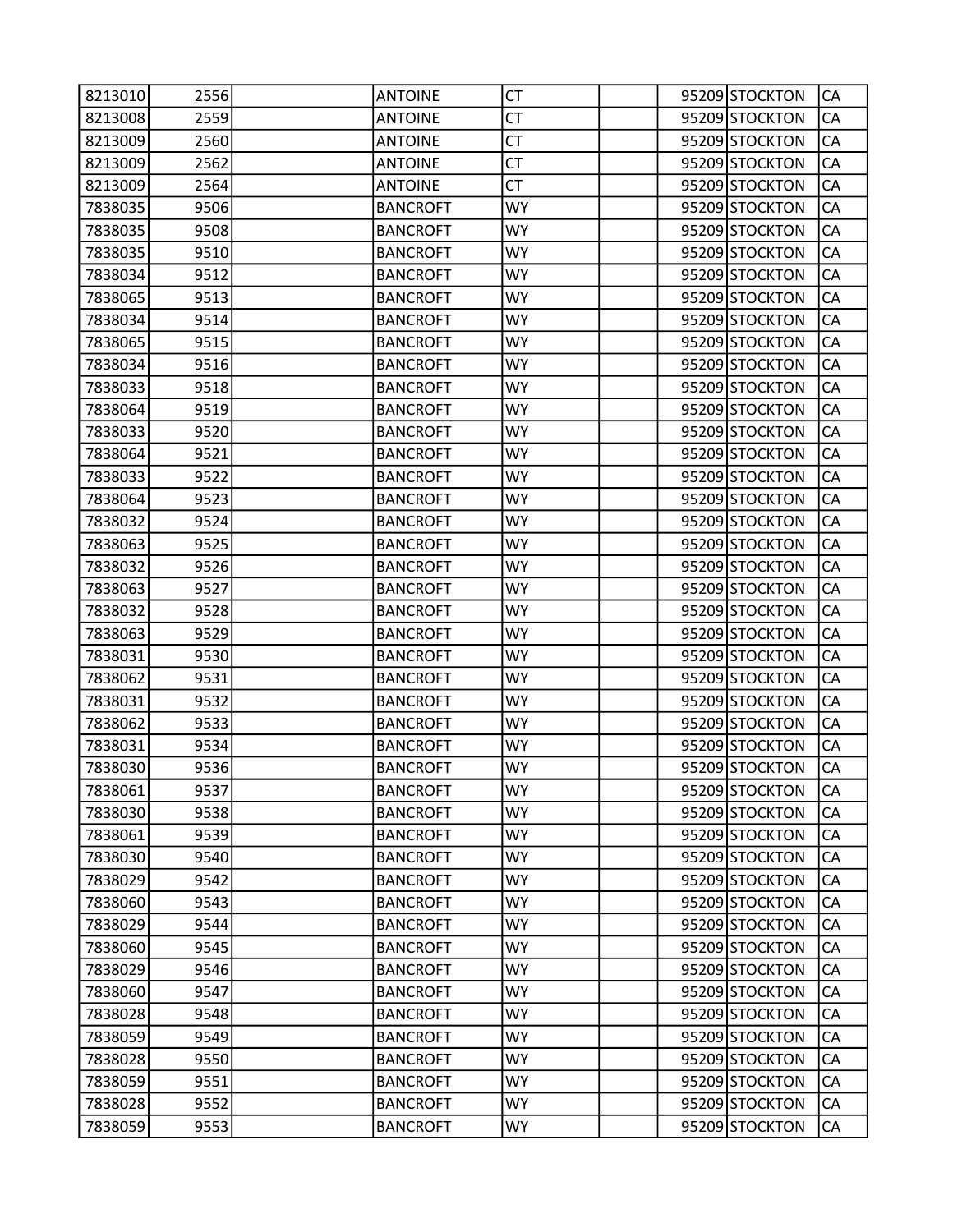| | | | | | | | | |
|---|---|---|---|---|---|---|---|---|
| 8213010 | 2556 | | ANTOINE | CT | | 95209 | STOCKTON | CA |
| 8213008 | 2559 | | ANTOINE | CT | | 95209 | STOCKTON | CA |
| 8213009 | 2560 | | ANTOINE | CT | | 95209 | STOCKTON | CA |
| 8213009 | 2562 | | ANTOINE | CT | | 95209 | STOCKTON | CA |
| 8213009 | 2564 | | ANTOINE | CT | | 95209 | STOCKTON | CA |
| 7838035 | 9506 | | BANCROFT | WY | | 95209 | STOCKTON | CA |
| 7838035 | 9508 | | BANCROFT | WY | | 95209 | STOCKTON | CA |
| 7838035 | 9510 | | BANCROFT | WY | | 95209 | STOCKTON | CA |
| 7838034 | 9512 | | BANCROFT | WY | | 95209 | STOCKTON | CA |
| 7838065 | 9513 | | BANCROFT | WY | | 95209 | STOCKTON | CA |
| 7838034 | 9514 | | BANCROFT | WY | | 95209 | STOCKTON | CA |
| 7838065 | 9515 | | BANCROFT | WY | | 95209 | STOCKTON | CA |
| 7838034 | 9516 | | BANCROFT | WY | | 95209 | STOCKTON | CA |
| 7838033 | 9518 | | BANCROFT | WY | | 95209 | STOCKTON | CA |
| 7838064 | 9519 | | BANCROFT | WY | | 95209 | STOCKTON | CA |
| 7838033 | 9520 | | BANCROFT | WY | | 95209 | STOCKTON | CA |
| 7838064 | 9521 | | BANCROFT | WY | | 95209 | STOCKTON | CA |
| 7838033 | 9522 | | BANCROFT | WY | | 95209 | STOCKTON | CA |
| 7838064 | 9523 | | BANCROFT | WY | | 95209 | STOCKTON | CA |
| 7838032 | 9524 | | BANCROFT | WY | | 95209 | STOCKTON | CA |
| 7838063 | 9525 | | BANCROFT | WY | | 95209 | STOCKTON | CA |
| 7838032 | 9526 | | BANCROFT | WY | | 95209 | STOCKTON | CA |
| 7838063 | 9527 | | BANCROFT | WY | | 95209 | STOCKTON | CA |
| 7838032 | 9528 | | BANCROFT | WY | | 95209 | STOCKTON | CA |
| 7838063 | 9529 | | BANCROFT | WY | | 95209 | STOCKTON | CA |
| 7838031 | 9530 | | BANCROFT | WY | | 95209 | STOCKTON | CA |
| 7838062 | 9531 | | BANCROFT | WY | | 95209 | STOCKTON | CA |
| 7838031 | 9532 | | BANCROFT | WY | | 95209 | STOCKTON | CA |
| 7838062 | 9533 | | BANCROFT | WY | | 95209 | STOCKTON | CA |
| 7838031 | 9534 | | BANCROFT | WY | | 95209 | STOCKTON | CA |
| 7838030 | 9536 | | BANCROFT | WY | | 95209 | STOCKTON | CA |
| 7838061 | 9537 | | BANCROFT | WY | | 95209 | STOCKTON | CA |
| 7838030 | 9538 | | BANCROFT | WY | | 95209 | STOCKTON | CA |
| 7838061 | 9539 | | BANCROFT | WY | | 95209 | STOCKTON | CA |
| 7838030 | 9540 | | BANCROFT | WY | | 95209 | STOCKTON | CA |
| 7838029 | 9542 | | BANCROFT | WY | | 95209 | STOCKTON | CA |
| 7838060 | 9543 | | BANCROFT | WY | | 95209 | STOCKTON | CA |
| 7838029 | 9544 | | BANCROFT | WY | | 95209 | STOCKTON | CA |
| 7838060 | 9545 | | BANCROFT | WY | | 95209 | STOCKTON | CA |
| 7838029 | 9546 | | BANCROFT | WY | | 95209 | STOCKTON | CA |
| 7838060 | 9547 | | BANCROFT | WY | | 95209 | STOCKTON | CA |
| 7838028 | 9548 | | BANCROFT | WY | | 95209 | STOCKTON | CA |
| 7838059 | 9549 | | BANCROFT | WY | | 95209 | STOCKTON | CA |
| 7838028 | 9550 | | BANCROFT | WY | | 95209 | STOCKTON | CA |
| 7838059 | 9551 | | BANCROFT | WY | | 95209 | STOCKTON | CA |
| 7838028 | 9552 | | BANCROFT | WY | | 95209 | STOCKTON | CA |
| 7838059 | 9553 | | BANCROFT | WY | | 95209 | STOCKTON | CA |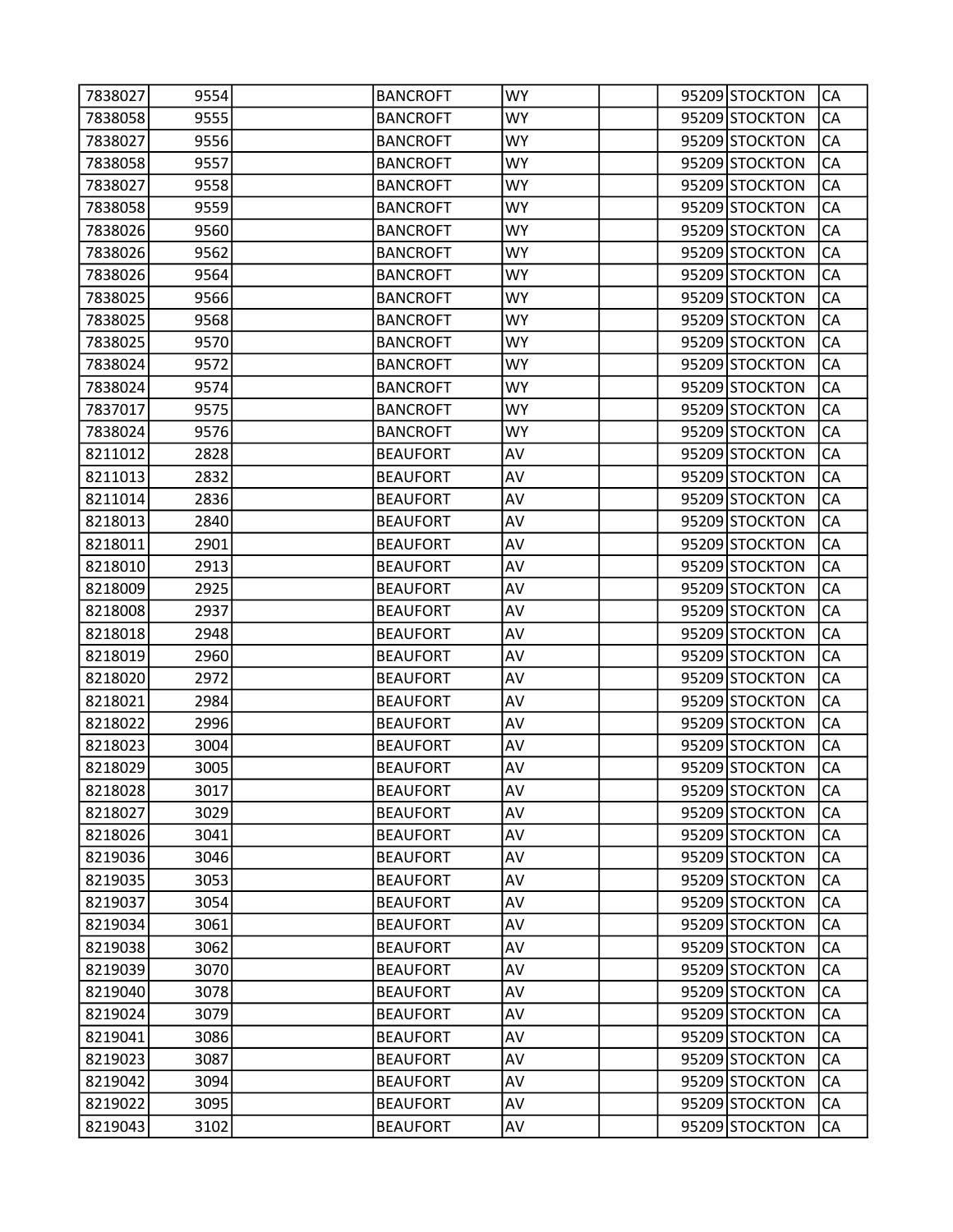| | | | | | | | | |
|---|---|---|---|---|---|---|---|---|
| 7838027 | 9554 | | BANCROFT | WY | | 95209 | STOCKTON | CA |
| 7838058 | 9555 | | BANCROFT | WY | | 95209 | STOCKTON | CA |
| 7838027 | 9556 | | BANCROFT | WY | | 95209 | STOCKTON | CA |
| 7838058 | 9557 | | BANCROFT | WY | | 95209 | STOCKTON | CA |
| 7838027 | 9558 | | BANCROFT | WY | | 95209 | STOCKTON | CA |
| 7838058 | 9559 | | BANCROFT | WY | | 95209 | STOCKTON | CA |
| 7838026 | 9560 | | BANCROFT | WY | | 95209 | STOCKTON | CA |
| 7838026 | 9562 | | BANCROFT | WY | | 95209 | STOCKTON | CA |
| 7838026 | 9564 | | BANCROFT | WY | | 95209 | STOCKTON | CA |
| 7838025 | 9566 | | BANCROFT | WY | | 95209 | STOCKTON | CA |
| 7838025 | 9568 | | BANCROFT | WY | | 95209 | STOCKTON | CA |
| 7838025 | 9570 | | BANCROFT | WY | | 95209 | STOCKTON | CA |
| 7838024 | 9572 | | BANCROFT | WY | | 95209 | STOCKTON | CA |
| 7838024 | 9574 | | BANCROFT | WY | | 95209 | STOCKTON | CA |
| 7837017 | 9575 | | BANCROFT | WY | | 95209 | STOCKTON | CA |
| 7838024 | 9576 | | BANCROFT | WY | | 95209 | STOCKTON | CA |
| 8211012 | 2828 | | BEAUFORT | AV | | 95209 | STOCKTON | CA |
| 8211013 | 2832 | | BEAUFORT | AV | | 95209 | STOCKTON | CA |
| 8211014 | 2836 | | BEAUFORT | AV | | 95209 | STOCKTON | CA |
| 8218013 | 2840 | | BEAUFORT | AV | | 95209 | STOCKTON | CA |
| 8218011 | 2901 | | BEAUFORT | AV | | 95209 | STOCKTON | CA |
| 8218010 | 2913 | | BEAUFORT | AV | | 95209 | STOCKTON | CA |
| 8218009 | 2925 | | BEAUFORT | AV | | 95209 | STOCKTON | CA |
| 8218008 | 2937 | | BEAUFORT | AV | | 95209 | STOCKTON | CA |
| 8218018 | 2948 | | BEAUFORT | AV | | 95209 | STOCKTON | CA |
| 8218019 | 2960 | | BEAUFORT | AV | | 95209 | STOCKTON | CA |
| 8218020 | 2972 | | BEAUFORT | AV | | 95209 | STOCKTON | CA |
| 8218021 | 2984 | | BEAUFORT | AV | | 95209 | STOCKTON | CA |
| 8218022 | 2996 | | BEAUFORT | AV | | 95209 | STOCKTON | CA |
| 8218023 | 3004 | | BEAUFORT | AV | | 95209 | STOCKTON | CA |
| 8218029 | 3005 | | BEAUFORT | AV | | 95209 | STOCKTON | CA |
| 8218028 | 3017 | | BEAUFORT | AV | | 95209 | STOCKTON | CA |
| 8218027 | 3029 | | BEAUFORT | AV | | 95209 | STOCKTON | CA |
| 8218026 | 3041 | | BEAUFORT | AV | | 95209 | STOCKTON | CA |
| 8219036 | 3046 | | BEAUFORT | AV | | 95209 | STOCKTON | CA |
| 8219035 | 3053 | | BEAUFORT | AV | | 95209 | STOCKTON | CA |
| 8219037 | 3054 | | BEAUFORT | AV | | 95209 | STOCKTON | CA |
| 8219034 | 3061 | | BEAUFORT | AV | | 95209 | STOCKTON | CA |
| 8219038 | 3062 | | BEAUFORT | AV | | 95209 | STOCKTON | CA |
| 8219039 | 3070 | | BEAUFORT | AV | | 95209 | STOCKTON | CA |
| 8219040 | 3078 | | BEAUFORT | AV | | 95209 | STOCKTON | CA |
| 8219024 | 3079 | | BEAUFORT | AV | | 95209 | STOCKTON | CA |
| 8219041 | 3086 | | BEAUFORT | AV | | 95209 | STOCKTON | CA |
| 8219023 | 3087 | | BEAUFORT | AV | | 95209 | STOCKTON | CA |
| 8219042 | 3094 | | BEAUFORT | AV | | 95209 | STOCKTON | CA |
| 8219022 | 3095 | | BEAUFORT | AV | | 95209 | STOCKTON | CA |
| 8219043 | 3102 | | BEAUFORT | AV | | 95209 | STOCKTON | CA |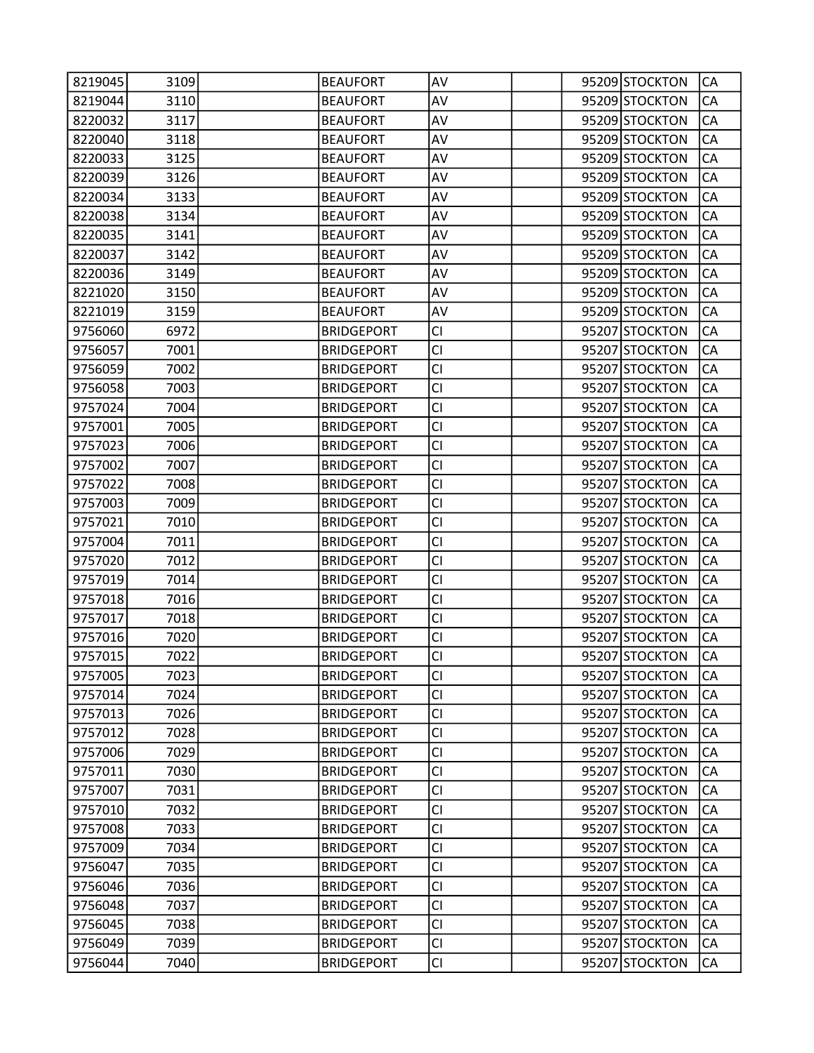| | | | | | | | | |
|---|---|---|---|---|---|---|---|---|
| 8219045 | 3109 | | BEAUFORT | AV | | 95209 | STOCKTON | CA |
| 8219044 | 3110 | | BEAUFORT | AV | | 95209 | STOCKTON | CA |
| 8220032 | 3117 | | BEAUFORT | AV | | 95209 | STOCKTON | CA |
| 8220040 | 3118 | | BEAUFORT | AV | | 95209 | STOCKTON | CA |
| 8220033 | 3125 | | BEAUFORT | AV | | 95209 | STOCKTON | CA |
| 8220039 | 3126 | | BEAUFORT | AV | | 95209 | STOCKTON | CA |
| 8220034 | 3133 | | BEAUFORT | AV | | 95209 | STOCKTON | CA |
| 8220038 | 3134 | | BEAUFORT | AV | | 95209 | STOCKTON | CA |
| 8220035 | 3141 | | BEAUFORT | AV | | 95209 | STOCKTON | CA |
| 8220037 | 3142 | | BEAUFORT | AV | | 95209 | STOCKTON | CA |
| 8220036 | 3149 | | BEAUFORT | AV | | 95209 | STOCKTON | CA |
| 8221020 | 3150 | | BEAUFORT | AV | | 95209 | STOCKTON | CA |
| 8221019 | 3159 | | BEAUFORT | AV | | 95209 | STOCKTON | CA |
| 9756060 | 6972 | | BRIDGEPORT | CI | | 95207 | STOCKTON | CA |
| 9756057 | 7001 | | BRIDGEPORT | CI | | 95207 | STOCKTON | CA |
| 9756059 | 7002 | | BRIDGEPORT | CI | | 95207 | STOCKTON | CA |
| 9756058 | 7003 | | BRIDGEPORT | CI | | 95207 | STOCKTON | CA |
| 9757024 | 7004 | | BRIDGEPORT | CI | | 95207 | STOCKTON | CA |
| 9757001 | 7005 | | BRIDGEPORT | CI | | 95207 | STOCKTON | CA |
| 9757023 | 7006 | | BRIDGEPORT | CI | | 95207 | STOCKTON | CA |
| 9757002 | 7007 | | BRIDGEPORT | CI | | 95207 | STOCKTON | CA |
| 9757022 | 7008 | | BRIDGEPORT | CI | | 95207 | STOCKTON | CA |
| 9757003 | 7009 | | BRIDGEPORT | CI | | 95207 | STOCKTON | CA |
| 9757021 | 7010 | | BRIDGEPORT | CI | | 95207 | STOCKTON | CA |
| 9757004 | 7011 | | BRIDGEPORT | CI | | 95207 | STOCKTON | CA |
| 9757020 | 7012 | | BRIDGEPORT | CI | | 95207 | STOCKTON | CA |
| 9757019 | 7014 | | BRIDGEPORT | CI | | 95207 | STOCKTON | CA |
| 9757018 | 7016 | | BRIDGEPORT | CI | | 95207 | STOCKTON | CA |
| 9757017 | 7018 | | BRIDGEPORT | CI | | 95207 | STOCKTON | CA |
| 9757016 | 7020 | | BRIDGEPORT | CI | | 95207 | STOCKTON | CA |
| 9757015 | 7022 | | BRIDGEPORT | CI | | 95207 | STOCKTON | CA |
| 9757005 | 7023 | | BRIDGEPORT | CI | | 95207 | STOCKTON | CA |
| 9757014 | 7024 | | BRIDGEPORT | CI | | 95207 | STOCKTON | CA |
| 9757013 | 7026 | | BRIDGEPORT | CI | | 95207 | STOCKTON | CA |
| 9757012 | 7028 | | BRIDGEPORT | CI | | 95207 | STOCKTON | CA |
| 9757006 | 7029 | | BRIDGEPORT | CI | | 95207 | STOCKTON | CA |
| 9757011 | 7030 | | BRIDGEPORT | CI | | 95207 | STOCKTON | CA |
| 9757007 | 7031 | | BRIDGEPORT | CI | | 95207 | STOCKTON | CA |
| 9757010 | 7032 | | BRIDGEPORT | CI | | 95207 | STOCKTON | CA |
| 9757008 | 7033 | | BRIDGEPORT | CI | | 95207 | STOCKTON | CA |
| 9757009 | 7034 | | BRIDGEPORT | CI | | 95207 | STOCKTON | CA |
| 9756047 | 7035 | | BRIDGEPORT | CI | | 95207 | STOCKTON | CA |
| 9756046 | 7036 | | BRIDGEPORT | CI | | 95207 | STOCKTON | CA |
| 9756048 | 7037 | | BRIDGEPORT | CI | | 95207 | STOCKTON | CA |
| 9756045 | 7038 | | BRIDGEPORT | CI | | 95207 | STOCKTON | CA |
| 9756049 | 7039 | | BRIDGEPORT | CI | | 95207 | STOCKTON | CA |
| 9756044 | 7040 | | BRIDGEPORT | CI | | 95207 | STOCKTON | CA |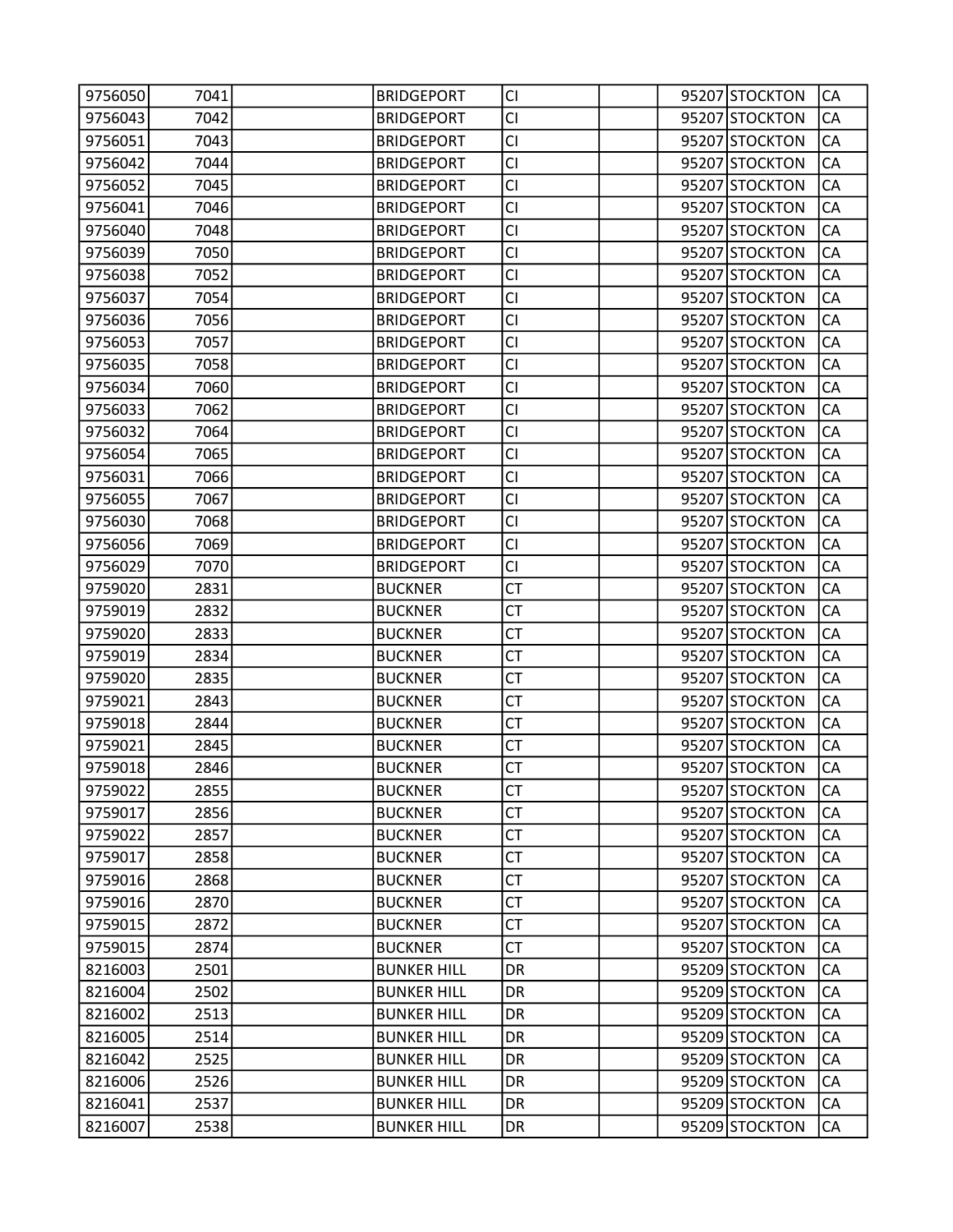| | | | | | | | | |
|---|---|---|---|---|---|---|---|---|
| 9756050 | 7041 | | BRIDGEPORT | CI | | 95207 | STOCKTON | CA |
| 9756043 | 7042 | | BRIDGEPORT | CI | | 95207 | STOCKTON | CA |
| 9756051 | 7043 | | BRIDGEPORT | CI | | 95207 | STOCKTON | CA |
| 9756042 | 7044 | | BRIDGEPORT | CI | | 95207 | STOCKTON | CA |
| 9756052 | 7045 | | BRIDGEPORT | CI | | 95207 | STOCKTON | CA |
| 9756041 | 7046 | | BRIDGEPORT | CI | | 95207 | STOCKTON | CA |
| 9756040 | 7048 | | BRIDGEPORT | CI | | 95207 | STOCKTON | CA |
| 9756039 | 7050 | | BRIDGEPORT | CI | | 95207 | STOCKTON | CA |
| 9756038 | 7052 | | BRIDGEPORT | CI | | 95207 | STOCKTON | CA |
| 9756037 | 7054 | | BRIDGEPORT | CI | | 95207 | STOCKTON | CA |
| 9756036 | 7056 | | BRIDGEPORT | CI | | 95207 | STOCKTON | CA |
| 9756053 | 7057 | | BRIDGEPORT | CI | | 95207 | STOCKTON | CA |
| 9756035 | 7058 | | BRIDGEPORT | CI | | 95207 | STOCKTON | CA |
| 9756034 | 7060 | | BRIDGEPORT | CI | | 95207 | STOCKTON | CA |
| 9756033 | 7062 | | BRIDGEPORT | CI | | 95207 | STOCKTON | CA |
| 9756032 | 7064 | | BRIDGEPORT | CI | | 95207 | STOCKTON | CA |
| 9756054 | 7065 | | BRIDGEPORT | CI | | 95207 | STOCKTON | CA |
| 9756031 | 7066 | | BRIDGEPORT | CI | | 95207 | STOCKTON | CA |
| 9756055 | 7067 | | BRIDGEPORT | CI | | 95207 | STOCKTON | CA |
| 9756030 | 7068 | | BRIDGEPORT | CI | | 95207 | STOCKTON | CA |
| 9756056 | 7069 | | BRIDGEPORT | CI | | 95207 | STOCKTON | CA |
| 9756029 | 7070 | | BRIDGEPORT | CI | | 95207 | STOCKTON | CA |
| 9759020 | 2831 | | BUCKNER | CT | | 95207 | STOCKTON | CA |
| 9759019 | 2832 | | BUCKNER | CT | | 95207 | STOCKTON | CA |
| 9759020 | 2833 | | BUCKNER | CT | | 95207 | STOCKTON | CA |
| 9759019 | 2834 | | BUCKNER | CT | | 95207 | STOCKTON | CA |
| 9759020 | 2835 | | BUCKNER | CT | | 95207 | STOCKTON | CA |
| 9759021 | 2843 | | BUCKNER | CT | | 95207 | STOCKTON | CA |
| 9759018 | 2844 | | BUCKNER | CT | | 95207 | STOCKTON | CA |
| 9759021 | 2845 | | BUCKNER | CT | | 95207 | STOCKTON | CA |
| 9759018 | 2846 | | BUCKNER | CT | | 95207 | STOCKTON | CA |
| 9759022 | 2855 | | BUCKNER | CT | | 95207 | STOCKTON | CA |
| 9759017 | 2856 | | BUCKNER | CT | | 95207 | STOCKTON | CA |
| 9759022 | 2857 | | BUCKNER | CT | | 95207 | STOCKTON | CA |
| 9759017 | 2858 | | BUCKNER | CT | | 95207 | STOCKTON | CA |
| 9759016 | 2868 | | BUCKNER | CT | | 95207 | STOCKTON | CA |
| 9759016 | 2870 | | BUCKNER | CT | | 95207 | STOCKTON | CA |
| 9759015 | 2872 | | BUCKNER | CT | | 95207 | STOCKTON | CA |
| 9759015 | 2874 | | BUCKNER | CT | | 95207 | STOCKTON | CA |
| 8216003 | 2501 | | BUNKER HILL | DR | | 95209 | STOCKTON | CA |
| 8216004 | 2502 | | BUNKER HILL | DR | | 95209 | STOCKTON | CA |
| 8216002 | 2513 | | BUNKER HILL | DR | | 95209 | STOCKTON | CA |
| 8216005 | 2514 | | BUNKER HILL | DR | | 95209 | STOCKTON | CA |
| 8216042 | 2525 | | BUNKER HILL | DR | | 95209 | STOCKTON | CA |
| 8216006 | 2526 | | BUNKER HILL | DR | | 95209 | STOCKTON | CA |
| 8216041 | 2537 | | BUNKER HILL | DR | | 95209 | STOCKTON | CA |
| 8216007 | 2538 | | BUNKER HILL | DR | | 95209 | STOCKTON | CA |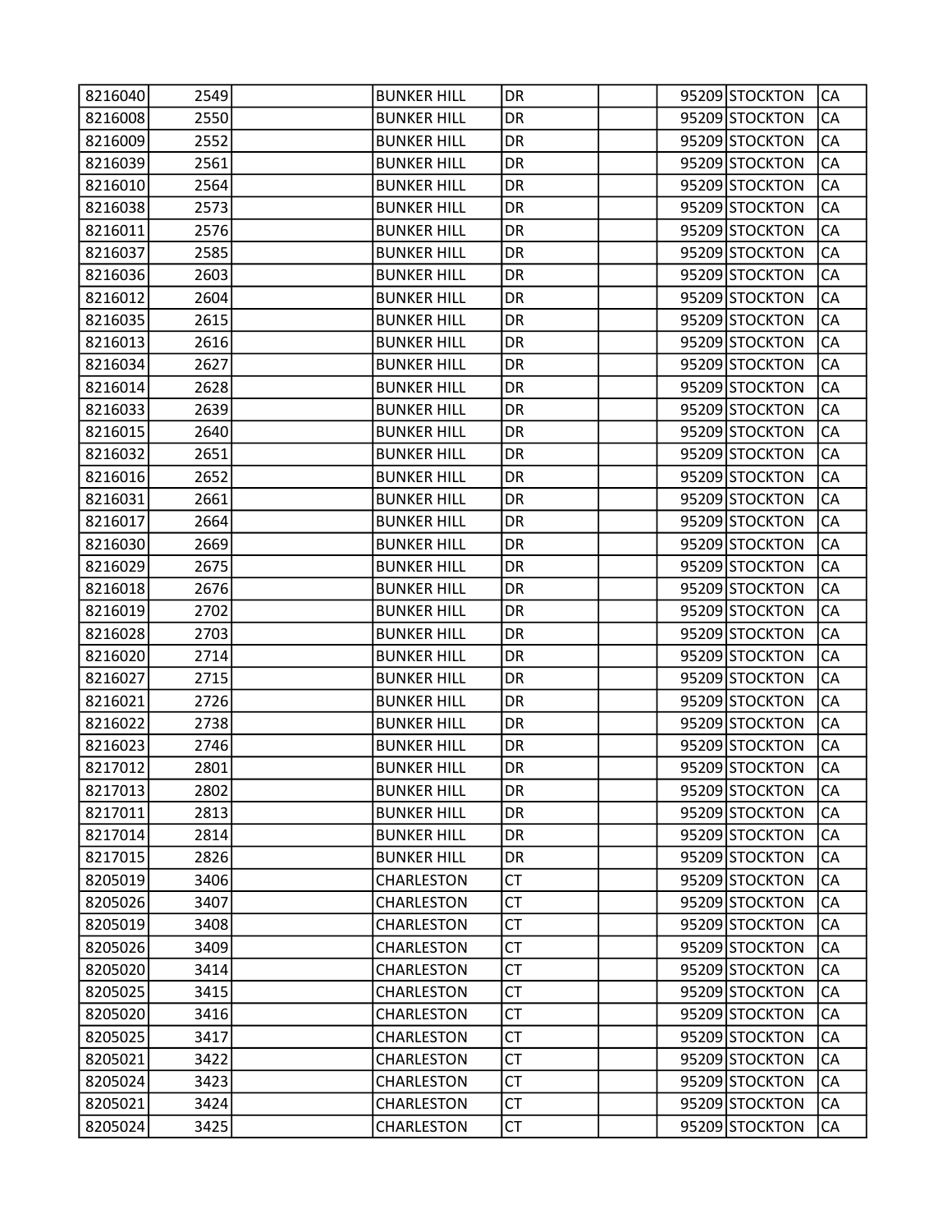| | | | | | | | | |
|---|---|---|---|---|---|---|---|---|
| 8216040 | 2549 | | BUNKER HILL | DR | | 95209 | STOCKTON | CA |
| 8216008 | 2550 | | BUNKER HILL | DR | | 95209 | STOCKTON | CA |
| 8216009 | 2552 | | BUNKER HILL | DR | | 95209 | STOCKTON | CA |
| 8216039 | 2561 | | BUNKER HILL | DR | | 95209 | STOCKTON | CA |
| 8216010 | 2564 | | BUNKER HILL | DR | | 95209 | STOCKTON | CA |
| 8216038 | 2573 | | BUNKER HILL | DR | | 95209 | STOCKTON | CA |
| 8216011 | 2576 | | BUNKER HILL | DR | | 95209 | STOCKTON | CA |
| 8216037 | 2585 | | BUNKER HILL | DR | | 95209 | STOCKTON | CA |
| 8216036 | 2603 | | BUNKER HILL | DR | | 95209 | STOCKTON | CA |
| 8216012 | 2604 | | BUNKER HILL | DR | | 95209 | STOCKTON | CA |
| 8216035 | 2615 | | BUNKER HILL | DR | | 95209 | STOCKTON | CA |
| 8216013 | 2616 | | BUNKER HILL | DR | | 95209 | STOCKTON | CA |
| 8216034 | 2627 | | BUNKER HILL | DR | | 95209 | STOCKTON | CA |
| 8216014 | 2628 | | BUNKER HILL | DR | | 95209 | STOCKTON | CA |
| 8216033 | 2639 | | BUNKER HILL | DR | | 95209 | STOCKTON | CA |
| 8216015 | 2640 | | BUNKER HILL | DR | | 95209 | STOCKTON | CA |
| 8216032 | 2651 | | BUNKER HILL | DR | | 95209 | STOCKTON | CA |
| 8216016 | 2652 | | BUNKER HILL | DR | | 95209 | STOCKTON | CA |
| 8216031 | 2661 | | BUNKER HILL | DR | | 95209 | STOCKTON | CA |
| 8216017 | 2664 | | BUNKER HILL | DR | | 95209 | STOCKTON | CA |
| 8216030 | 2669 | | BUNKER HILL | DR | | 95209 | STOCKTON | CA |
| 8216029 | 2675 | | BUNKER HILL | DR | | 95209 | STOCKTON | CA |
| 8216018 | 2676 | | BUNKER HILL | DR | | 95209 | STOCKTON | CA |
| 8216019 | 2702 | | BUNKER HILL | DR | | 95209 | STOCKTON | CA |
| 8216028 | 2703 | | BUNKER HILL | DR | | 95209 | STOCKTON | CA |
| 8216020 | 2714 | | BUNKER HILL | DR | | 95209 | STOCKTON | CA |
| 8216027 | 2715 | | BUNKER HILL | DR | | 95209 | STOCKTON | CA |
| 8216021 | 2726 | | BUNKER HILL | DR | | 95209 | STOCKTON | CA |
| 8216022 | 2738 | | BUNKER HILL | DR | | 95209 | STOCKTON | CA |
| 8216023 | 2746 | | BUNKER HILL | DR | | 95209 | STOCKTON | CA |
| 8217012 | 2801 | | BUNKER HILL | DR | | 95209 | STOCKTON | CA |
| 8217013 | 2802 | | BUNKER HILL | DR | | 95209 | STOCKTON | CA |
| 8217011 | 2813 | | BUNKER HILL | DR | | 95209 | STOCKTON | CA |
| 8217014 | 2814 | | BUNKER HILL | DR | | 95209 | STOCKTON | CA |
| 8217015 | 2826 | | BUNKER HILL | DR | | 95209 | STOCKTON | CA |
| 8205019 | 3406 | | CHARLESTON | CT | | 95209 | STOCKTON | CA |
| 8205026 | 3407 | | CHARLESTON | CT | | 95209 | STOCKTON | CA |
| 8205019 | 3408 | | CHARLESTON | CT | | 95209 | STOCKTON | CA |
| 8205026 | 3409 | | CHARLESTON | CT | | 95209 | STOCKTON | CA |
| 8205020 | 3414 | | CHARLESTON | CT | | 95209 | STOCKTON | CA |
| 8205025 | 3415 | | CHARLESTON | CT | | 95209 | STOCKTON | CA |
| 8205020 | 3416 | | CHARLESTON | CT | | 95209 | STOCKTON | CA |
| 8205025 | 3417 | | CHARLESTON | CT | | 95209 | STOCKTON | CA |
| 8205021 | 3422 | | CHARLESTON | CT | | 95209 | STOCKTON | CA |
| 8205024 | 3423 | | CHARLESTON | CT | | 95209 | STOCKTON | CA |
| 8205021 | 3424 | | CHARLESTON | CT | | 95209 | STOCKTON | CA |
| 8205024 | 3425 | | CHARLESTON | CT | | 95209 | STOCKTON | CA |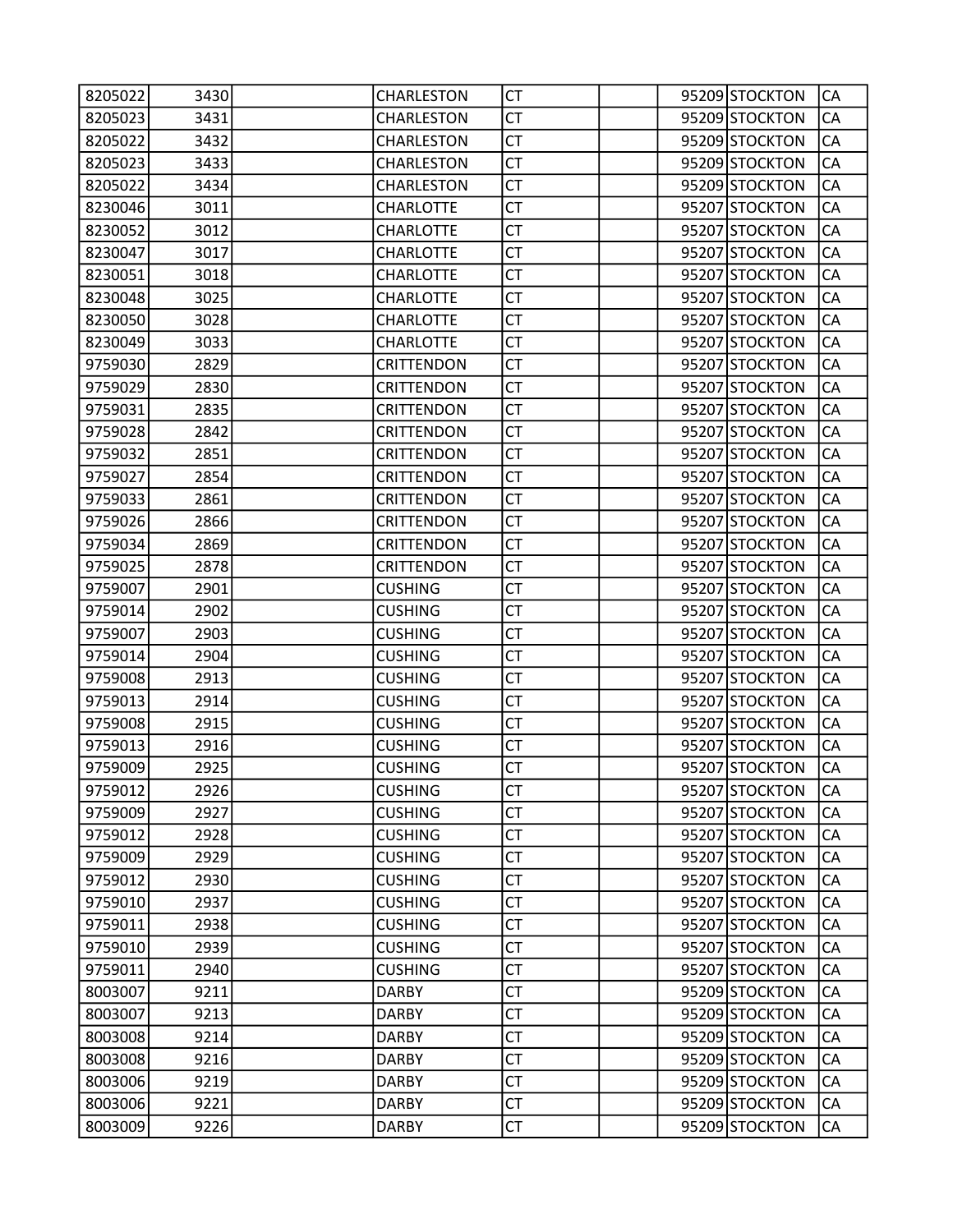| | | | | | | | | |
|---|---|---|---|---|---|---|---|---|
| 8205022 | 3430 | | CHARLESTON | CT | | 95209 | STOCKTON | CA |
| 8205023 | 3431 | | CHARLESTON | CT | | 95209 | STOCKTON | CA |
| 8205022 | 3432 | | CHARLESTON | CT | | 95209 | STOCKTON | CA |
| 8205023 | 3433 | | CHARLESTON | CT | | 95209 | STOCKTON | CA |
| 8205022 | 3434 | | CHARLESTON | CT | | 95209 | STOCKTON | CA |
| 8230046 | 3011 | | CHARLOTTE | CT | | 95207 | STOCKTON | CA |
| 8230052 | 3012 | | CHARLOTTE | CT | | 95207 | STOCKTON | CA |
| 8230047 | 3017 | | CHARLOTTE | CT | | 95207 | STOCKTON | CA |
| 8230051 | 3018 | | CHARLOTTE | CT | | 95207 | STOCKTON | CA |
| 8230048 | 3025 | | CHARLOTTE | CT | | 95207 | STOCKTON | CA |
| 8230050 | 3028 | | CHARLOTTE | CT | | 95207 | STOCKTON | CA |
| 8230049 | 3033 | | CHARLOTTE | CT | | 95207 | STOCKTON | CA |
| 9759030 | 2829 | | CRITTENDON | CT | | 95207 | STOCKTON | CA |
| 9759029 | 2830 | | CRITTENDON | CT | | 95207 | STOCKTON | CA |
| 9759031 | 2835 | | CRITTENDON | CT | | 95207 | STOCKTON | CA |
| 9759028 | 2842 | | CRITTENDON | CT | | 95207 | STOCKTON | CA |
| 9759032 | 2851 | | CRITTENDON | CT | | 95207 | STOCKTON | CA |
| 9759027 | 2854 | | CRITTENDON | CT | | 95207 | STOCKTON | CA |
| 9759033 | 2861 | | CRITTENDON | CT | | 95207 | STOCKTON | CA |
| 9759026 | 2866 | | CRITTENDON | CT | | 95207 | STOCKTON | CA |
| 9759034 | 2869 | | CRITTENDON | CT | | 95207 | STOCKTON | CA |
| 9759025 | 2878 | | CRITTENDON | CT | | 95207 | STOCKTON | CA |
| 9759007 | 2901 | | CUSHING | CT | | 95207 | STOCKTON | CA |
| 9759014 | 2902 | | CUSHING | CT | | 95207 | STOCKTON | CA |
| 9759007 | 2903 | | CUSHING | CT | | 95207 | STOCKTON | CA |
| 9759014 | 2904 | | CUSHING | CT | | 95207 | STOCKTON | CA |
| 9759008 | 2913 | | CUSHING | CT | | 95207 | STOCKTON | CA |
| 9759013 | 2914 | | CUSHING | CT | | 95207 | STOCKTON | CA |
| 9759008 | 2915 | | CUSHING | CT | | 95207 | STOCKTON | CA |
| 9759013 | 2916 | | CUSHING | CT | | 95207 | STOCKTON | CA |
| 9759009 | 2925 | | CUSHING | CT | | 95207 | STOCKTON | CA |
| 9759012 | 2926 | | CUSHING | CT | | 95207 | STOCKTON | CA |
| 9759009 | 2927 | | CUSHING | CT | | 95207 | STOCKTON | CA |
| 9759012 | 2928 | | CUSHING | CT | | 95207 | STOCKTON | CA |
| 9759009 | 2929 | | CUSHING | CT | | 95207 | STOCKTON | CA |
| 9759012 | 2930 | | CUSHING | CT | | 95207 | STOCKTON | CA |
| 9759010 | 2937 | | CUSHING | CT | | 95207 | STOCKTON | CA |
| 9759011 | 2938 | | CUSHING | CT | | 95207 | STOCKTON | CA |
| 9759010 | 2939 | | CUSHING | CT | | 95207 | STOCKTON | CA |
| 9759011 | 2940 | | CUSHING | CT | | 95207 | STOCKTON | CA |
| 8003007 | 9211 | | DARBY | CT | | 95209 | STOCKTON | CA |
| 8003007 | 9213 | | DARBY | CT | | 95209 | STOCKTON | CA |
| 8003008 | 9214 | | DARBY | CT | | 95209 | STOCKTON | CA |
| 8003008 | 9216 | | DARBY | CT | | 95209 | STOCKTON | CA |
| 8003006 | 9219 | | DARBY | CT | | 95209 | STOCKTON | CA |
| 8003006 | 9221 | | DARBY | CT | | 95209 | STOCKTON | CA |
| 8003009 | 9226 | | DARBY | CT | | 95209 | STOCKTON | CA |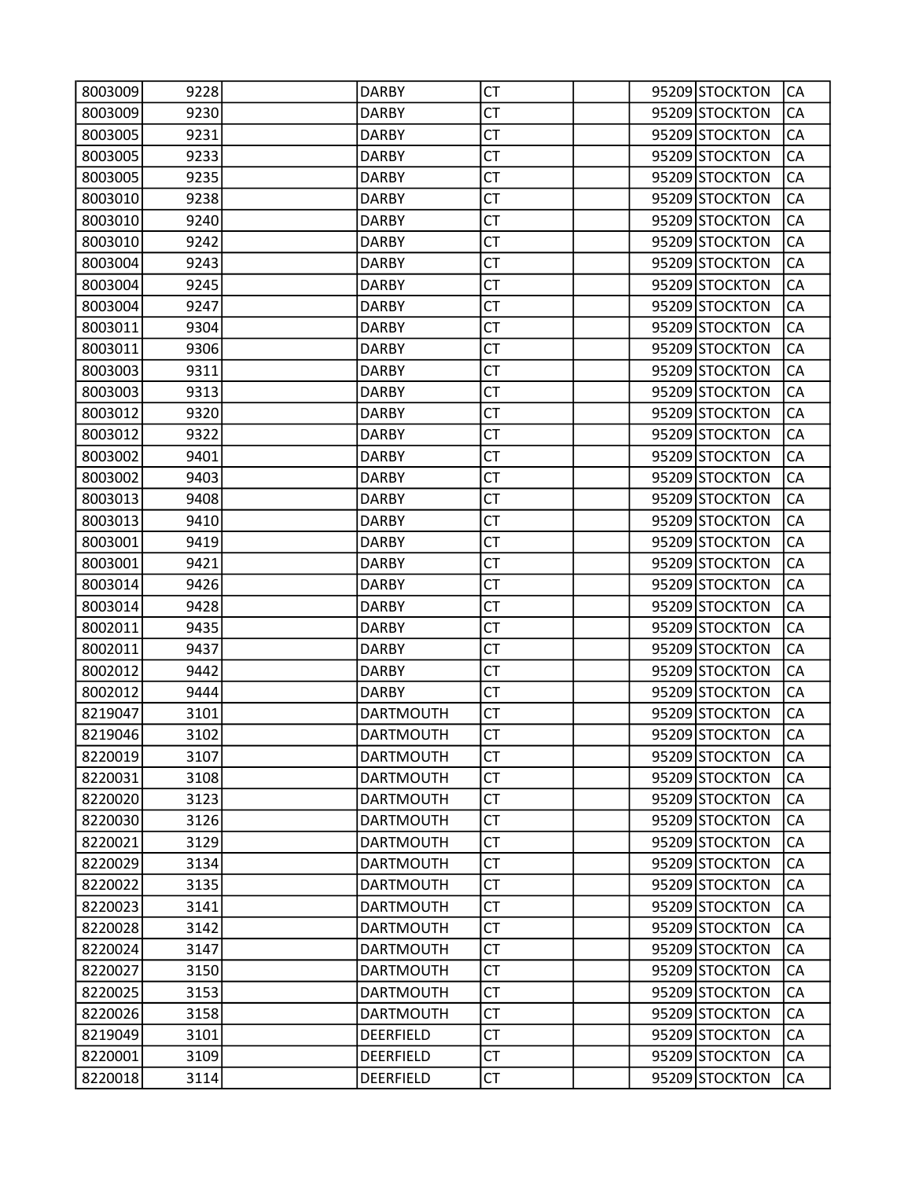| | | | | | | | | |
|---|---|---|---|---|---|---|---|---|
| 8003009 | 9228 | | DARBY | CT | | 95209 | STOCKTON | CA |
| 8003009 | 9230 | | DARBY | CT | | 95209 | STOCKTON | CA |
| 8003005 | 9231 | | DARBY | CT | | 95209 | STOCKTON | CA |
| 8003005 | 9233 | | DARBY | CT | | 95209 | STOCKTON | CA |
| 8003005 | 9235 | | DARBY | CT | | 95209 | STOCKTON | CA |
| 8003010 | 9238 | | DARBY | CT | | 95209 | STOCKTON | CA |
| 8003010 | 9240 | | DARBY | CT | | 95209 | STOCKTON | CA |
| 8003010 | 9242 | | DARBY | CT | | 95209 | STOCKTON | CA |
| 8003004 | 9243 | | DARBY | CT | | 95209 | STOCKTON | CA |
| 8003004 | 9245 | | DARBY | CT | | 95209 | STOCKTON | CA |
| 8003004 | 9247 | | DARBY | CT | | 95209 | STOCKTON | CA |
| 8003011 | 9304 | | DARBY | CT | | 95209 | STOCKTON | CA |
| 8003011 | 9306 | | DARBY | CT | | 95209 | STOCKTON | CA |
| 8003003 | 9311 | | DARBY | CT | | 95209 | STOCKTON | CA |
| 8003003 | 9313 | | DARBY | CT | | 95209 | STOCKTON | CA |
| 8003012 | 9320 | | DARBY | CT | | 95209 | STOCKTON | CA |
| 8003012 | 9322 | | DARBY | CT | | 95209 | STOCKTON | CA |
| 8003002 | 9401 | | DARBY | CT | | 95209 | STOCKTON | CA |
| 8003002 | 9403 | | DARBY | CT | | 95209 | STOCKTON | CA |
| 8003013 | 9408 | | DARBY | CT | | 95209 | STOCKTON | CA |
| 8003013 | 9410 | | DARBY | CT | | 95209 | STOCKTON | CA |
| 8003001 | 9419 | | DARBY | CT | | 95209 | STOCKTON | CA |
| 8003001 | 9421 | | DARBY | CT | | 95209 | STOCKTON | CA |
| 8003014 | 9426 | | DARBY | CT | | 95209 | STOCKTON | CA |
| 8003014 | 9428 | | DARBY | CT | | 95209 | STOCKTON | CA |
| 8002011 | 9435 | | DARBY | CT | | 95209 | STOCKTON | CA |
| 8002011 | 9437 | | DARBY | CT | | 95209 | STOCKTON | CA |
| 8002012 | 9442 | | DARBY | CT | | 95209 | STOCKTON | CA |
| 8002012 | 9444 | | DARBY | CT | | 95209 | STOCKTON | CA |
| 8219047 | 3101 | | DARTMOUTH | CT | | 95209 | STOCKTON | CA |
| 8219046 | 3102 | | DARTMOUTH | CT | | 95209 | STOCKTON | CA |
| 8220019 | 3107 | | DARTMOUTH | CT | | 95209 | STOCKTON | CA |
| 8220031 | 3108 | | DARTMOUTH | CT | | 95209 | STOCKTON | CA |
| 8220020 | 3123 | | DARTMOUTH | CT | | 95209 | STOCKTON | CA |
| 8220030 | 3126 | | DARTMOUTH | CT | | 95209 | STOCKTON | CA |
| 8220021 | 3129 | | DARTMOUTH | CT | | 95209 | STOCKTON | CA |
| 8220029 | 3134 | | DARTMOUTH | CT | | 95209 | STOCKTON | CA |
| 8220022 | 3135 | | DARTMOUTH | CT | | 95209 | STOCKTON | CA |
| 8220023 | 3141 | | DARTMOUTH | CT | | 95209 | STOCKTON | CA |
| 8220028 | 3142 | | DARTMOUTH | CT | | 95209 | STOCKTON | CA |
| 8220024 | 3147 | | DARTMOUTH | CT | | 95209 | STOCKTON | CA |
| 8220027 | 3150 | | DARTMOUTH | CT | | 95209 | STOCKTON | CA |
| 8220025 | 3153 | | DARTMOUTH | CT | | 95209 | STOCKTON | CA |
| 8220026 | 3158 | | DARTMOUTH | CT | | 95209 | STOCKTON | CA |
| 8219049 | 3101 | | DEERFIELD | CT | | 95209 | STOCKTON | CA |
| 8220001 | 3109 | | DEERFIELD | CT | | 95209 | STOCKTON | CA |
| 8220018 | 3114 | | DEERFIELD | CT | | 95209 | STOCKTON | CA |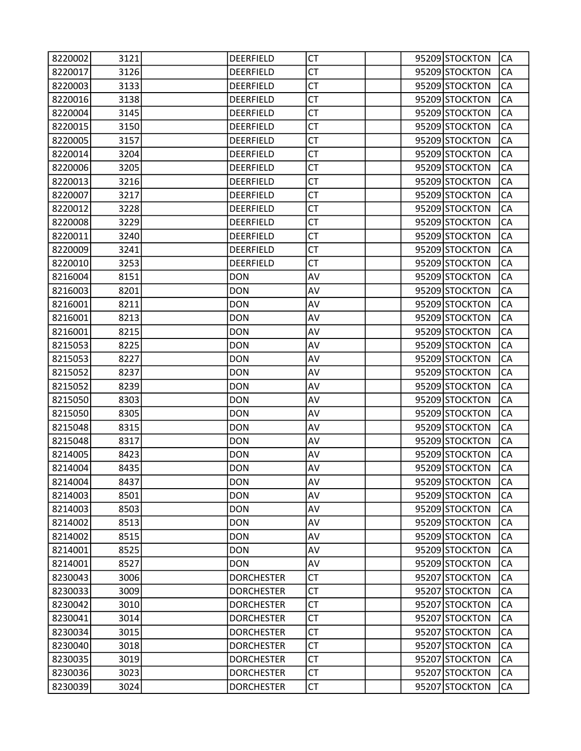| | | | | | | | | |
|---|---|---|---|---|---|---|---|---|
| 8220002 | 3121 | | DEERFIELD | CT | | 95209 | STOCKTON | CA |
| 8220017 | 3126 | | DEERFIELD | CT | | 95209 | STOCKTON | CA |
| 8220003 | 3133 | | DEERFIELD | CT | | 95209 | STOCKTON | CA |
| 8220016 | 3138 | | DEERFIELD | CT | | 95209 | STOCKTON | CA |
| 8220004 | 3145 | | DEERFIELD | CT | | 95209 | STOCKTON | CA |
| 8220015 | 3150 | | DEERFIELD | CT | | 95209 | STOCKTON | CA |
| 8220005 | 3157 | | DEERFIELD | CT | | 95209 | STOCKTON | CA |
| 8220014 | 3204 | | DEERFIELD | CT | | 95209 | STOCKTON | CA |
| 8220006 | 3205 | | DEERFIELD | CT | | 95209 | STOCKTON | CA |
| 8220013 | 3216 | | DEERFIELD | CT | | 95209 | STOCKTON | CA |
| 8220007 | 3217 | | DEERFIELD | CT | | 95209 | STOCKTON | CA |
| 8220012 | 3228 | | DEERFIELD | CT | | 95209 | STOCKTON | CA |
| 8220008 | 3229 | | DEERFIELD | CT | | 95209 | STOCKTON | CA |
| 8220011 | 3240 | | DEERFIELD | CT | | 95209 | STOCKTON | CA |
| 8220009 | 3241 | | DEERFIELD | CT | | 95209 | STOCKTON | CA |
| 8220010 | 3253 | | DEERFIELD | CT | | 95209 | STOCKTON | CA |
| 8216004 | 8151 | | DON | AV | | 95209 | STOCKTON | CA |
| 8216003 | 8201 | | DON | AV | | 95209 | STOCKTON | CA |
| 8216001 | 8211 | | DON | AV | | 95209 | STOCKTON | CA |
| 8216001 | 8213 | | DON | AV | | 95209 | STOCKTON | CA |
| 8216001 | 8215 | | DON | AV | | 95209 | STOCKTON | CA |
| 8215053 | 8225 | | DON | AV | | 95209 | STOCKTON | CA |
| 8215053 | 8227 | | DON | AV | | 95209 | STOCKTON | CA |
| 8215052 | 8237 | | DON | AV | | 95209 | STOCKTON | CA |
| 8215052 | 8239 | | DON | AV | | 95209 | STOCKTON | CA |
| 8215050 | 8303 | | DON | AV | | 95209 | STOCKTON | CA |
| 8215050 | 8305 | | DON | AV | | 95209 | STOCKTON | CA |
| 8215048 | 8315 | | DON | AV | | 95209 | STOCKTON | CA |
| 8215048 | 8317 | | DON | AV | | 95209 | STOCKTON | CA |
| 8214005 | 8423 | | DON | AV | | 95209 | STOCKTON | CA |
| 8214004 | 8435 | | DON | AV | | 95209 | STOCKTON | CA |
| 8214004 | 8437 | | DON | AV | | 95209 | STOCKTON | CA |
| 8214003 | 8501 | | DON | AV | | 95209 | STOCKTON | CA |
| 8214003 | 8503 | | DON | AV | | 95209 | STOCKTON | CA |
| 8214002 | 8513 | | DON | AV | | 95209 | STOCKTON | CA |
| 8214002 | 8515 | | DON | AV | | 95209 | STOCKTON | CA |
| 8214001 | 8525 | | DON | AV | | 95209 | STOCKTON | CA |
| 8214001 | 8527 | | DON | AV | | 95209 | STOCKTON | CA |
| 8230043 | 3006 | | DORCHESTER | CT | | 95207 | STOCKTON | CA |
| 8230033 | 3009 | | DORCHESTER | CT | | 95207 | STOCKTON | CA |
| 8230042 | 3010 | | DORCHESTER | CT | | 95207 | STOCKTON | CA |
| 8230041 | 3014 | | DORCHESTER | CT | | 95207 | STOCKTON | CA |
| 8230034 | 3015 | | DORCHESTER | CT | | 95207 | STOCKTON | CA |
| 8230040 | 3018 | | DORCHESTER | CT | | 95207 | STOCKTON | CA |
| 8230035 | 3019 | | DORCHESTER | CT | | 95207 | STOCKTON | CA |
| 8230036 | 3023 | | DORCHESTER | CT | | 95207 | STOCKTON | CA |
| 8230039 | 3024 | | DORCHESTER | CT | | 95207 | STOCKTON | CA |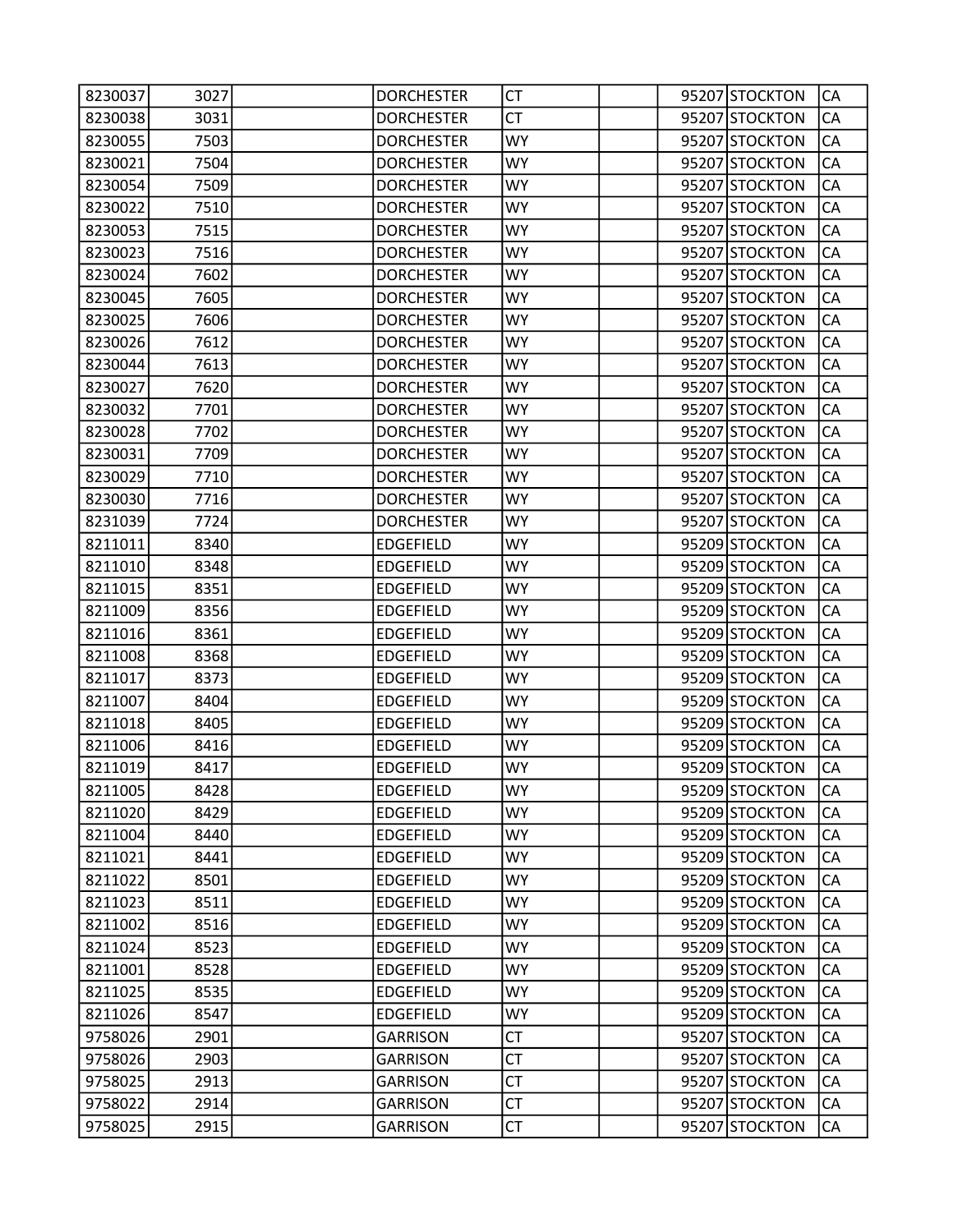| | | | | | | | | |
|---|---|---|---|---|---|---|---|---|
| 8230037 | 3027 | | DORCHESTER | CT | | 95207 | STOCKTON | CA |
| 8230038 | 3031 | | DORCHESTER | CT | | 95207 | STOCKTON | CA |
| 8230055 | 7503 | | DORCHESTER | WY | | 95207 | STOCKTON | CA |
| 8230021 | 7504 | | DORCHESTER | WY | | 95207 | STOCKTON | CA |
| 8230054 | 7509 | | DORCHESTER | WY | | 95207 | STOCKTON | CA |
| 8230022 | 7510 | | DORCHESTER | WY | | 95207 | STOCKTON | CA |
| 8230053 | 7515 | | DORCHESTER | WY | | 95207 | STOCKTON | CA |
| 8230023 | 7516 | | DORCHESTER | WY | | 95207 | STOCKTON | CA |
| 8230024 | 7602 | | DORCHESTER | WY | | 95207 | STOCKTON | CA |
| 8230045 | 7605 | | DORCHESTER | WY | | 95207 | STOCKTON | CA |
| 8230025 | 7606 | | DORCHESTER | WY | | 95207 | STOCKTON | CA |
| 8230026 | 7612 | | DORCHESTER | WY | | 95207 | STOCKTON | CA |
| 8230044 | 7613 | | DORCHESTER | WY | | 95207 | STOCKTON | CA |
| 8230027 | 7620 | | DORCHESTER | WY | | 95207 | STOCKTON | CA |
| 8230032 | 7701 | | DORCHESTER | WY | | 95207 | STOCKTON | CA |
| 8230028 | 7702 | | DORCHESTER | WY | | 95207 | STOCKTON | CA |
| 8230031 | 7709 | | DORCHESTER | WY | | 95207 | STOCKTON | CA |
| 8230029 | 7710 | | DORCHESTER | WY | | 95207 | STOCKTON | CA |
| 8230030 | 7716 | | DORCHESTER | WY | | 95207 | STOCKTON | CA |
| 8231039 | 7724 | | DORCHESTER | WY | | 95207 | STOCKTON | CA |
| 8211011 | 8340 | | EDGEFIELD | WY | | 95209 | STOCKTON | CA |
| 8211010 | 8348 | | EDGEFIELD | WY | | 95209 | STOCKTON | CA |
| 8211015 | 8351 | | EDGEFIELD | WY | | 95209 | STOCKTON | CA |
| 8211009 | 8356 | | EDGEFIELD | WY | | 95209 | STOCKTON | CA |
| 8211016 | 8361 | | EDGEFIELD | WY | | 95209 | STOCKTON | CA |
| 8211008 | 8368 | | EDGEFIELD | WY | | 95209 | STOCKTON | CA |
| 8211017 | 8373 | | EDGEFIELD | WY | | 95209 | STOCKTON | CA |
| 8211007 | 8404 | | EDGEFIELD | WY | | 95209 | STOCKTON | CA |
| 8211018 | 8405 | | EDGEFIELD | WY | | 95209 | STOCKTON | CA |
| 8211006 | 8416 | | EDGEFIELD | WY | | 95209 | STOCKTON | CA |
| 8211019 | 8417 | | EDGEFIELD | WY | | 95209 | STOCKTON | CA |
| 8211005 | 8428 | | EDGEFIELD | WY | | 95209 | STOCKTON | CA |
| 8211020 | 8429 | | EDGEFIELD | WY | | 95209 | STOCKTON | CA |
| 8211004 | 8440 | | EDGEFIELD | WY | | 95209 | STOCKTON | CA |
| 8211021 | 8441 | | EDGEFIELD | WY | | 95209 | STOCKTON | CA |
| 8211022 | 8501 | | EDGEFIELD | WY | | 95209 | STOCKTON | CA |
| 8211023 | 8511 | | EDGEFIELD | WY | | 95209 | STOCKTON | CA |
| 8211002 | 8516 | | EDGEFIELD | WY | | 95209 | STOCKTON | CA |
| 8211024 | 8523 | | EDGEFIELD | WY | | 95209 | STOCKTON | CA |
| 8211001 | 8528 | | EDGEFIELD | WY | | 95209 | STOCKTON | CA |
| 8211025 | 8535 | | EDGEFIELD | WY | | 95209 | STOCKTON | CA |
| 8211026 | 8547 | | EDGEFIELD | WY | | 95209 | STOCKTON | CA |
| 9758026 | 2901 | | GARRISON | CT | | 95207 | STOCKTON | CA |
| 9758026 | 2903 | | GARRISON | CT | | 95207 | STOCKTON | CA |
| 9758025 | 2913 | | GARRISON | CT | | 95207 | STOCKTON | CA |
| 9758022 | 2914 | | GARRISON | CT | | 95207 | STOCKTON | CA |
| 9758025 | 2915 | | GARRISON | CT | | 95207 | STOCKTON | CA |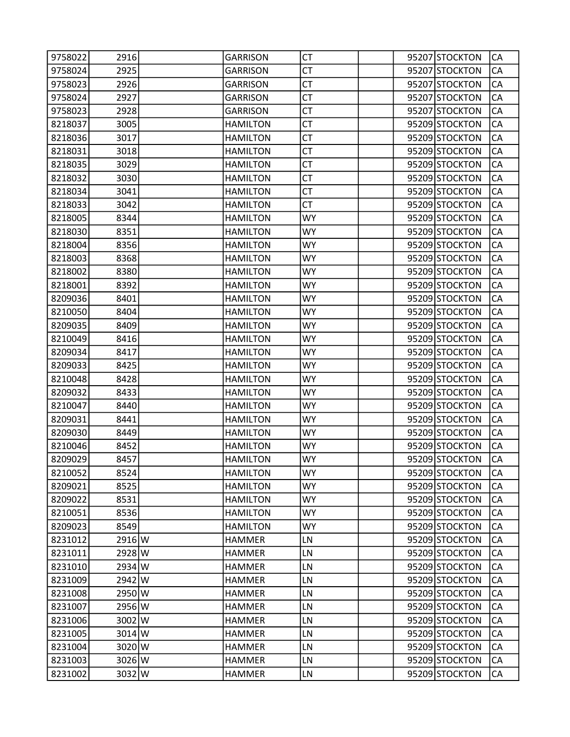| | | | | | | | | |
|---|---|---|---|---|---|---|---|---|
| 9758022 | 2916 | | GARRISON | CT | | 95207 | STOCKTON | CA |
| 9758024 | 2925 | | GARRISON | CT | | 95207 | STOCKTON | CA |
| 9758023 | 2926 | | GARRISON | CT | | 95207 | STOCKTON | CA |
| 9758024 | 2927 | | GARRISON | CT | | 95207 | STOCKTON | CA |
| 9758023 | 2928 | | GARRISON | CT | | 95207 | STOCKTON | CA |
| 8218037 | 3005 | | HAMILTON | CT | | 95209 | STOCKTON | CA |
| 8218036 | 3017 | | HAMILTON | CT | | 95209 | STOCKTON | CA |
| 8218031 | 3018 | | HAMILTON | CT | | 95209 | STOCKTON | CA |
| 8218035 | 3029 | | HAMILTON | CT | | 95209 | STOCKTON | CA |
| 8218032 | 3030 | | HAMILTON | CT | | 95209 | STOCKTON | CA |
| 8218034 | 3041 | | HAMILTON | CT | | 95209 | STOCKTON | CA |
| 8218033 | 3042 | | HAMILTON | CT | | 95209 | STOCKTON | CA |
| 8218005 | 8344 | | HAMILTON | WY | | 95209 | STOCKTON | CA |
| 8218030 | 8351 | | HAMILTON | WY | | 95209 | STOCKTON | CA |
| 8218004 | 8356 | | HAMILTON | WY | | 95209 | STOCKTON | CA |
| 8218003 | 8368 | | HAMILTON | WY | | 95209 | STOCKTON | CA |
| 8218002 | 8380 | | HAMILTON | WY | | 95209 | STOCKTON | CA |
| 8218001 | 8392 | | HAMILTON | WY | | 95209 | STOCKTON | CA |
| 8209036 | 8401 | | HAMILTON | WY | | 95209 | STOCKTON | CA |
| 8210050 | 8404 | | HAMILTON | WY | | 95209 | STOCKTON | CA |
| 8209035 | 8409 | | HAMILTON | WY | | 95209 | STOCKTON | CA |
| 8210049 | 8416 | | HAMILTON | WY | | 95209 | STOCKTON | CA |
| 8209034 | 8417 | | HAMILTON | WY | | 95209 | STOCKTON | CA |
| 8209033 | 8425 | | HAMILTON | WY | | 95209 | STOCKTON | CA |
| 8210048 | 8428 | | HAMILTON | WY | | 95209 | STOCKTON | CA |
| 8209032 | 8433 | | HAMILTON | WY | | 95209 | STOCKTON | CA |
| 8210047 | 8440 | | HAMILTON | WY | | 95209 | STOCKTON | CA |
| 8209031 | 8441 | | HAMILTON | WY | | 95209 | STOCKTON | CA |
| 8209030 | 8449 | | HAMILTON | WY | | 95209 | STOCKTON | CA |
| 8210046 | 8452 | | HAMILTON | WY | | 95209 | STOCKTON | CA |
| 8209029 | 8457 | | HAMILTON | WY | | 95209 | STOCKTON | CA |
| 8210052 | 8524 | | HAMILTON | WY | | 95209 | STOCKTON | CA |
| 8209021 | 8525 | | HAMILTON | WY | | 95209 | STOCKTON | CA |
| 8209022 | 8531 | | HAMILTON | WY | | 95209 | STOCKTON | CA |
| 8210051 | 8536 | | HAMILTON | WY | | 95209 | STOCKTON | CA |
| 8209023 | 8549 | | HAMILTON | WY | | 95209 | STOCKTON | CA |
| 8231012 | 2916 | W | HAMMER | LN | | 95209 | STOCKTON | CA |
| 8231011 | 2928 | W | HAMMER | LN | | 95209 | STOCKTON | CA |
| 8231010 | 2934 | W | HAMMER | LN | | 95209 | STOCKTON | CA |
| 8231009 | 2942 | W | HAMMER | LN | | 95209 | STOCKTON | CA |
| 8231008 | 2950 | W | HAMMER | LN | | 95209 | STOCKTON | CA |
| 8231007 | 2956 | W | HAMMER | LN | | 95209 | STOCKTON | CA |
| 8231006 | 3002 | W | HAMMER | LN | | 95209 | STOCKTON | CA |
| 8231005 | 3014 | W | HAMMER | LN | | 95209 | STOCKTON | CA |
| 8231004 | 3020 | W | HAMMER | LN | | 95209 | STOCKTON | CA |
| 8231003 | 3026 | W | HAMMER | LN | | 95209 | STOCKTON | CA |
| 8231002 | 3032 | W | HAMMER | LN | | 95209 | STOCKTON | CA |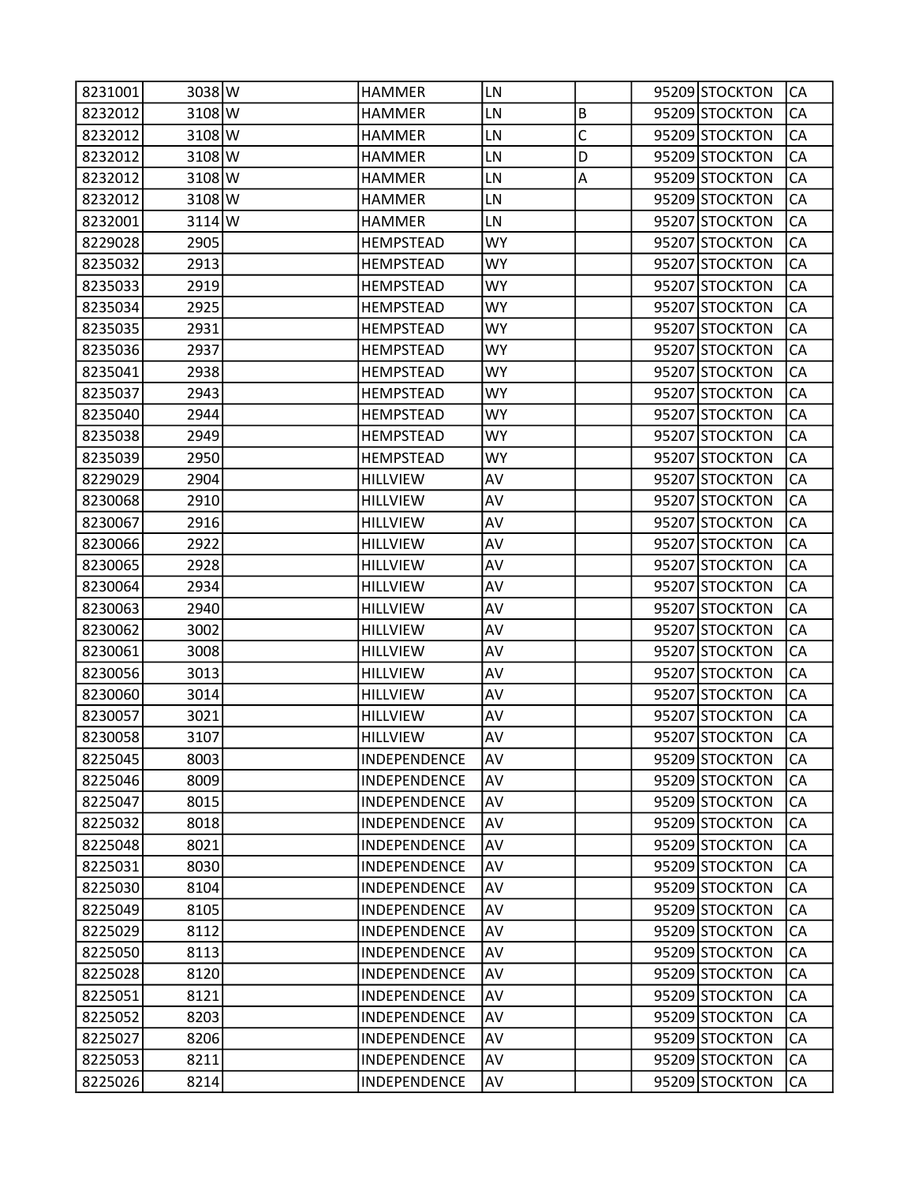| 8231001 | 3038 | W | HAMMER | LN | | 95209 | STOCKTON | CA |
|---|---|---|---|---|---|---|---|---|
| 8232012 | 3108 | W | HAMMER | LN | B | 95209 | STOCKTON | CA |
| 8232012 | 3108 | W | HAMMER | LN | C | 95209 | STOCKTON | CA |
| 8232012 | 3108 | W | HAMMER | LN | D | 95209 | STOCKTON | CA |
| 8232012 | 3108 | W | HAMMER | LN | A | 95209 | STOCKTON | CA |
| 8232012 | 3108 | W | HAMMER | LN | | 95209 | STOCKTON | CA |
| 8232001 | 3114 | W | HAMMER | LN | | 95207 | STOCKTON | CA |
| 8229028 | 2905 | | HEMPSTEAD | WY | | 95207 | STOCKTON | CA |
| 8235032 | 2913 | | HEMPSTEAD | WY | | 95207 | STOCKTON | CA |
| 8235033 | 2919 | | HEMPSTEAD | WY | | 95207 | STOCKTON | CA |
| 8235034 | 2925 | | HEMPSTEAD | WY | | 95207 | STOCKTON | CA |
| 8235035 | 2931 | | HEMPSTEAD | WY | | 95207 | STOCKTON | CA |
| 8235036 | 2937 | | HEMPSTEAD | WY | | 95207 | STOCKTON | CA |
| 8235041 | 2938 | | HEMPSTEAD | WY | | 95207 | STOCKTON | CA |
| 8235037 | 2943 | | HEMPSTEAD | WY | | 95207 | STOCKTON | CA |
| 8235040 | 2944 | | HEMPSTEAD | WY | | 95207 | STOCKTON | CA |
| 8235038 | 2949 | | HEMPSTEAD | WY | | 95207 | STOCKTON | CA |
| 8235039 | 2950 | | HEMPSTEAD | WY | | 95207 | STOCKTON | CA |
| 8229029 | 2904 | | HILLVIEW | AV | | 95207 | STOCKTON | CA |
| 8230068 | 2910 | | HILLVIEW | AV | | 95207 | STOCKTON | CA |
| 8230067 | 2916 | | HILLVIEW | AV | | 95207 | STOCKTON | CA |
| 8230066 | 2922 | | HILLVIEW | AV | | 95207 | STOCKTON | CA |
| 8230065 | 2928 | | HILLVIEW | AV | | 95207 | STOCKTON | CA |
| 8230064 | 2934 | | HILLVIEW | AV | | 95207 | STOCKTON | CA |
| 8230063 | 2940 | | HILLVIEW | AV | | 95207 | STOCKTON | CA |
| 8230062 | 3002 | | HILLVIEW | AV | | 95207 | STOCKTON | CA |
| 8230061 | 3008 | | HILLVIEW | AV | | 95207 | STOCKTON | CA |
| 8230056 | 3013 | | HILLVIEW | AV | | 95207 | STOCKTON | CA |
| 8230060 | 3014 | | HILLVIEW | AV | | 95207 | STOCKTON | CA |
| 8230057 | 3021 | | HILLVIEW | AV | | 95207 | STOCKTON | CA |
| 8230058 | 3107 | | HILLVIEW | AV | | 95207 | STOCKTON | CA |
| 8225045 | 8003 | | INDEPENDENCE | AV | | 95209 | STOCKTON | CA |
| 8225046 | 8009 | | INDEPENDENCE | AV | | 95209 | STOCKTON | CA |
| 8225047 | 8015 | | INDEPENDENCE | AV | | 95209 | STOCKTON | CA |
| 8225032 | 8018 | | INDEPENDENCE | AV | | 95209 | STOCKTON | CA |
| 8225048 | 8021 | | INDEPENDENCE | AV | | 95209 | STOCKTON | CA |
| 8225031 | 8030 | | INDEPENDENCE | AV | | 95209 | STOCKTON | CA |
| 8225030 | 8104 | | INDEPENDENCE | AV | | 95209 | STOCKTON | CA |
| 8225049 | 8105 | | INDEPENDENCE | AV | | 95209 | STOCKTON | CA |
| 8225029 | 8112 | | INDEPENDENCE | AV | | 95209 | STOCKTON | CA |
| 8225050 | 8113 | | INDEPENDENCE | AV | | 95209 | STOCKTON | CA |
| 8225028 | 8120 | | INDEPENDENCE | AV | | 95209 | STOCKTON | CA |
| 8225051 | 8121 | | INDEPENDENCE | AV | | 95209 | STOCKTON | CA |
| 8225052 | 8203 | | INDEPENDENCE | AV | | 95209 | STOCKTON | CA |
| 8225027 | 8206 | | INDEPENDENCE | AV | | 95209 | STOCKTON | CA |
| 8225053 | 8211 | | INDEPENDENCE | AV | | 95209 | STOCKTON | CA |
| 8225026 | 8214 | | INDEPENDENCE | AV | | 95209 | STOCKTON | CA |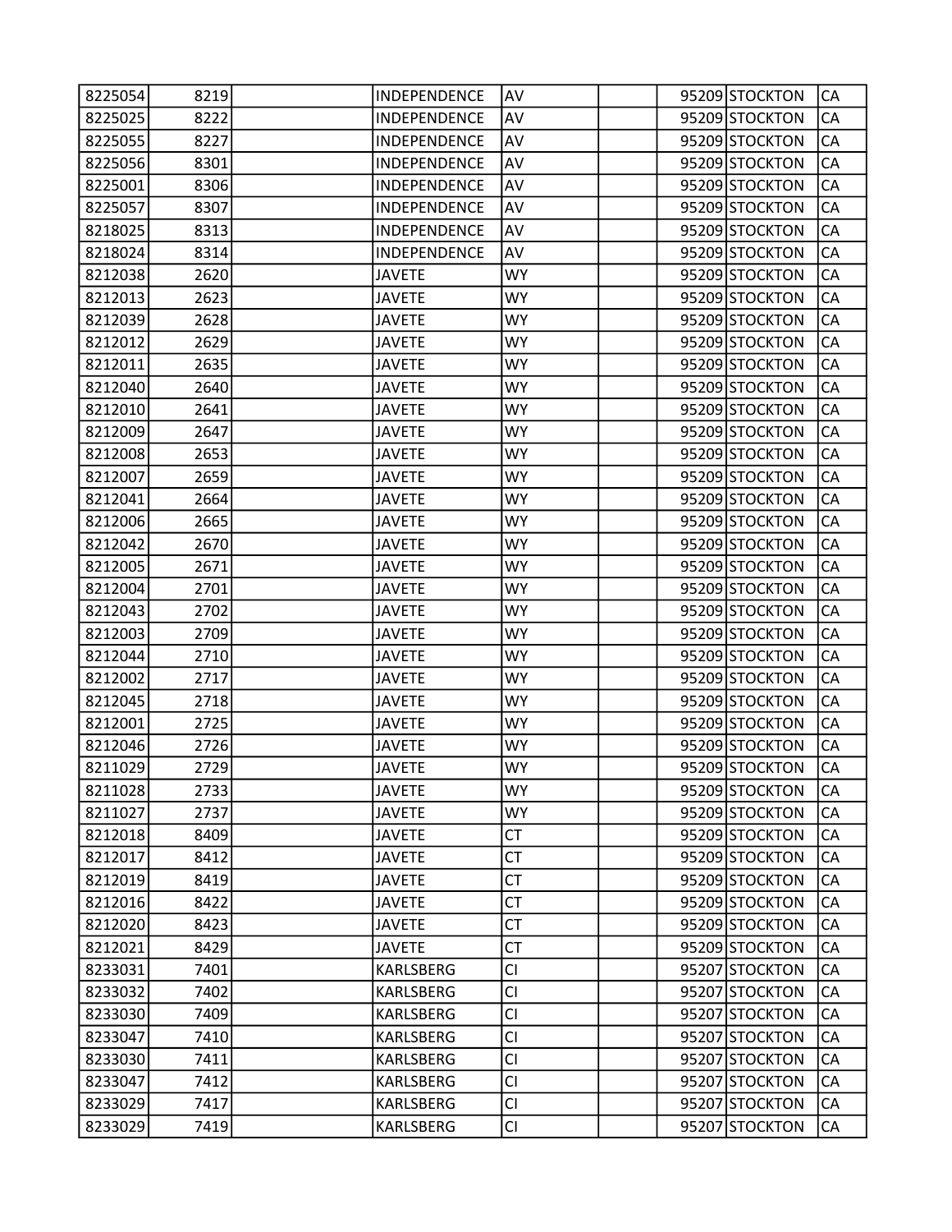| | | | | | | | | |
|---|---|---|---|---|---|---|---|---|
| 8225054 | 8219 | | INDEPENDENCE | AV | | 95209 | STOCKTON | CA |
| 8225025 | 8222 | | INDEPENDENCE | AV | | 95209 | STOCKTON | CA |
| 8225055 | 8227 | | INDEPENDENCE | AV | | 95209 | STOCKTON | CA |
| 8225056 | 8301 | | INDEPENDENCE | AV | | 95209 | STOCKTON | CA |
| 8225001 | 8306 | | INDEPENDENCE | AV | | 95209 | STOCKTON | CA |
| 8225057 | 8307 | | INDEPENDENCE | AV | | 95209 | STOCKTON | CA |
| 8218025 | 8313 | | INDEPENDENCE | AV | | 95209 | STOCKTON | CA |
| 8218024 | 8314 | | INDEPENDENCE | AV | | 95209 | STOCKTON | CA |
| 8212038 | 2620 | | JAVETE | WY | | 95209 | STOCKTON | CA |
| 8212013 | 2623 | | JAVETE | WY | | 95209 | STOCKTON | CA |
| 8212039 | 2628 | | JAVETE | WY | | 95209 | STOCKTON | CA |
| 8212012 | 2629 | | JAVETE | WY | | 95209 | STOCKTON | CA |
| 8212011 | 2635 | | JAVETE | WY | | 95209 | STOCKTON | CA |
| 8212040 | 2640 | | JAVETE | WY | | 95209 | STOCKTON | CA |
| 8212010 | 2641 | | JAVETE | WY | | 95209 | STOCKTON | CA |
| 8212009 | 2647 | | JAVETE | WY | | 95209 | STOCKTON | CA |
| 8212008 | 2653 | | JAVETE | WY | | 95209 | STOCKTON | CA |
| 8212007 | 2659 | | JAVETE | WY | | 95209 | STOCKTON | CA |
| 8212041 | 2664 | | JAVETE | WY | | 95209 | STOCKTON | CA |
| 8212006 | 2665 | | JAVETE | WY | | 95209 | STOCKTON | CA |
| 8212042 | 2670 | | JAVETE | WY | | 95209 | STOCKTON | CA |
| 8212005 | 2671 | | JAVETE | WY | | 95209 | STOCKTON | CA |
| 8212004 | 2701 | | JAVETE | WY | | 95209 | STOCKTON | CA |
| 8212043 | 2702 | | JAVETE | WY | | 95209 | STOCKTON | CA |
| 8212003 | 2709 | | JAVETE | WY | | 95209 | STOCKTON | CA |
| 8212044 | 2710 | | JAVETE | WY | | 95209 | STOCKTON | CA |
| 8212002 | 2717 | | JAVETE | WY | | 95209 | STOCKTON | CA |
| 8212045 | 2718 | | JAVETE | WY | | 95209 | STOCKTON | CA |
| 8212001 | 2725 | | JAVETE | WY | | 95209 | STOCKTON | CA |
| 8212046 | 2726 | | JAVETE | WY | | 95209 | STOCKTON | CA |
| 8211029 | 2729 | | JAVETE | WY | | 95209 | STOCKTON | CA |
| 8211028 | 2733 | | JAVETE | WY | | 95209 | STOCKTON | CA |
| 8211027 | 2737 | | JAVETE | WY | | 95209 | STOCKTON | CA |
| 8212018 | 8409 | | JAVETE | CT | | 95209 | STOCKTON | CA |
| 8212017 | 8412 | | JAVETE | CT | | 95209 | STOCKTON | CA |
| 8212019 | 8419 | | JAVETE | CT | | 95209 | STOCKTON | CA |
| 8212016 | 8422 | | JAVETE | CT | | 95209 | STOCKTON | CA |
| 8212020 | 8423 | | JAVETE | CT | | 95209 | STOCKTON | CA |
| 8212021 | 8429 | | JAVETE | CT | | 95209 | STOCKTON | CA |
| 8233031 | 7401 | | KARLSBERG | CI | | 95207 | STOCKTON | CA |
| 8233032 | 7402 | | KARLSBERG | CI | | 95207 | STOCKTON | CA |
| 8233030 | 7409 | | KARLSBERG | CI | | 95207 | STOCKTON | CA |
| 8233047 | 7410 | | KARLSBERG | CI | | 95207 | STOCKTON | CA |
| 8233030 | 7411 | | KARLSBERG | CI | | 95207 | STOCKTON | CA |
| 8233047 | 7412 | | KARLSBERG | CI | | 95207 | STOCKTON | CA |
| 8233029 | 7417 | | KARLSBERG | CI | | 95207 | STOCKTON | CA |
| 8233029 | 7419 | | KARLSBERG | CI | | 95207 | STOCKTON | CA |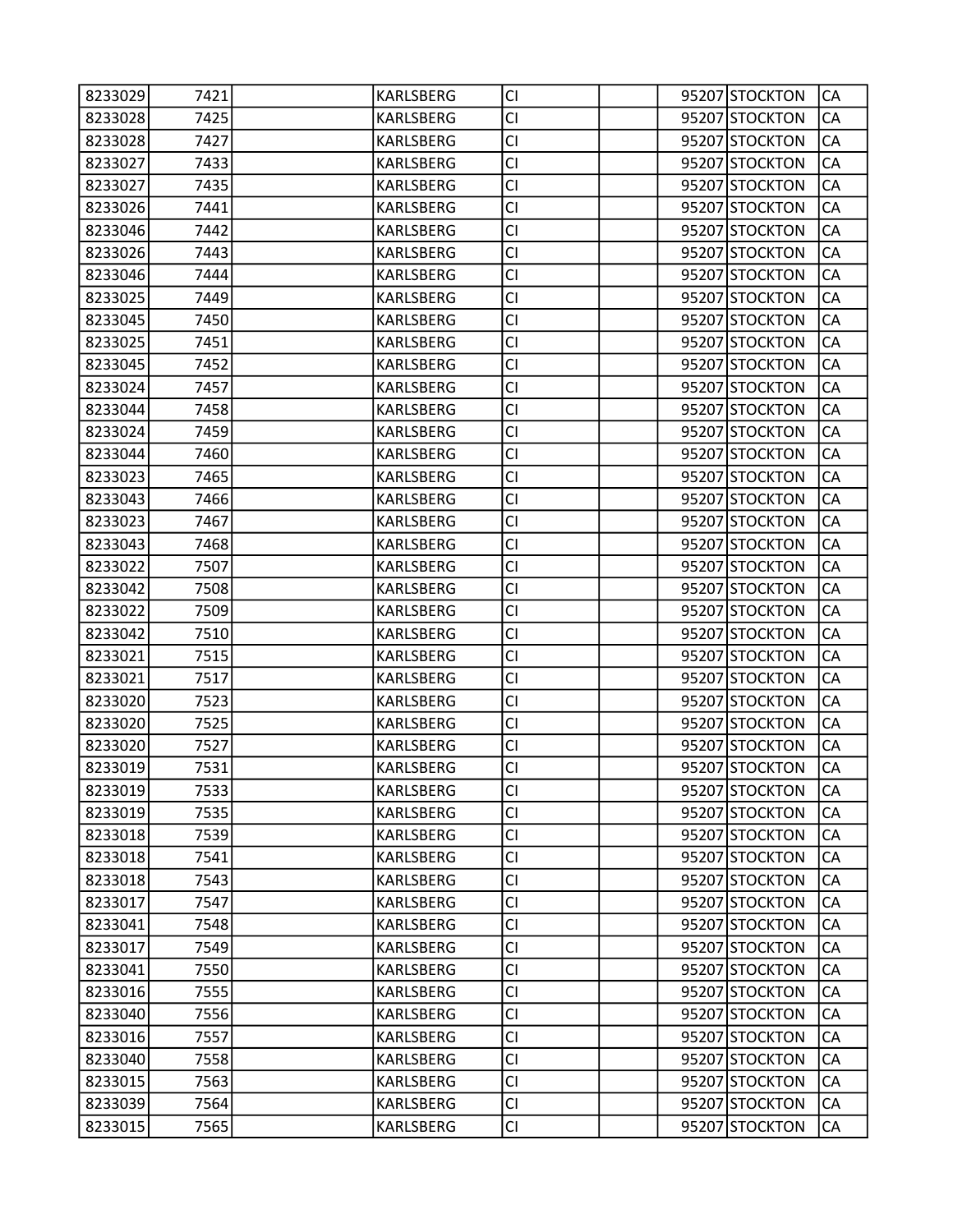| | | | | | | | | |
|---|---|---|---|---|---|---|---|---|
| 8233029 | 7421 | | KARLSBERG | CI | | 95207 | STOCKTON | CA |
| 8233028 | 7425 | | KARLSBERG | CI | | 95207 | STOCKTON | CA |
| 8233028 | 7427 | | KARLSBERG | CI | | 95207 | STOCKTON | CA |
| 8233027 | 7433 | | KARLSBERG | CI | | 95207 | STOCKTON | CA |
| 8233027 | 7435 | | KARLSBERG | CI | | 95207 | STOCKTON | CA |
| 8233026 | 7441 | | KARLSBERG | CI | | 95207 | STOCKTON | CA |
| 8233046 | 7442 | | KARLSBERG | CI | | 95207 | STOCKTON | CA |
| 8233026 | 7443 | | KARLSBERG | CI | | 95207 | STOCKTON | CA |
| 8233046 | 7444 | | KARLSBERG | CI | | 95207 | STOCKTON | CA |
| 8233025 | 7449 | | KARLSBERG | CI | | 95207 | STOCKTON | CA |
| 8233045 | 7450 | | KARLSBERG | CI | | 95207 | STOCKTON | CA |
| 8233025 | 7451 | | KARLSBERG | CI | | 95207 | STOCKTON | CA |
| 8233045 | 7452 | | KARLSBERG | CI | | 95207 | STOCKTON | CA |
| 8233024 | 7457 | | KARLSBERG | CI | | 95207 | STOCKTON | CA |
| 8233044 | 7458 | | KARLSBERG | CI | | 95207 | STOCKTON | CA |
| 8233024 | 7459 | | KARLSBERG | CI | | 95207 | STOCKTON | CA |
| 8233044 | 7460 | | KARLSBERG | CI | | 95207 | STOCKTON | CA |
| 8233023 | 7465 | | KARLSBERG | CI | | 95207 | STOCKTON | CA |
| 8233043 | 7466 | | KARLSBERG | CI | | 95207 | STOCKTON | CA |
| 8233023 | 7467 | | KARLSBERG | CI | | 95207 | STOCKTON | CA |
| 8233043 | 7468 | | KARLSBERG | CI | | 95207 | STOCKTON | CA |
| 8233022 | 7507 | | KARLSBERG | CI | | 95207 | STOCKTON | CA |
| 8233042 | 7508 | | KARLSBERG | CI | | 95207 | STOCKTON | CA |
| 8233022 | 7509 | | KARLSBERG | CI | | 95207 | STOCKTON | CA |
| 8233042 | 7510 | | KARLSBERG | CI | | 95207 | STOCKTON | CA |
| 8233021 | 7515 | | KARLSBERG | CI | | 95207 | STOCKTON | CA |
| 8233021 | 7517 | | KARLSBERG | CI | | 95207 | STOCKTON | CA |
| 8233020 | 7523 | | KARLSBERG | CI | | 95207 | STOCKTON | CA |
| 8233020 | 7525 | | KARLSBERG | CI | | 95207 | STOCKTON | CA |
| 8233020 | 7527 | | KARLSBERG | CI | | 95207 | STOCKTON | CA |
| 8233019 | 7531 | | KARLSBERG | CI | | 95207 | STOCKTON | CA |
| 8233019 | 7533 | | KARLSBERG | CI | | 95207 | STOCKTON | CA |
| 8233019 | 7535 | | KARLSBERG | CI | | 95207 | STOCKTON | CA |
| 8233018 | 7539 | | KARLSBERG | CI | | 95207 | STOCKTON | CA |
| 8233018 | 7541 | | KARLSBERG | CI | | 95207 | STOCKTON | CA |
| 8233018 | 7543 | | KARLSBERG | CI | | 95207 | STOCKTON | CA |
| 8233017 | 7547 | | KARLSBERG | CI | | 95207 | STOCKTON | CA |
| 8233041 | 7548 | | KARLSBERG | CI | | 95207 | STOCKTON | CA |
| 8233017 | 7549 | | KARLSBERG | CI | | 95207 | STOCKTON | CA |
| 8233041 | 7550 | | KARLSBERG | CI | | 95207 | STOCKTON | CA |
| 8233016 | 7555 | | KARLSBERG | CI | | 95207 | STOCKTON | CA |
| 8233040 | 7556 | | KARLSBERG | CI | | 95207 | STOCKTON | CA |
| 8233016 | 7557 | | KARLSBERG | CI | | 95207 | STOCKTON | CA |
| 8233040 | 7558 | | KARLSBERG | CI | | 95207 | STOCKTON | CA |
| 8233015 | 7563 | | KARLSBERG | CI | | 95207 | STOCKTON | CA |
| 8233039 | 7564 | | KARLSBERG | CI | | 95207 | STOCKTON | CA |
| 8233015 | 7565 | | KARLSBERG | CI | | 95207 | STOCKTON | CA |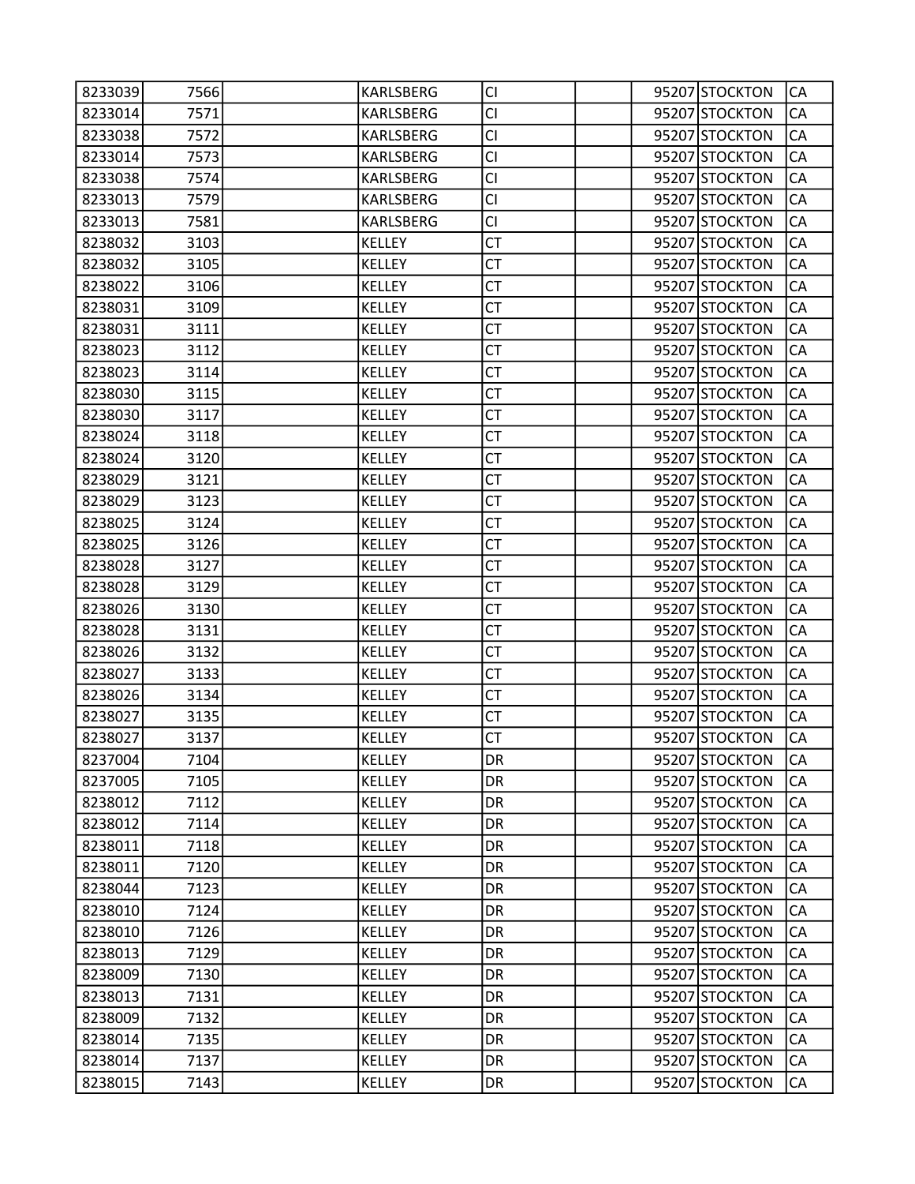| | | | | | | | | |
|---|---|---|---|---|---|---|---|---|
| 8233039 | 7566 | | KARLSBERG | CI | | 95207 | STOCKTON | CA |
| 8233014 | 7571 | | KARLSBERG | CI | | 95207 | STOCKTON | CA |
| 8233038 | 7572 | | KARLSBERG | CI | | 95207 | STOCKTON | CA |
| 8233014 | 7573 | | KARLSBERG | CI | | 95207 | STOCKTON | CA |
| 8233038 | 7574 | | KARLSBERG | CI | | 95207 | STOCKTON | CA |
| 8233013 | 7579 | | KARLSBERG | CI | | 95207 | STOCKTON | CA |
| 8233013 | 7581 | | KARLSBERG | CI | | 95207 | STOCKTON | CA |
| 8238032 | 3103 | | KELLEY | CT | | 95207 | STOCKTON | CA |
| 8238032 | 3105 | | KELLEY | CT | | 95207 | STOCKTON | CA |
| 8238022 | 3106 | | KELLEY | CT | | 95207 | STOCKTON | CA |
| 8238031 | 3109 | | KELLEY | CT | | 95207 | STOCKTON | CA |
| 8238031 | 3111 | | KELLEY | CT | | 95207 | STOCKTON | CA |
| 8238023 | 3112 | | KELLEY | CT | | 95207 | STOCKTON | CA |
| 8238023 | 3114 | | KELLEY | CT | | 95207 | STOCKTON | CA |
| 8238030 | 3115 | | KELLEY | CT | | 95207 | STOCKTON | CA |
| 8238030 | 3117 | | KELLEY | CT | | 95207 | STOCKTON | CA |
| 8238024 | 3118 | | KELLEY | CT | | 95207 | STOCKTON | CA |
| 8238024 | 3120 | | KELLEY | CT | | 95207 | STOCKTON | CA |
| 8238029 | 3121 | | KELLEY | CT | | 95207 | STOCKTON | CA |
| 8238029 | 3123 | | KELLEY | CT | | 95207 | STOCKTON | CA |
| 8238025 | 3124 | | KELLEY | CT | | 95207 | STOCKTON | CA |
| 8238025 | 3126 | | KELLEY | CT | | 95207 | STOCKTON | CA |
| 8238028 | 3127 | | KELLEY | CT | | 95207 | STOCKTON | CA |
| 8238028 | 3129 | | KELLEY | CT | | 95207 | STOCKTON | CA |
| 8238026 | 3130 | | KELLEY | CT | | 95207 | STOCKTON | CA |
| 8238028 | 3131 | | KELLEY | CT | | 95207 | STOCKTON | CA |
| 8238026 | 3132 | | KELLEY | CT | | 95207 | STOCKTON | CA |
| 8238027 | 3133 | | KELLEY | CT | | 95207 | STOCKTON | CA |
| 8238026 | 3134 | | KELLEY | CT | | 95207 | STOCKTON | CA |
| 8238027 | 3135 | | KELLEY | CT | | 95207 | STOCKTON | CA |
| 8238027 | 3137 | | KELLEY | CT | | 95207 | STOCKTON | CA |
| 8237004 | 7104 | | KELLEY | DR | | 95207 | STOCKTON | CA |
| 8237005 | 7105 | | KELLEY | DR | | 95207 | STOCKTON | CA |
| 8238012 | 7112 | | KELLEY | DR | | 95207 | STOCKTON | CA |
| 8238012 | 7114 | | KELLEY | DR | | 95207 | STOCKTON | CA |
| 8238011 | 7118 | | KELLEY | DR | | 95207 | STOCKTON | CA |
| 8238011 | 7120 | | KELLEY | DR | | 95207 | STOCKTON | CA |
| 8238044 | 7123 | | KELLEY | DR | | 95207 | STOCKTON | CA |
| 8238010 | 7124 | | KELLEY | DR | | 95207 | STOCKTON | CA |
| 8238010 | 7126 | | KELLEY | DR | | 95207 | STOCKTON | CA |
| 8238013 | 7129 | | KELLEY | DR | | 95207 | STOCKTON | CA |
| 8238009 | 7130 | | KELLEY | DR | | 95207 | STOCKTON | CA |
| 8238013 | 7131 | | KELLEY | DR | | 95207 | STOCKTON | CA |
| 8238009 | 7132 | | KELLEY | DR | | 95207 | STOCKTON | CA |
| 8238014 | 7135 | | KELLEY | DR | | 95207 | STOCKTON | CA |
| 8238014 | 7137 | | KELLEY | DR | | 95207 | STOCKTON | CA |
| 8238015 | 7143 | | KELLEY | DR | | 95207 | STOCKTON | CA |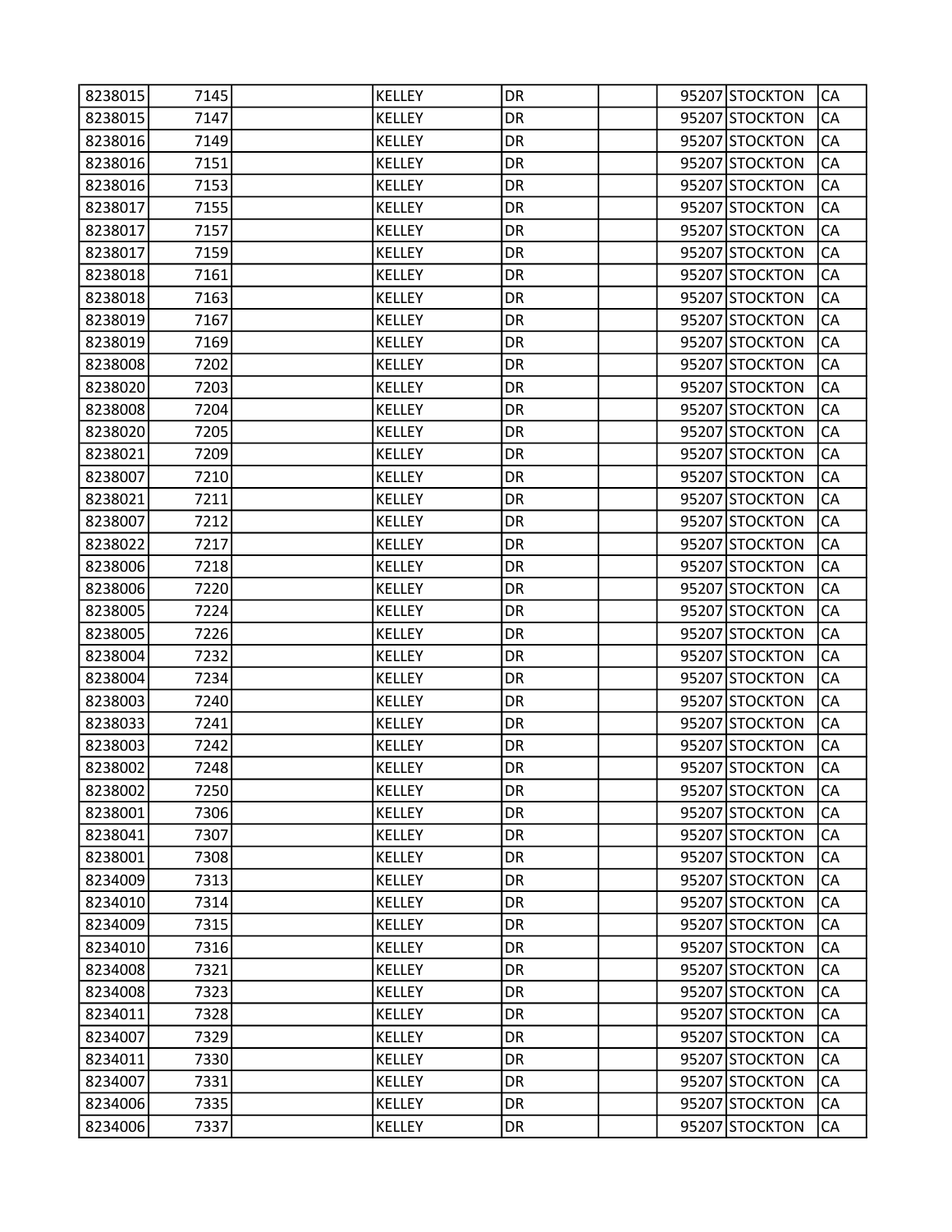| | | | | | | | | |
|---|---|---|---|---|---|---|---|---|
| 8238015 | 7145 | | KELLEY | DR | | 95207 | STOCKTON | CA |
| 8238015 | 7147 | | KELLEY | DR | | 95207 | STOCKTON | CA |
| 8238016 | 7149 | | KELLEY | DR | | 95207 | STOCKTON | CA |
| 8238016 | 7151 | | KELLEY | DR | | 95207 | STOCKTON | CA |
| 8238016 | 7153 | | KELLEY | DR | | 95207 | STOCKTON | CA |
| 8238017 | 7155 | | KELLEY | DR | | 95207 | STOCKTON | CA |
| 8238017 | 7157 | | KELLEY | DR | | 95207 | STOCKTON | CA |
| 8238017 | 7159 | | KELLEY | DR | | 95207 | STOCKTON | CA |
| 8238018 | 7161 | | KELLEY | DR | | 95207 | STOCKTON | CA |
| 8238018 | 7163 | | KELLEY | DR | | 95207 | STOCKTON | CA |
| 8238019 | 7167 | | KELLEY | DR | | 95207 | STOCKTON | CA |
| 8238019 | 7169 | | KELLEY | DR | | 95207 | STOCKTON | CA |
| 8238008 | 7202 | | KELLEY | DR | | 95207 | STOCKTON | CA |
| 8238020 | 7203 | | KELLEY | DR | | 95207 | STOCKTON | CA |
| 8238008 | 7204 | | KELLEY | DR | | 95207 | STOCKTON | CA |
| 8238020 | 7205 | | KELLEY | DR | | 95207 | STOCKTON | CA |
| 8238021 | 7209 | | KELLEY | DR | | 95207 | STOCKTON | CA |
| 8238007 | 7210 | | KELLEY | DR | | 95207 | STOCKTON | CA |
| 8238021 | 7211 | | KELLEY | DR | | 95207 | STOCKTON | CA |
| 8238007 | 7212 | | KELLEY | DR | | 95207 | STOCKTON | CA |
| 8238022 | 7217 | | KELLEY | DR | | 95207 | STOCKTON | CA |
| 8238006 | 7218 | | KELLEY | DR | | 95207 | STOCKTON | CA |
| 8238006 | 7220 | | KELLEY | DR | | 95207 | STOCKTON | CA |
| 8238005 | 7224 | | KELLEY | DR | | 95207 | STOCKTON | CA |
| 8238005 | 7226 | | KELLEY | DR | | 95207 | STOCKTON | CA |
| 8238004 | 7232 | | KELLEY | DR | | 95207 | STOCKTON | CA |
| 8238004 | 7234 | | KELLEY | DR | | 95207 | STOCKTON | CA |
| 8238003 | 7240 | | KELLEY | DR | | 95207 | STOCKTON | CA |
| 8238033 | 7241 | | KELLEY | DR | | 95207 | STOCKTON | CA |
| 8238003 | 7242 | | KELLEY | DR | | 95207 | STOCKTON | CA |
| 8238002 | 7248 | | KELLEY | DR | | 95207 | STOCKTON | CA |
| 8238002 | 7250 | | KELLEY | DR | | 95207 | STOCKTON | CA |
| 8238001 | 7306 | | KELLEY | DR | | 95207 | STOCKTON | CA |
| 8238041 | 7307 | | KELLEY | DR | | 95207 | STOCKTON | CA |
| 8238001 | 7308 | | KELLEY | DR | | 95207 | STOCKTON | CA |
| 8234009 | 7313 | | KELLEY | DR | | 95207 | STOCKTON | CA |
| 8234010 | 7314 | | KELLEY | DR | | 95207 | STOCKTON | CA |
| 8234009 | 7315 | | KELLEY | DR | | 95207 | STOCKTON | CA |
| 8234010 | 7316 | | KELLEY | DR | | 95207 | STOCKTON | CA |
| 8234008 | 7321 | | KELLEY | DR | | 95207 | STOCKTON | CA |
| 8234008 | 7323 | | KELLEY | DR | | 95207 | STOCKTON | CA |
| 8234011 | 7328 | | KELLEY | DR | | 95207 | STOCKTON | CA |
| 8234007 | 7329 | | KELLEY | DR | | 95207 | STOCKTON | CA |
| 8234011 | 7330 | | KELLEY | DR | | 95207 | STOCKTON | CA |
| 8234007 | 7331 | | KELLEY | DR | | 95207 | STOCKTON | CA |
| 8234006 | 7335 | | KELLEY | DR | | 95207 | STOCKTON | CA |
| 8234006 | 7337 | | KELLEY | DR | | 95207 | STOCKTON | CA |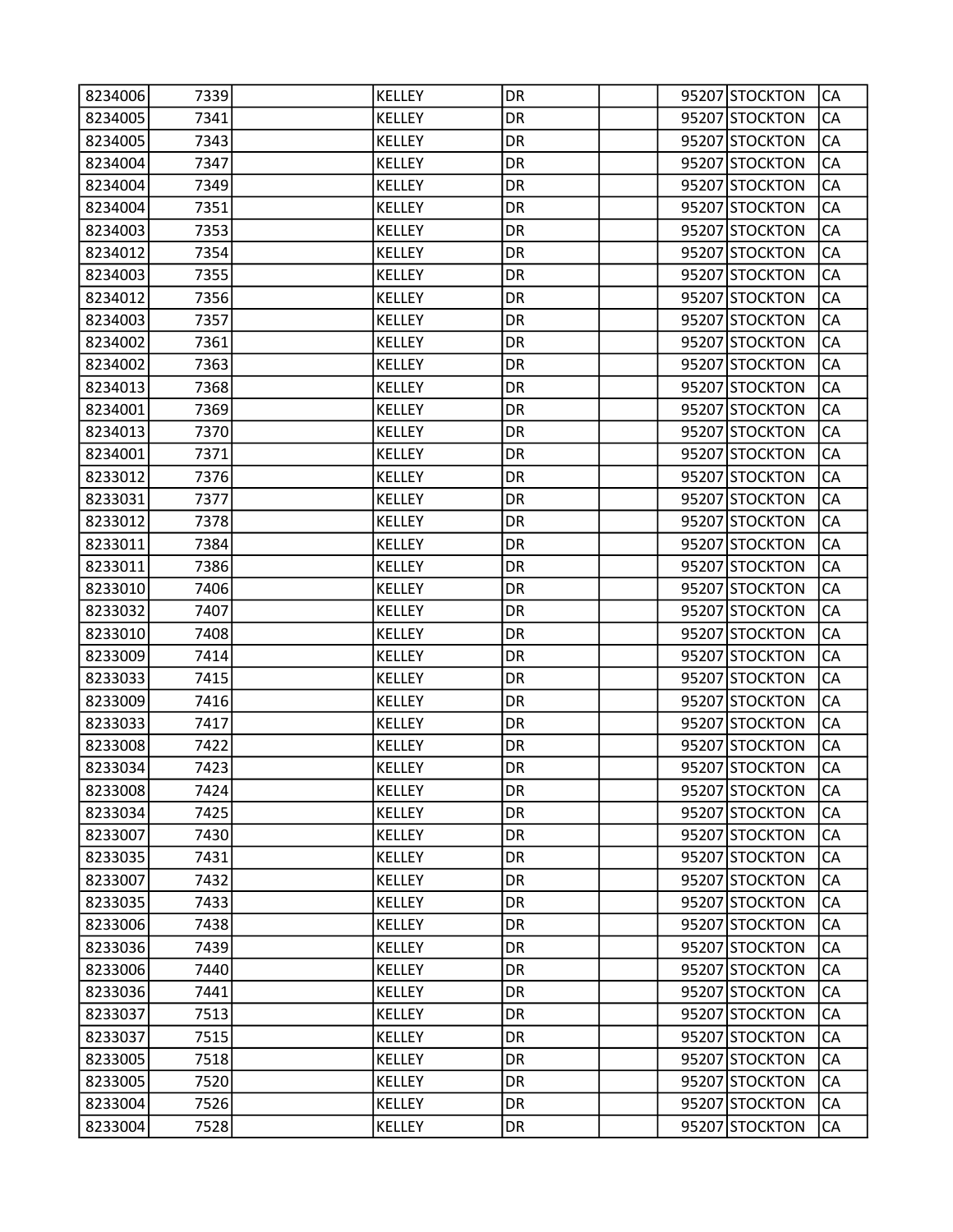| | | | | | | | | |
|---|---|---|---|---|---|---|---|---|
| 8234006 | 7339 | | KELLEY | DR | | 95207 | STOCKTON | CA |
| 8234005 | 7341 | | KELLEY | DR | | 95207 | STOCKTON | CA |
| 8234005 | 7343 | | KELLEY | DR | | 95207 | STOCKTON | CA |
| 8234004 | 7347 | | KELLEY | DR | | 95207 | STOCKTON | CA |
| 8234004 | 7349 | | KELLEY | DR | | 95207 | STOCKTON | CA |
| 8234004 | 7351 | | KELLEY | DR | | 95207 | STOCKTON | CA |
| 8234003 | 7353 | | KELLEY | DR | | 95207 | STOCKTON | CA |
| 8234012 | 7354 | | KELLEY | DR | | 95207 | STOCKTON | CA |
| 8234003 | 7355 | | KELLEY | DR | | 95207 | STOCKTON | CA |
| 8234012 | 7356 | | KELLEY | DR | | 95207 | STOCKTON | CA |
| 8234003 | 7357 | | KELLEY | DR | | 95207 | STOCKTON | CA |
| 8234002 | 7361 | | KELLEY | DR | | 95207 | STOCKTON | CA |
| 8234002 | 7363 | | KELLEY | DR | | 95207 | STOCKTON | CA |
| 8234013 | 7368 | | KELLEY | DR | | 95207 | STOCKTON | CA |
| 8234001 | 7369 | | KELLEY | DR | | 95207 | STOCKTON | CA |
| 8234013 | 7370 | | KELLEY | DR | | 95207 | STOCKTON | CA |
| 8234001 | 7371 | | KELLEY | DR | | 95207 | STOCKTON | CA |
| 8233012 | 7376 | | KELLEY | DR | | 95207 | STOCKTON | CA |
| 8233031 | 7377 | | KELLEY | DR | | 95207 | STOCKTON | CA |
| 8233012 | 7378 | | KELLEY | DR | | 95207 | STOCKTON | CA |
| 8233011 | 7384 | | KELLEY | DR | | 95207 | STOCKTON | CA |
| 8233011 | 7386 | | KELLEY | DR | | 95207 | STOCKTON | CA |
| 8233010 | 7406 | | KELLEY | DR | | 95207 | STOCKTON | CA |
| 8233032 | 7407 | | KELLEY | DR | | 95207 | STOCKTON | CA |
| 8233010 | 7408 | | KELLEY | DR | | 95207 | STOCKTON | CA |
| 8233009 | 7414 | | KELLEY | DR | | 95207 | STOCKTON | CA |
| 8233033 | 7415 | | KELLEY | DR | | 95207 | STOCKTON | CA |
| 8233009 | 7416 | | KELLEY | DR | | 95207 | STOCKTON | CA |
| 8233033 | 7417 | | KELLEY | DR | | 95207 | STOCKTON | CA |
| 8233008 | 7422 | | KELLEY | DR | | 95207 | STOCKTON | CA |
| 8233034 | 7423 | | KELLEY | DR | | 95207 | STOCKTON | CA |
| 8233008 | 7424 | | KELLEY | DR | | 95207 | STOCKTON | CA |
| 8233034 | 7425 | | KELLEY | DR | | 95207 | STOCKTON | CA |
| 8233007 | 7430 | | KELLEY | DR | | 95207 | STOCKTON | CA |
| 8233035 | 7431 | | KELLEY | DR | | 95207 | STOCKTON | CA |
| 8233007 | 7432 | | KELLEY | DR | | 95207 | STOCKTON | CA |
| 8233035 | 7433 | | KELLEY | DR | | 95207 | STOCKTON | CA |
| 8233006 | 7438 | | KELLEY | DR | | 95207 | STOCKTON | CA |
| 8233036 | 7439 | | KELLEY | DR | | 95207 | STOCKTON | CA |
| 8233006 | 7440 | | KELLEY | DR | | 95207 | STOCKTON | CA |
| 8233036 | 7441 | | KELLEY | DR | | 95207 | STOCKTON | CA |
| 8233037 | 7513 | | KELLEY | DR | | 95207 | STOCKTON | CA |
| 8233037 | 7515 | | KELLEY | DR | | 95207 | STOCKTON | CA |
| 8233005 | 7518 | | KELLEY | DR | | 95207 | STOCKTON | CA |
| 8233005 | 7520 | | KELLEY | DR | | 95207 | STOCKTON | CA |
| 8233004 | 7526 | | KELLEY | DR | | 95207 | STOCKTON | CA |
| 8233004 | 7528 | | KELLEY | DR | | 95207 | STOCKTON | CA |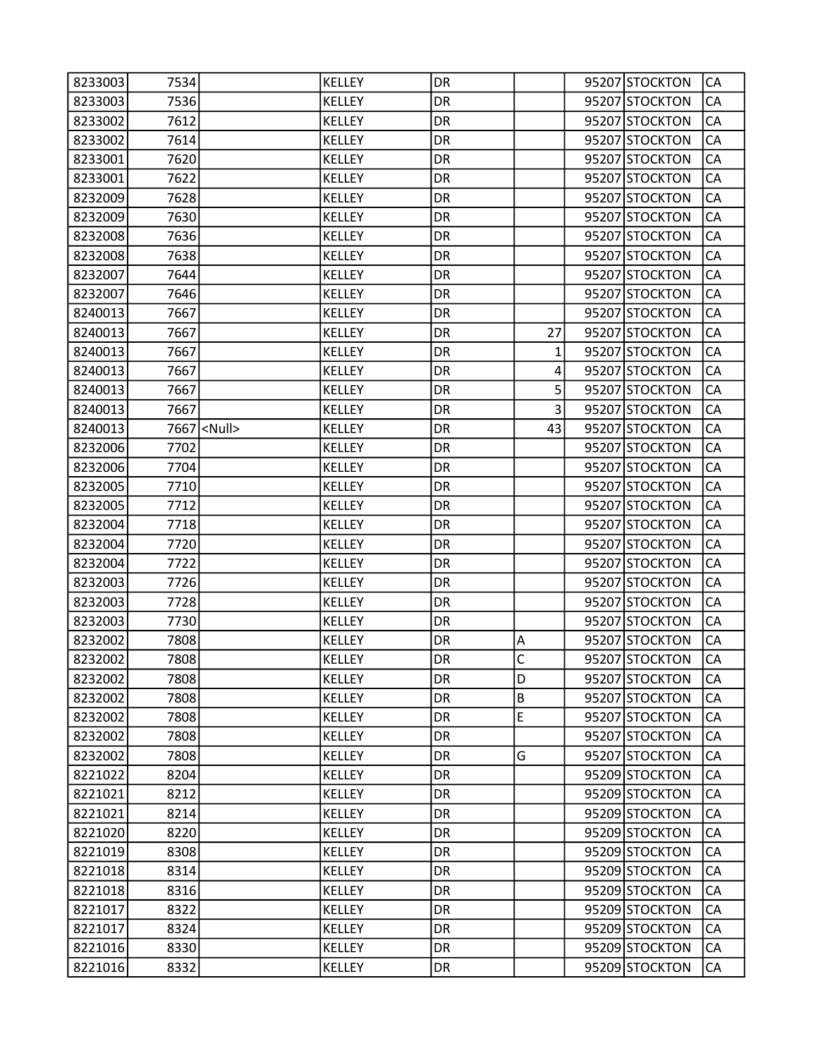| | | | | | | | | |
|---|---|---|---|---|---|---|---|---|
| 8233003 | 7534 | | KELLEY | DR | | 95207 | STOCKTON | CA |
| 8233003 | 7536 | | KELLEY | DR | | 95207 | STOCKTON | CA |
| 8233002 | 7612 | | KELLEY | DR | | 95207 | STOCKTON | CA |
| 8233002 | 7614 | | KELLEY | DR | | 95207 | STOCKTON | CA |
| 8233001 | 7620 | | KELLEY | DR | | 95207 | STOCKTON | CA |
| 8233001 | 7622 | | KELLEY | DR | | 95207 | STOCKTON | CA |
| 8232009 | 7628 | | KELLEY | DR | | 95207 | STOCKTON | CA |
| 8232009 | 7630 | | KELLEY | DR | | 95207 | STOCKTON | CA |
| 8232008 | 7636 | | KELLEY | DR | | 95207 | STOCKTON | CA |
| 8232008 | 7638 | | KELLEY | DR | | 95207 | STOCKTON | CA |
| 8232007 | 7644 | | KELLEY | DR | | 95207 | STOCKTON | CA |
| 8232007 | 7646 | | KELLEY | DR | | 95207 | STOCKTON | CA |
| 8240013 | 7667 | | KELLEY | DR | | 95207 | STOCKTON | CA |
| 8240013 | 7667 | | KELLEY | DR | 27 | 95207 | STOCKTON | CA |
| 8240013 | 7667 | | KELLEY | DR | 1 | 95207 | STOCKTON | CA |
| 8240013 | 7667 | | KELLEY | DR | 4 | 95207 | STOCKTON | CA |
| 8240013 | 7667 | | KELLEY | DR | 5 | 95207 | STOCKTON | CA |
| 8240013 | 7667 | | KELLEY | DR | 3 | 95207 | STOCKTON | CA |
| 8240013 | 7667 | <Null> | KELLEY | DR | 43 | 95207 | STOCKTON | CA |
| 8232006 | 7702 | | KELLEY | DR | | 95207 | STOCKTON | CA |
| 8232006 | 7704 | | KELLEY | DR | | 95207 | STOCKTON | CA |
| 8232005 | 7710 | | KELLEY | DR | | 95207 | STOCKTON | CA |
| 8232005 | 7712 | | KELLEY | DR | | 95207 | STOCKTON | CA |
| 8232004 | 7718 | | KELLEY | DR | | 95207 | STOCKTON | CA |
| 8232004 | 7720 | | KELLEY | DR | | 95207 | STOCKTON | CA |
| 8232004 | 7722 | | KELLEY | DR | | 95207 | STOCKTON | CA |
| 8232003 | 7726 | | KELLEY | DR | | 95207 | STOCKTON | CA |
| 8232003 | 7728 | | KELLEY | DR | | 95207 | STOCKTON | CA |
| 8232003 | 7730 | | KELLEY | DR | | 95207 | STOCKTON | CA |
| 8232002 | 7808 | | KELLEY | DR | A | 95207 | STOCKTON | CA |
| 8232002 | 7808 | | KELLEY | DR | C | 95207 | STOCKTON | CA |
| 8232002 | 7808 | | KELLEY | DR | D | 95207 | STOCKTON | CA |
| 8232002 | 7808 | | KELLEY | DR | B | 95207 | STOCKTON | CA |
| 8232002 | 7808 | | KELLEY | DR | E | 95207 | STOCKTON | CA |
| 8232002 | 7808 | | KELLEY | DR | | 95207 | STOCKTON | CA |
| 8232002 | 7808 | | KELLEY | DR | G | 95207 | STOCKTON | CA |
| 8221022 | 8204 | | KELLEY | DR | | 95209 | STOCKTON | CA |
| 8221021 | 8212 | | KELLEY | DR | | 95209 | STOCKTON | CA |
| 8221021 | 8214 | | KELLEY | DR | | 95209 | STOCKTON | CA |
| 8221020 | 8220 | | KELLEY | DR | | 95209 | STOCKTON | CA |
| 8221019 | 8308 | | KELLEY | DR | | 95209 | STOCKTON | CA |
| 8221018 | 8314 | | KELLEY | DR | | 95209 | STOCKTON | CA |
| 8221018 | 8316 | | KELLEY | DR | | 95209 | STOCKTON | CA |
| 8221017 | 8322 | | KELLEY | DR | | 95209 | STOCKTON | CA |
| 8221017 | 8324 | | KELLEY | DR | | 95209 | STOCKTON | CA |
| 8221016 | 8330 | | KELLEY | DR | | 95209 | STOCKTON | CA |
| 8221016 | 8332 | | KELLEY | DR | | 95209 | STOCKTON | CA |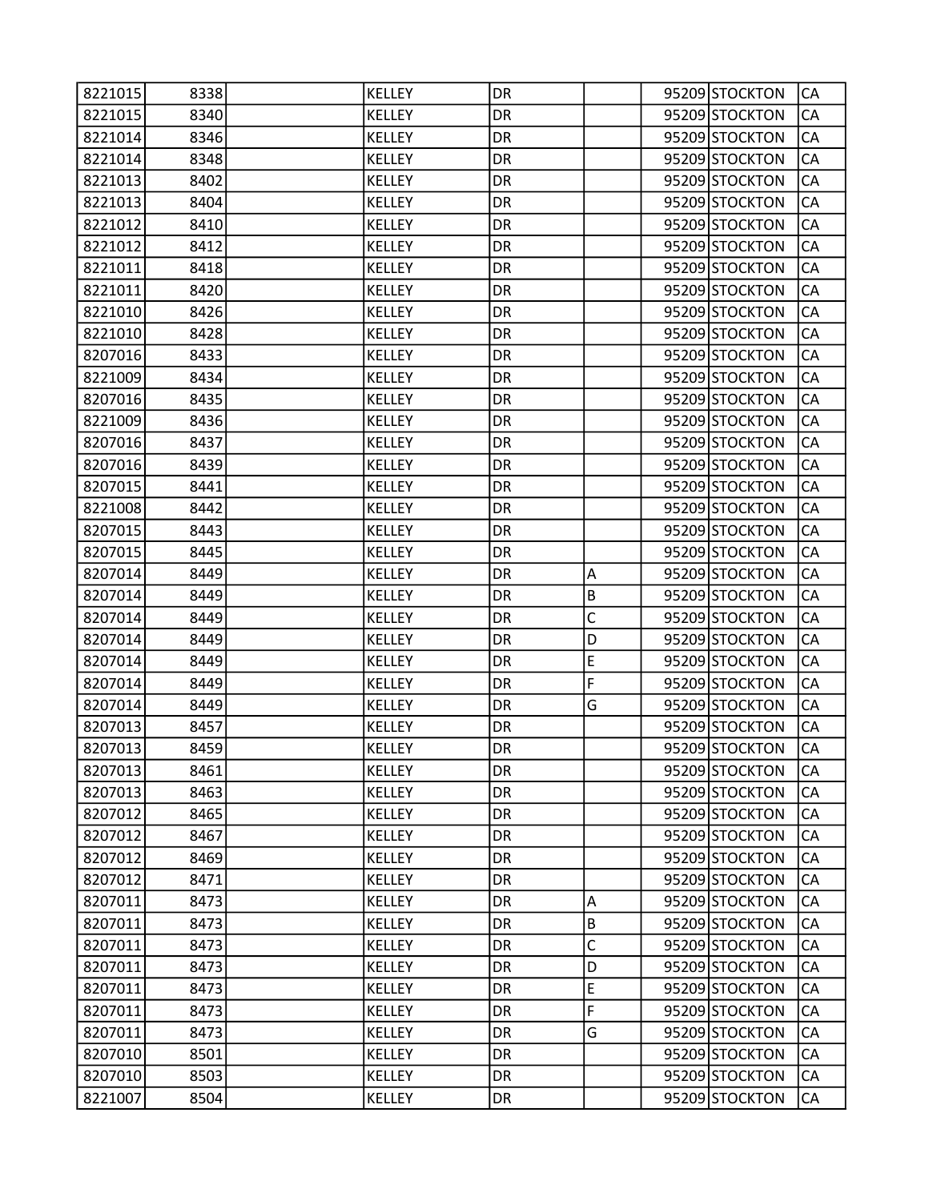| | | | | | | | | |
|---|---|---|---|---|---|---|---|---|
| 8221015 | 8338 | | KELLEY | DR | | 95209 | STOCKTON | CA |
| 8221015 | 8340 | | KELLEY | DR | | 95209 | STOCKTON | CA |
| 8221014 | 8346 | | KELLEY | DR | | 95209 | STOCKTON | CA |
| 8221014 | 8348 | | KELLEY | DR | | 95209 | STOCKTON | CA |
| 8221013 | 8402 | | KELLEY | DR | | 95209 | STOCKTON | CA |
| 8221013 | 8404 | | KELLEY | DR | | 95209 | STOCKTON | CA |
| 8221012 | 8410 | | KELLEY | DR | | 95209 | STOCKTON | CA |
| 8221012 | 8412 | | KELLEY | DR | | 95209 | STOCKTON | CA |
| 8221011 | 8418 | | KELLEY | DR | | 95209 | STOCKTON | CA |
| 8221011 | 8420 | | KELLEY | DR | | 95209 | STOCKTON | CA |
| 8221010 | 8426 | | KELLEY | DR | | 95209 | STOCKTON | CA |
| 8221010 | 8428 | | KELLEY | DR | | 95209 | STOCKTON | CA |
| 8207016 | 8433 | | KELLEY | DR | | 95209 | STOCKTON | CA |
| 8221009 | 8434 | | KELLEY | DR | | 95209 | STOCKTON | CA |
| 8207016 | 8435 | | KELLEY | DR | | 95209 | STOCKTON | CA |
| 8221009 | 8436 | | KELLEY | DR | | 95209 | STOCKTON | CA |
| 8207016 | 8437 | | KELLEY | DR | | 95209 | STOCKTON | CA |
| 8207016 | 8439 | | KELLEY | DR | | 95209 | STOCKTON | CA |
| 8207015 | 8441 | | KELLEY | DR | | 95209 | STOCKTON | CA |
| 8221008 | 8442 | | KELLEY | DR | | 95209 | STOCKTON | CA |
| 8207015 | 8443 | | KELLEY | DR | | 95209 | STOCKTON | CA |
| 8207015 | 8445 | | KELLEY | DR | | 95209 | STOCKTON | CA |
| 8207014 | 8449 | | KELLEY | DR | A | 95209 | STOCKTON | CA |
| 8207014 | 8449 | | KELLEY | DR | B | 95209 | STOCKTON | CA |
| 8207014 | 8449 | | KELLEY | DR | C | 95209 | STOCKTON | CA |
| 8207014 | 8449 | | KELLEY | DR | D | 95209 | STOCKTON | CA |
| 8207014 | 8449 | | KELLEY | DR | E | 95209 | STOCKTON | CA |
| 8207014 | 8449 | | KELLEY | DR | F | 95209 | STOCKTON | CA |
| 8207014 | 8449 | | KELLEY | DR | G | 95209 | STOCKTON | CA |
| 8207013 | 8457 | | KELLEY | DR | | 95209 | STOCKTON | CA |
| 8207013 | 8459 | | KELLEY | DR | | 95209 | STOCKTON | CA |
| 8207013 | 8461 | | KELLEY | DR | | 95209 | STOCKTON | CA |
| 8207013 | 8463 | | KELLEY | DR | | 95209 | STOCKTON | CA |
| 8207012 | 8465 | | KELLEY | DR | | 95209 | STOCKTON | CA |
| 8207012 | 8467 | | KELLEY | DR | | 95209 | STOCKTON | CA |
| 8207012 | 8469 | | KELLEY | DR | | 95209 | STOCKTON | CA |
| 8207012 | 8471 | | KELLEY | DR | | 95209 | STOCKTON | CA |
| 8207011 | 8473 | | KELLEY | DR | A | 95209 | STOCKTON | CA |
| 8207011 | 8473 | | KELLEY | DR | B | 95209 | STOCKTON | CA |
| 8207011 | 8473 | | KELLEY | DR | C | 95209 | STOCKTON | CA |
| 8207011 | 8473 | | KELLEY | DR | D | 95209 | STOCKTON | CA |
| 8207011 | 8473 | | KELLEY | DR | E | 95209 | STOCKTON | CA |
| 8207011 | 8473 | | KELLEY | DR | F | 95209 | STOCKTON | CA |
| 8207011 | 8473 | | KELLEY | DR | G | 95209 | STOCKTON | CA |
| 8207010 | 8501 | | KELLEY | DR | | 95209 | STOCKTON | CA |
| 8207010 | 8503 | | KELLEY | DR | | 95209 | STOCKTON | CA |
| 8221007 | 8504 | | KELLEY | DR | | 95209 | STOCKTON | CA |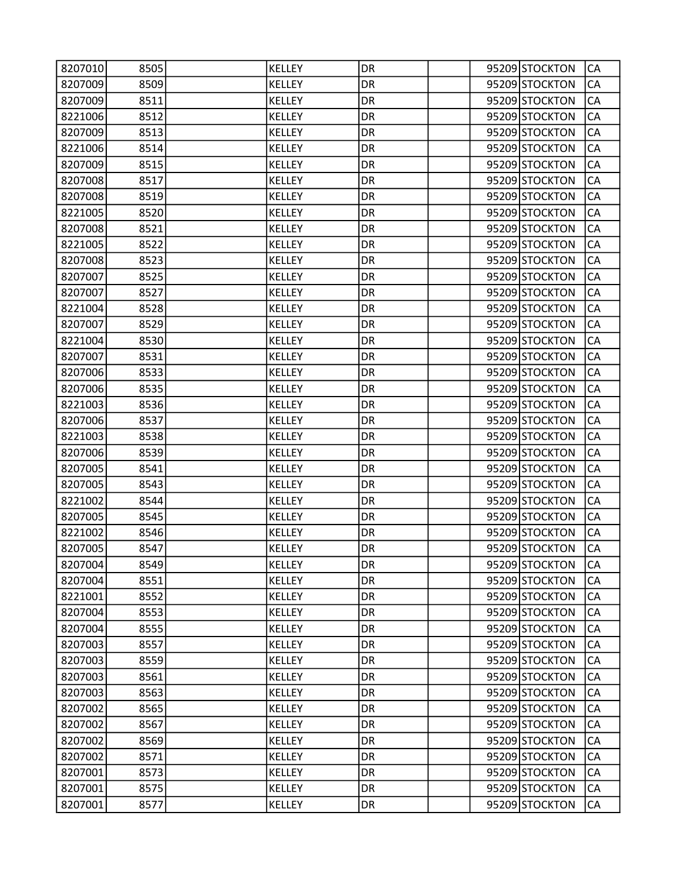| | | | | | | | | |
|---|---|---|---|---|---|---|---|---|
| 8207010 | 8505 | | KELLEY | DR | | 95209 | STOCKTON | CA |
| 8207009 | 8509 | | KELLEY | DR | | 95209 | STOCKTON | CA |
| 8207009 | 8511 | | KELLEY | DR | | 95209 | STOCKTON | CA |
| 8221006 | 8512 | | KELLEY | DR | | 95209 | STOCKTON | CA |
| 8207009 | 8513 | | KELLEY | DR | | 95209 | STOCKTON | CA |
| 8221006 | 8514 | | KELLEY | DR | | 95209 | STOCKTON | CA |
| 8207009 | 8515 | | KELLEY | DR | | 95209 | STOCKTON | CA |
| 8207008 | 8517 | | KELLEY | DR | | 95209 | STOCKTON | CA |
| 8207008 | 8519 | | KELLEY | DR | | 95209 | STOCKTON | CA |
| 8221005 | 8520 | | KELLEY | DR | | 95209 | STOCKTON | CA |
| 8207008 | 8521 | | KELLEY | DR | | 95209 | STOCKTON | CA |
| 8221005 | 8522 | | KELLEY | DR | | 95209 | STOCKTON | CA |
| 8207008 | 8523 | | KELLEY | DR | | 95209 | STOCKTON | CA |
| 8207007 | 8525 | | KELLEY | DR | | 95209 | STOCKTON | CA |
| 8207007 | 8527 | | KELLEY | DR | | 95209 | STOCKTON | CA |
| 8221004 | 8528 | | KELLEY | DR | | 95209 | STOCKTON | CA |
| 8207007 | 8529 | | KELLEY | DR | | 95209 | STOCKTON | CA |
| 8221004 | 8530 | | KELLEY | DR | | 95209 | STOCKTON | CA |
| 8207007 | 8531 | | KELLEY | DR | | 95209 | STOCKTON | CA |
| 8207006 | 8533 | | KELLEY | DR | | 95209 | STOCKTON | CA |
| 8207006 | 8535 | | KELLEY | DR | | 95209 | STOCKTON | CA |
| 8221003 | 8536 | | KELLEY | DR | | 95209 | STOCKTON | CA |
| 8207006 | 8537 | | KELLEY | DR | | 95209 | STOCKTON | CA |
| 8221003 | 8538 | | KELLEY | DR | | 95209 | STOCKTON | CA |
| 8207006 | 8539 | | KELLEY | DR | | 95209 | STOCKTON | CA |
| 8207005 | 8541 | | KELLEY | DR | | 95209 | STOCKTON | CA |
| 8207005 | 8543 | | KELLEY | DR | | 95209 | STOCKTON | CA |
| 8221002 | 8544 | | KELLEY | DR | | 95209 | STOCKTON | CA |
| 8207005 | 8545 | | KELLEY | DR | | 95209 | STOCKTON | CA |
| 8221002 | 8546 | | KELLEY | DR | | 95209 | STOCKTON | CA |
| 8207005 | 8547 | | KELLEY | DR | | 95209 | STOCKTON | CA |
| 8207004 | 8549 | | KELLEY | DR | | 95209 | STOCKTON | CA |
| 8207004 | 8551 | | KELLEY | DR | | 95209 | STOCKTON | CA |
| 8221001 | 8552 | | KELLEY | DR | | 95209 | STOCKTON | CA |
| 8207004 | 8553 | | KELLEY | DR | | 95209 | STOCKTON | CA |
| 8207004 | 8555 | | KELLEY | DR | | 95209 | STOCKTON | CA |
| 8207003 | 8557 | | KELLEY | DR | | 95209 | STOCKTON | CA |
| 8207003 | 8559 | | KELLEY | DR | | 95209 | STOCKTON | CA |
| 8207003 | 8561 | | KELLEY | DR | | 95209 | STOCKTON | CA |
| 8207003 | 8563 | | KELLEY | DR | | 95209 | STOCKTON | CA |
| 8207002 | 8565 | | KELLEY | DR | | 95209 | STOCKTON | CA |
| 8207002 | 8567 | | KELLEY | DR | | 95209 | STOCKTON | CA |
| 8207002 | 8569 | | KELLEY | DR | | 95209 | STOCKTON | CA |
| 8207002 | 8571 | | KELLEY | DR | | 95209 | STOCKTON | CA |
| 8207001 | 8573 | | KELLEY | DR | | 95209 | STOCKTON | CA |
| 8207001 | 8575 | | KELLEY | DR | | 95209 | STOCKTON | CA |
| 8207001 | 8577 | | KELLEY | DR | | 95209 | STOCKTON | CA |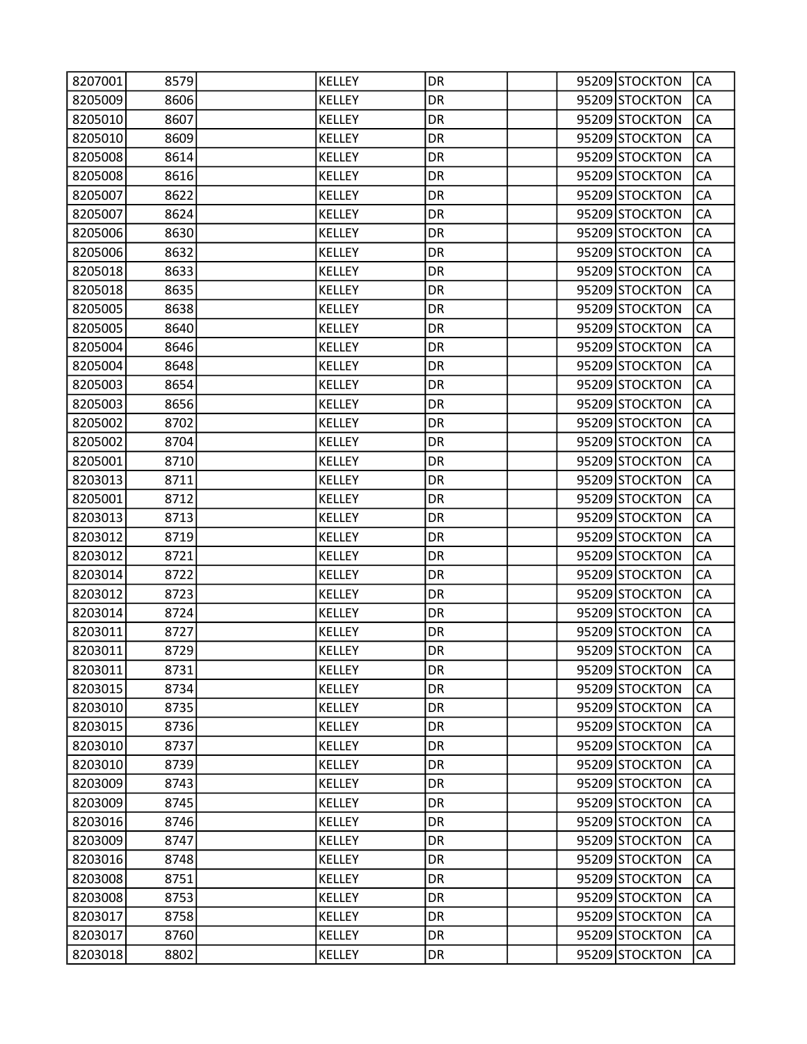| | | | | | | | | |
|---|---|---|---|---|---|---|---|---|
| 8207001 | 8579 | | KELLEY | DR | | 95209 | STOCKTON | CA |
| 8205009 | 8606 | | KELLEY | DR | | 95209 | STOCKTON | CA |
| 8205010 | 8607 | | KELLEY | DR | | 95209 | STOCKTON | CA |
| 8205010 | 8609 | | KELLEY | DR | | 95209 | STOCKTON | CA |
| 8205008 | 8614 | | KELLEY | DR | | 95209 | STOCKTON | CA |
| 8205008 | 8616 | | KELLEY | DR | | 95209 | STOCKTON | CA |
| 8205007 | 8622 | | KELLEY | DR | | 95209 | STOCKTON | CA |
| 8205007 | 8624 | | KELLEY | DR | | 95209 | STOCKTON | CA |
| 8205006 | 8630 | | KELLEY | DR | | 95209 | STOCKTON | CA |
| 8205006 | 8632 | | KELLEY | DR | | 95209 | STOCKTON | CA |
| 8205018 | 8633 | | KELLEY | DR | | 95209 | STOCKTON | CA |
| 8205018 | 8635 | | KELLEY | DR | | 95209 | STOCKTON | CA |
| 8205005 | 8638 | | KELLEY | DR | | 95209 | STOCKTON | CA |
| 8205005 | 8640 | | KELLEY | DR | | 95209 | STOCKTON | CA |
| 8205004 | 8646 | | KELLEY | DR | | 95209 | STOCKTON | CA |
| 8205004 | 8648 | | KELLEY | DR | | 95209 | STOCKTON | CA |
| 8205003 | 8654 | | KELLEY | DR | | 95209 | STOCKTON | CA |
| 8205003 | 8656 | | KELLEY | DR | | 95209 | STOCKTON | CA |
| 8205002 | 8702 | | KELLEY | DR | | 95209 | STOCKTON | CA |
| 8205002 | 8704 | | KELLEY | DR | | 95209 | STOCKTON | CA |
| 8205001 | 8710 | | KELLEY | DR | | 95209 | STOCKTON | CA |
| 8203013 | 8711 | | KELLEY | DR | | 95209 | STOCKTON | CA |
| 8205001 | 8712 | | KELLEY | DR | | 95209 | STOCKTON | CA |
| 8203013 | 8713 | | KELLEY | DR | | 95209 | STOCKTON | CA |
| 8203012 | 8719 | | KELLEY | DR | | 95209 | STOCKTON | CA |
| 8203012 | 8721 | | KELLEY | DR | | 95209 | STOCKTON | CA |
| 8203014 | 8722 | | KELLEY | DR | | 95209 | STOCKTON | CA |
| 8203012 | 8723 | | KELLEY | DR | | 95209 | STOCKTON | CA |
| 8203014 | 8724 | | KELLEY | DR | | 95209 | STOCKTON | CA |
| 8203011 | 8727 | | KELLEY | DR | | 95209 | STOCKTON | CA |
| 8203011 | 8729 | | KELLEY | DR | | 95209 | STOCKTON | CA |
| 8203011 | 8731 | | KELLEY | DR | | 95209 | STOCKTON | CA |
| 8203015 | 8734 | | KELLEY | DR | | 95209 | STOCKTON | CA |
| 8203010 | 8735 | | KELLEY | DR | | 95209 | STOCKTON | CA |
| 8203015 | 8736 | | KELLEY | DR | | 95209 | STOCKTON | CA |
| 8203010 | 8737 | | KELLEY | DR | | 95209 | STOCKTON | CA |
| 8203010 | 8739 | | KELLEY | DR | | 95209 | STOCKTON | CA |
| 8203009 | 8743 | | KELLEY | DR | | 95209 | STOCKTON | CA |
| 8203009 | 8745 | | KELLEY | DR | | 95209 | STOCKTON | CA |
| 8203016 | 8746 | | KELLEY | DR | | 95209 | STOCKTON | CA |
| 8203009 | 8747 | | KELLEY | DR | | 95209 | STOCKTON | CA |
| 8203016 | 8748 | | KELLEY | DR | | 95209 | STOCKTON | CA |
| 8203008 | 8751 | | KELLEY | DR | | 95209 | STOCKTON | CA |
| 8203008 | 8753 | | KELLEY | DR | | 95209 | STOCKTON | CA |
| 8203017 | 8758 | | KELLEY | DR | | 95209 | STOCKTON | CA |
| 8203017 | 8760 | | KELLEY | DR | | 95209 | STOCKTON | CA |
| 8203018 | 8802 | | KELLEY | DR | | 95209 | STOCKTON | CA |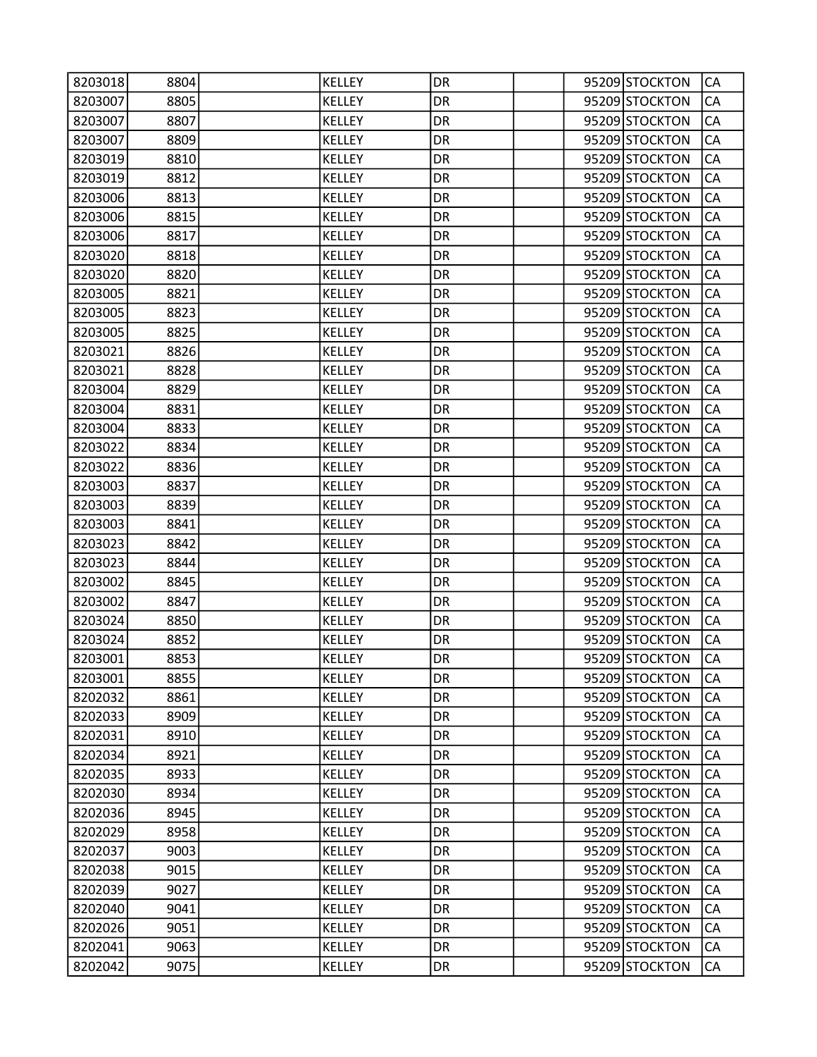| | | | | | | | | |
|---|---|---|---|---|---|---|---|---|
| 8203018 | 8804 | | KELLEY | DR | | 95209 | STOCKTON | CA |
| 8203007 | 8805 | | KELLEY | DR | | 95209 | STOCKTON | CA |
| 8203007 | 8807 | | KELLEY | DR | | 95209 | STOCKTON | CA |
| 8203007 | 8809 | | KELLEY | DR | | 95209 | STOCKTON | CA |
| 8203019 | 8810 | | KELLEY | DR | | 95209 | STOCKTON | CA |
| 8203019 | 8812 | | KELLEY | DR | | 95209 | STOCKTON | CA |
| 8203006 | 8813 | | KELLEY | DR | | 95209 | STOCKTON | CA |
| 8203006 | 8815 | | KELLEY | DR | | 95209 | STOCKTON | CA |
| 8203006 | 8817 | | KELLEY | DR | | 95209 | STOCKTON | CA |
| 8203020 | 8818 | | KELLEY | DR | | 95209 | STOCKTON | CA |
| 8203020 | 8820 | | KELLEY | DR | | 95209 | STOCKTON | CA |
| 8203005 | 8821 | | KELLEY | DR | | 95209 | STOCKTON | CA |
| 8203005 | 8823 | | KELLEY | DR | | 95209 | STOCKTON | CA |
| 8203005 | 8825 | | KELLEY | DR | | 95209 | STOCKTON | CA |
| 8203021 | 8826 | | KELLEY | DR | | 95209 | STOCKTON | CA |
| 8203021 | 8828 | | KELLEY | DR | | 95209 | STOCKTON | CA |
| 8203004 | 8829 | | KELLEY | DR | | 95209 | STOCKTON | CA |
| 8203004 | 8831 | | KELLEY | DR | | 95209 | STOCKTON | CA |
| 8203004 | 8833 | | KELLEY | DR | | 95209 | STOCKTON | CA |
| 8203022 | 8834 | | KELLEY | DR | | 95209 | STOCKTON | CA |
| 8203022 | 8836 | | KELLEY | DR | | 95209 | STOCKTON | CA |
| 8203003 | 8837 | | KELLEY | DR | | 95209 | STOCKTON | CA |
| 8203003 | 8839 | | KELLEY | DR | | 95209 | STOCKTON | CA |
| 8203003 | 8841 | | KELLEY | DR | | 95209 | STOCKTON | CA |
| 8203023 | 8842 | | KELLEY | DR | | 95209 | STOCKTON | CA |
| 8203023 | 8844 | | KELLEY | DR | | 95209 | STOCKTON | CA |
| 8203002 | 8845 | | KELLEY | DR | | 95209 | STOCKTON | CA |
| 8203002 | 8847 | | KELLEY | DR | | 95209 | STOCKTON | CA |
| 8203024 | 8850 | | KELLEY | DR | | 95209 | STOCKTON | CA |
| 8203024 | 8852 | | KELLEY | DR | | 95209 | STOCKTON | CA |
| 8203001 | 8853 | | KELLEY | DR | | 95209 | STOCKTON | CA |
| 8203001 | 8855 | | KELLEY | DR | | 95209 | STOCKTON | CA |
| 8202032 | 8861 | | KELLEY | DR | | 95209 | STOCKTON | CA |
| 8202033 | 8909 | | KELLEY | DR | | 95209 | STOCKTON | CA |
| 8202031 | 8910 | | KELLEY | DR | | 95209 | STOCKTON | CA |
| 8202034 | 8921 | | KELLEY | DR | | 95209 | STOCKTON | CA |
| 8202035 | 8933 | | KELLEY | DR | | 95209 | STOCKTON | CA |
| 8202030 | 8934 | | KELLEY | DR | | 95209 | STOCKTON | CA |
| 8202036 | 8945 | | KELLEY | DR | | 95209 | STOCKTON | CA |
| 8202029 | 8958 | | KELLEY | DR | | 95209 | STOCKTON | CA |
| 8202037 | 9003 | | KELLEY | DR | | 95209 | STOCKTON | CA |
| 8202038 | 9015 | | KELLEY | DR | | 95209 | STOCKTON | CA |
| 8202039 | 9027 | | KELLEY | DR | | 95209 | STOCKTON | CA |
| 8202040 | 9041 | | KELLEY | DR | | 95209 | STOCKTON | CA |
| 8202026 | 9051 | | KELLEY | DR | | 95209 | STOCKTON | CA |
| 8202041 | 9063 | | KELLEY | DR | | 95209 | STOCKTON | CA |
| 8202042 | 9075 | | KELLEY | DR | | 95209 | STOCKTON | CA |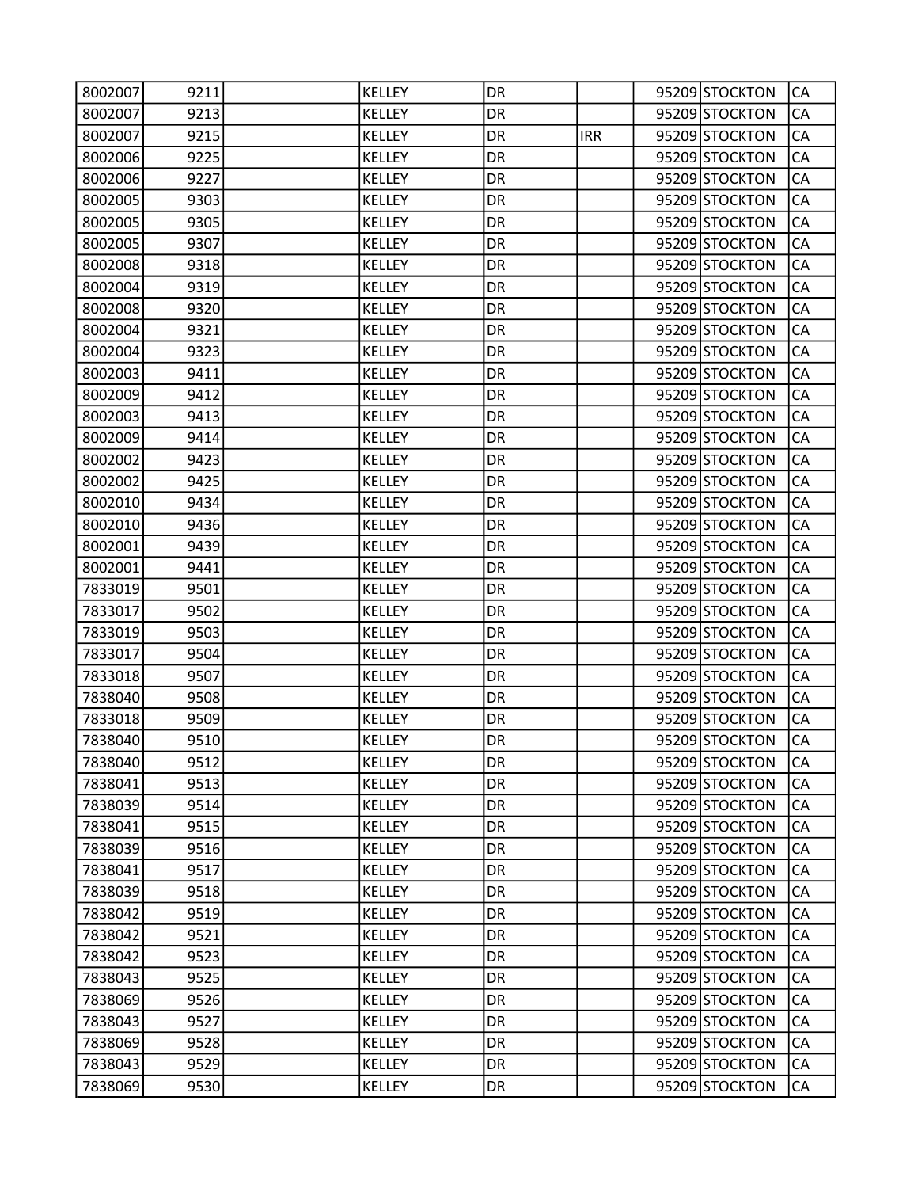| | | | | | | | | |
|---|---|---|---|---|---|---|---|---|
| 8002007 | 9211 | | KELLEY | DR | | 95209 | STOCKTON | CA |
| 8002007 | 9213 | | KELLEY | DR | | 95209 | STOCKTON | CA |
| 8002007 | 9215 | | KELLEY | DR | IRR | 95209 | STOCKTON | CA |
| 8002006 | 9225 | | KELLEY | DR | | 95209 | STOCKTON | CA |
| 8002006 | 9227 | | KELLEY | DR | | 95209 | STOCKTON | CA |
| 8002005 | 9303 | | KELLEY | DR | | 95209 | STOCKTON | CA |
| 8002005 | 9305 | | KELLEY | DR | | 95209 | STOCKTON | CA |
| 8002005 | 9307 | | KELLEY | DR | | 95209 | STOCKTON | CA |
| 8002008 | 9318 | | KELLEY | DR | | 95209 | STOCKTON | CA |
| 8002004 | 9319 | | KELLEY | DR | | 95209 | STOCKTON | CA |
| 8002008 | 9320 | | KELLEY | DR | | 95209 | STOCKTON | CA |
| 8002004 | 9321 | | KELLEY | DR | | 95209 | STOCKTON | CA |
| 8002004 | 9323 | | KELLEY | DR | | 95209 | STOCKTON | CA |
| 8002003 | 9411 | | KELLEY | DR | | 95209 | STOCKTON | CA |
| 8002009 | 9412 | | KELLEY | DR | | 95209 | STOCKTON | CA |
| 8002003 | 9413 | | KELLEY | DR | | 95209 | STOCKTON | CA |
| 8002009 | 9414 | | KELLEY | DR | | 95209 | STOCKTON | CA |
| 8002002 | 9423 | | KELLEY | DR | | 95209 | STOCKTON | CA |
| 8002002 | 9425 | | KELLEY | DR | | 95209 | STOCKTON | CA |
| 8002010 | 9434 | | KELLEY | DR | | 95209 | STOCKTON | CA |
| 8002010 | 9436 | | KELLEY | DR | | 95209 | STOCKTON | CA |
| 8002001 | 9439 | | KELLEY | DR | | 95209 | STOCKTON | CA |
| 8002001 | 9441 | | KELLEY | DR | | 95209 | STOCKTON | CA |
| 7833019 | 9501 | | KELLEY | DR | | 95209 | STOCKTON | CA |
| 7833017 | 9502 | | KELLEY | DR | | 95209 | STOCKTON | CA |
| 7833019 | 9503 | | KELLEY | DR | | 95209 | STOCKTON | CA |
| 7833017 | 9504 | | KELLEY | DR | | 95209 | STOCKTON | CA |
| 7833018 | 9507 | | KELLEY | DR | | 95209 | STOCKTON | CA |
| 7838040 | 9508 | | KELLEY | DR | | 95209 | STOCKTON | CA |
| 7833018 | 9509 | | KELLEY | DR | | 95209 | STOCKTON | CA |
| 7838040 | 9510 | | KELLEY | DR | | 95209 | STOCKTON | CA |
| 7838040 | 9512 | | KELLEY | DR | | 95209 | STOCKTON | CA |
| 7838041 | 9513 | | KELLEY | DR | | 95209 | STOCKTON | CA |
| 7838039 | 9514 | | KELLEY | DR | | 95209 | STOCKTON | CA |
| 7838041 | 9515 | | KELLEY | DR | | 95209 | STOCKTON | CA |
| 7838039 | 9516 | | KELLEY | DR | | 95209 | STOCKTON | CA |
| 7838041 | 9517 | | KELLEY | DR | | 95209 | STOCKTON | CA |
| 7838039 | 9518 | | KELLEY | DR | | 95209 | STOCKTON | CA |
| 7838042 | 9519 | | KELLEY | DR | | 95209 | STOCKTON | CA |
| 7838042 | 9521 | | KELLEY | DR | | 95209 | STOCKTON | CA |
| 7838042 | 9523 | | KELLEY | DR | | 95209 | STOCKTON | CA |
| 7838043 | 9525 | | KELLEY | DR | | 95209 | STOCKTON | CA |
| 7838069 | 9526 | | KELLEY | DR | | 95209 | STOCKTON | CA |
| 7838043 | 9527 | | KELLEY | DR | | 95209 | STOCKTON | CA |
| 7838069 | 9528 | | KELLEY | DR | | 95209 | STOCKTON | CA |
| 7838043 | 9529 | | KELLEY | DR | | 95209 | STOCKTON | CA |
| 7838069 | 9530 | | KELLEY | DR | | 95209 | STOCKTON | CA |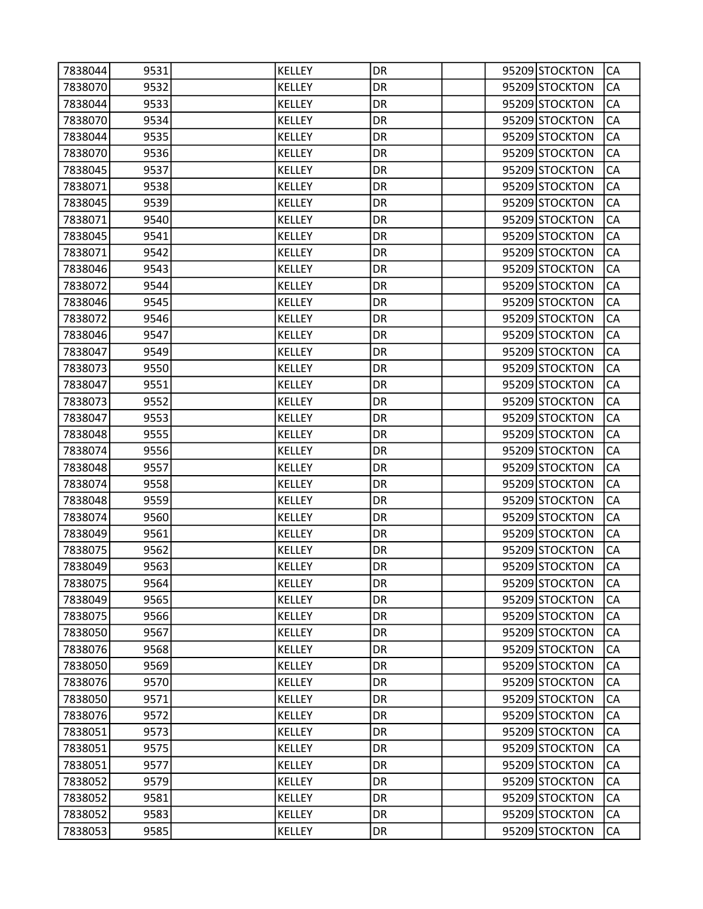| | | | | | | | | |
|---|---|---|---|---|---|---|---|---|
| 7838044 | 9531 | | KELLEY | DR | | 95209 | STOCKTON | CA |
| 7838070 | 9532 | | KELLEY | DR | | 95209 | STOCKTON | CA |
| 7838044 | 9533 | | KELLEY | DR | | 95209 | STOCKTON | CA |
| 7838070 | 9534 | | KELLEY | DR | | 95209 | STOCKTON | CA |
| 7838044 | 9535 | | KELLEY | DR | | 95209 | STOCKTON | CA |
| 7838070 | 9536 | | KELLEY | DR | | 95209 | STOCKTON | CA |
| 7838045 | 9537 | | KELLEY | DR | | 95209 | STOCKTON | CA |
| 7838071 | 9538 | | KELLEY | DR | | 95209 | STOCKTON | CA |
| 7838045 | 9539 | | KELLEY | DR | | 95209 | STOCKTON | CA |
| 7838071 | 9540 | | KELLEY | DR | | 95209 | STOCKTON | CA |
| 7838045 | 9541 | | KELLEY | DR | | 95209 | STOCKTON | CA |
| 7838071 | 9542 | | KELLEY | DR | | 95209 | STOCKTON | CA |
| 7838046 | 9543 | | KELLEY | DR | | 95209 | STOCKTON | CA |
| 7838072 | 9544 | | KELLEY | DR | | 95209 | STOCKTON | CA |
| 7838046 | 9545 | | KELLEY | DR | | 95209 | STOCKTON | CA |
| 7838072 | 9546 | | KELLEY | DR | | 95209 | STOCKTON | CA |
| 7838046 | 9547 | | KELLEY | DR | | 95209 | STOCKTON | CA |
| 7838047 | 9549 | | KELLEY | DR | | 95209 | STOCKTON | CA |
| 7838073 | 9550 | | KELLEY | DR | | 95209 | STOCKTON | CA |
| 7838047 | 9551 | | KELLEY | DR | | 95209 | STOCKTON | CA |
| 7838073 | 9552 | | KELLEY | DR | | 95209 | STOCKTON | CA |
| 7838047 | 9553 | | KELLEY | DR | | 95209 | STOCKTON | CA |
| 7838048 | 9555 | | KELLEY | DR | | 95209 | STOCKTON | CA |
| 7838074 | 9556 | | KELLEY | DR | | 95209 | STOCKTON | CA |
| 7838048 | 9557 | | KELLEY | DR | | 95209 | STOCKTON | CA |
| 7838074 | 9558 | | KELLEY | DR | | 95209 | STOCKTON | CA |
| 7838048 | 9559 | | KELLEY | DR | | 95209 | STOCKTON | CA |
| 7838074 | 9560 | | KELLEY | DR | | 95209 | STOCKTON | CA |
| 7838049 | 9561 | | KELLEY | DR | | 95209 | STOCKTON | CA |
| 7838075 | 9562 | | KELLEY | DR | | 95209 | STOCKTON | CA |
| 7838049 | 9563 | | KELLEY | DR | | 95209 | STOCKTON | CA |
| 7838075 | 9564 | | KELLEY | DR | | 95209 | STOCKTON | CA |
| 7838049 | 9565 | | KELLEY | DR | | 95209 | STOCKTON | CA |
| 7838075 | 9566 | | KELLEY | DR | | 95209 | STOCKTON | CA |
| 7838050 | 9567 | | KELLEY | DR | | 95209 | STOCKTON | CA |
| 7838076 | 9568 | | KELLEY | DR | | 95209 | STOCKTON | CA |
| 7838050 | 9569 | | KELLEY | DR | | 95209 | STOCKTON | CA |
| 7838076 | 9570 | | KELLEY | DR | | 95209 | STOCKTON | CA |
| 7838050 | 9571 | | KELLEY | DR | | 95209 | STOCKTON | CA |
| 7838076 | 9572 | | KELLEY | DR | | 95209 | STOCKTON | CA |
| 7838051 | 9573 | | KELLEY | DR | | 95209 | STOCKTON | CA |
| 7838051 | 9575 | | KELLEY | DR | | 95209 | STOCKTON | CA |
| 7838051 | 9577 | | KELLEY | DR | | 95209 | STOCKTON | CA |
| 7838052 | 9579 | | KELLEY | DR | | 95209 | STOCKTON | CA |
| 7838052 | 9581 | | KELLEY | DR | | 95209 | STOCKTON | CA |
| 7838052 | 9583 | | KELLEY | DR | | 95209 | STOCKTON | CA |
| 7838053 | 9585 | | KELLEY | DR | | 95209 | STOCKTON | CA |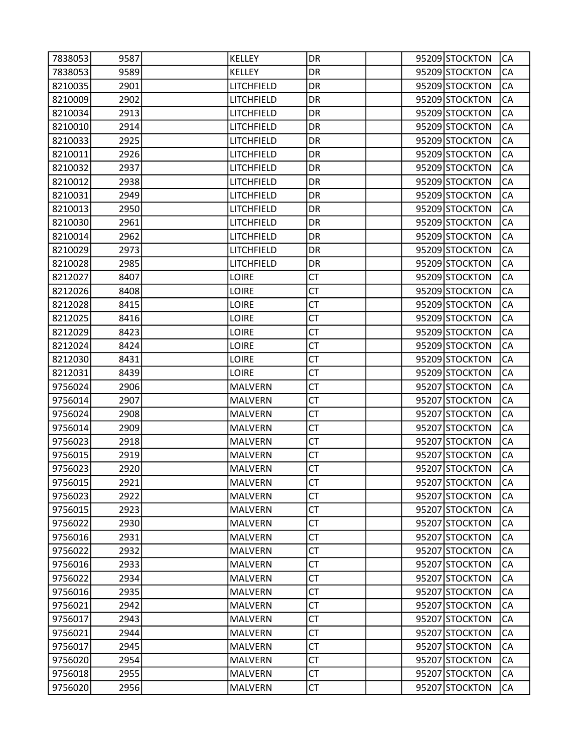| | | | | | | | | |
|---|---|---|---|---|---|---|---|---|
| 7838053 | 9587 | | KELLEY | DR | | 95209 | STOCKTON | CA |
| 7838053 | 9589 | | KELLEY | DR | | 95209 | STOCKTON | CA |
| 8210035 | 2901 | | LITCHFIELD | DR | | 95209 | STOCKTON | CA |
| 8210009 | 2902 | | LITCHFIELD | DR | | 95209 | STOCKTON | CA |
| 8210034 | 2913 | | LITCHFIELD | DR | | 95209 | STOCKTON | CA |
| 8210010 | 2914 | | LITCHFIELD | DR | | 95209 | STOCKTON | CA |
| 8210033 | 2925 | | LITCHFIELD | DR | | 95209 | STOCKTON | CA |
| 8210011 | 2926 | | LITCHFIELD | DR | | 95209 | STOCKTON | CA |
| 8210032 | 2937 | | LITCHFIELD | DR | | 95209 | STOCKTON | CA |
| 8210012 | 2938 | | LITCHFIELD | DR | | 95209 | STOCKTON | CA |
| 8210031 | 2949 | | LITCHFIELD | DR | | 95209 | STOCKTON | CA |
| 8210013 | 2950 | | LITCHFIELD | DR | | 95209 | STOCKTON | CA |
| 8210030 | 2961 | | LITCHFIELD | DR | | 95209 | STOCKTON | CA |
| 8210014 | 2962 | | LITCHFIELD | DR | | 95209 | STOCKTON | CA |
| 8210029 | 2973 | | LITCHFIELD | DR | | 95209 | STOCKTON | CA |
| 8210028 | 2985 | | LITCHFIELD | DR | | 95209 | STOCKTON | CA |
| 8212027 | 8407 | | LOIRE | CT | | 95209 | STOCKTON | CA |
| 8212026 | 8408 | | LOIRE | CT | | 95209 | STOCKTON | CA |
| 8212028 | 8415 | | LOIRE | CT | | 95209 | STOCKTON | CA |
| 8212025 | 8416 | | LOIRE | CT | | 95209 | STOCKTON | CA |
| 8212029 | 8423 | | LOIRE | CT | | 95209 | STOCKTON | CA |
| 8212024 | 8424 | | LOIRE | CT | | 95209 | STOCKTON | CA |
| 8212030 | 8431 | | LOIRE | CT | | 95209 | STOCKTON | CA |
| 8212031 | 8439 | | LOIRE | CT | | 95209 | STOCKTON | CA |
| 9756024 | 2906 | | MALVERN | CT | | 95207 | STOCKTON | CA |
| 9756014 | 2907 | | MALVERN | CT | | 95207 | STOCKTON | CA |
| 9756024 | 2908 | | MALVERN | CT | | 95207 | STOCKTON | CA |
| 9756014 | 2909 | | MALVERN | CT | | 95207 | STOCKTON | CA |
| 9756023 | 2918 | | MALVERN | CT | | 95207 | STOCKTON | CA |
| 9756015 | 2919 | | MALVERN | CT | | 95207 | STOCKTON | CA |
| 9756023 | 2920 | | MALVERN | CT | | 95207 | STOCKTON | CA |
| 9756015 | 2921 | | MALVERN | CT | | 95207 | STOCKTON | CA |
| 9756023 | 2922 | | MALVERN | CT | | 95207 | STOCKTON | CA |
| 9756015 | 2923 | | MALVERN | CT | | 95207 | STOCKTON | CA |
| 9756022 | 2930 | | MALVERN | CT | | 95207 | STOCKTON | CA |
| 9756016 | 2931 | | MALVERN | CT | | 95207 | STOCKTON | CA |
| 9756022 | 2932 | | MALVERN | CT | | 95207 | STOCKTON | CA |
| 9756016 | 2933 | | MALVERN | CT | | 95207 | STOCKTON | CA |
| 9756022 | 2934 | | MALVERN | CT | | 95207 | STOCKTON | CA |
| 9756016 | 2935 | | MALVERN | CT | | 95207 | STOCKTON | CA |
| 9756021 | 2942 | | MALVERN | CT | | 95207 | STOCKTON | CA |
| 9756017 | 2943 | | MALVERN | CT | | 95207 | STOCKTON | CA |
| 9756021 | 2944 | | MALVERN | CT | | 95207 | STOCKTON | CA |
| 9756017 | 2945 | | MALVERN | CT | | 95207 | STOCKTON | CA |
| 9756020 | 2954 | | MALVERN | CT | | 95207 | STOCKTON | CA |
| 9756018 | 2955 | | MALVERN | CT | | 95207 | STOCKTON | CA |
| 9756020 | 2956 | | MALVERN | CT | | 95207 | STOCKTON | CA |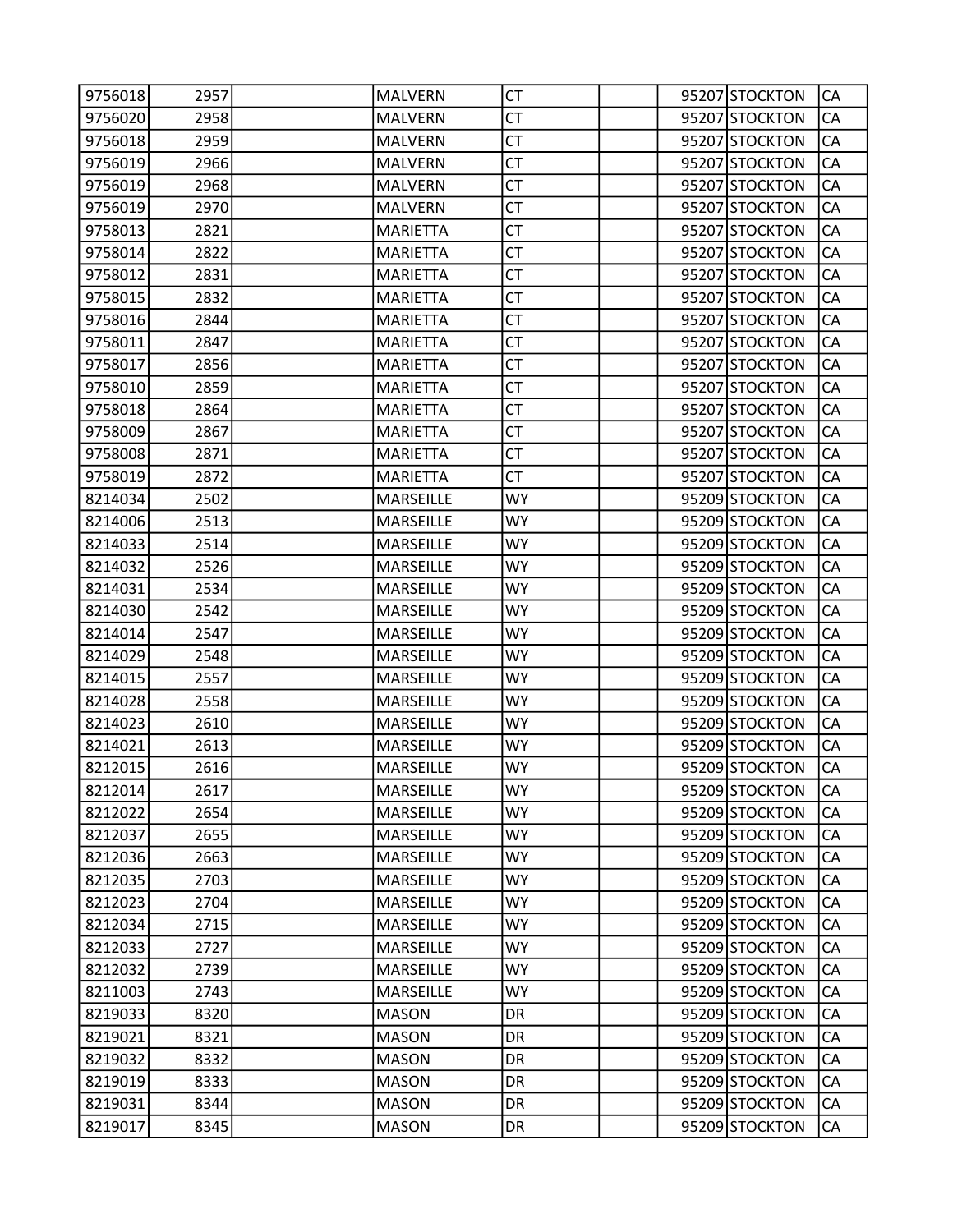| | | | | | | | | |
|---|---|---|---|---|---|---|---|---|
| 9756018 | 2957 | | MALVERN | CT | | 95207 | STOCKTON | CA |
| 9756020 | 2958 | | MALVERN | CT | | 95207 | STOCKTON | CA |
| 9756018 | 2959 | | MALVERN | CT | | 95207 | STOCKTON | CA |
| 9756019 | 2966 | | MALVERN | CT | | 95207 | STOCKTON | CA |
| 9756019 | 2968 | | MALVERN | CT | | 95207 | STOCKTON | CA |
| 9756019 | 2970 | | MALVERN | CT | | 95207 | STOCKTON | CA |
| 9758013 | 2821 | | MARIETTA | CT | | 95207 | STOCKTON | CA |
| 9758014 | 2822 | | MARIETTA | CT | | 95207 | STOCKTON | CA |
| 9758012 | 2831 | | MARIETTA | CT | | 95207 | STOCKTON | CA |
| 9758015 | 2832 | | MARIETTA | CT | | 95207 | STOCKTON | CA |
| 9758016 | 2844 | | MARIETTA | CT | | 95207 | STOCKTON | CA |
| 9758011 | 2847 | | MARIETTA | CT | | 95207 | STOCKTON | CA |
| 9758017 | 2856 | | MARIETTA | CT | | 95207 | STOCKTON | CA |
| 9758010 | 2859 | | MARIETTA | CT | | 95207 | STOCKTON | CA |
| 9758018 | 2864 | | MARIETTA | CT | | 95207 | STOCKTON | CA |
| 9758009 | 2867 | | MARIETTA | CT | | 95207 | STOCKTON | CA |
| 9758008 | 2871 | | MARIETTA | CT | | 95207 | STOCKTON | CA |
| 9758019 | 2872 | | MARIETTA | CT | | 95207 | STOCKTON | CA |
| 8214034 | 2502 | | MARSEILLE | WY | | 95209 | STOCKTON | CA |
| 8214006 | 2513 | | MARSEILLE | WY | | 95209 | STOCKTON | CA |
| 8214033 | 2514 | | MARSEILLE | WY | | 95209 | STOCKTON | CA |
| 8214032 | 2526 | | MARSEILLE | WY | | 95209 | STOCKTON | CA |
| 8214031 | 2534 | | MARSEILLE | WY | | 95209 | STOCKTON | CA |
| 8214030 | 2542 | | MARSEILLE | WY | | 95209 | STOCKTON | CA |
| 8214014 | 2547 | | MARSEILLE | WY | | 95209 | STOCKTON | CA |
| 8214029 | 2548 | | MARSEILLE | WY | | 95209 | STOCKTON | CA |
| 8214015 | 2557 | | MARSEILLE | WY | | 95209 | STOCKTON | CA |
| 8214028 | 2558 | | MARSEILLE | WY | | 95209 | STOCKTON | CA |
| 8214023 | 2610 | | MARSEILLE | WY | | 95209 | STOCKTON | CA |
| 8214021 | 2613 | | MARSEILLE | WY | | 95209 | STOCKTON | CA |
| 8212015 | 2616 | | MARSEILLE | WY | | 95209 | STOCKTON | CA |
| 8212014 | 2617 | | MARSEILLE | WY | | 95209 | STOCKTON | CA |
| 8212022 | 2654 | | MARSEILLE | WY | | 95209 | STOCKTON | CA |
| 8212037 | 2655 | | MARSEILLE | WY | | 95209 | STOCKTON | CA |
| 8212036 | 2663 | | MARSEILLE | WY | | 95209 | STOCKTON | CA |
| 8212035 | 2703 | | MARSEILLE | WY | | 95209 | STOCKTON | CA |
| 8212023 | 2704 | | MARSEILLE | WY | | 95209 | STOCKTON | CA |
| 8212034 | 2715 | | MARSEILLE | WY | | 95209 | STOCKTON | CA |
| 8212033 | 2727 | | MARSEILLE | WY | | 95209 | STOCKTON | CA |
| 8212032 | 2739 | | MARSEILLE | WY | | 95209 | STOCKTON | CA |
| 8211003 | 2743 | | MARSEILLE | WY | | 95209 | STOCKTON | CA |
| 8219033 | 8320 | | MASON | DR | | 95209 | STOCKTON | CA |
| 8219021 | 8321 | | MASON | DR | | 95209 | STOCKTON | CA |
| 8219032 | 8332 | | MASON | DR | | 95209 | STOCKTON | CA |
| 8219019 | 8333 | | MASON | DR | | 95209 | STOCKTON | CA |
| 8219031 | 8344 | | MASON | DR | | 95209 | STOCKTON | CA |
| 8219017 | 8345 | | MASON | DR | | 95209 | STOCKTON | CA |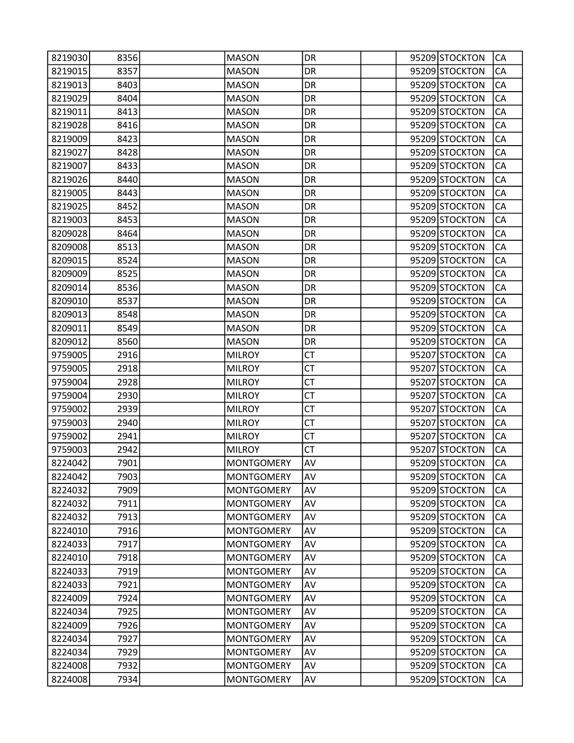| | | | | | | | | |
|---|---|---|---|---|---|---|---|---|
| 8219030 | 8356 | | MASON | DR | | 95209 | STOCKTON | CA |
| 8219015 | 8357 | | MASON | DR | | 95209 | STOCKTON | CA |
| 8219013 | 8403 | | MASON | DR | | 95209 | STOCKTON | CA |
| 8219029 | 8404 | | MASON | DR | | 95209 | STOCKTON | CA |
| 8219011 | 8413 | | MASON | DR | | 95209 | STOCKTON | CA |
| 8219028 | 8416 | | MASON | DR | | 95209 | STOCKTON | CA |
| 8219009 | 8423 | | MASON | DR | | 95209 | STOCKTON | CA |
| 8219027 | 8428 | | MASON | DR | | 95209 | STOCKTON | CA |
| 8219007 | 8433 | | MASON | DR | | 95209 | STOCKTON | CA |
| 8219026 | 8440 | | MASON | DR | | 95209 | STOCKTON | CA |
| 8219005 | 8443 | | MASON | DR | | 95209 | STOCKTON | CA |
| 8219025 | 8452 | | MASON | DR | | 95209 | STOCKTON | CA |
| 8219003 | 8453 | | MASON | DR | | 95209 | STOCKTON | CA |
| 8209028 | 8464 | | MASON | DR | | 95209 | STOCKTON | CA |
| 8209008 | 8513 | | MASON | DR | | 95209 | STOCKTON | CA |
| 8209015 | 8524 | | MASON | DR | | 95209 | STOCKTON | CA |
| 8209009 | 8525 | | MASON | DR | | 95209 | STOCKTON | CA |
| 8209014 | 8536 | | MASON | DR | | 95209 | STOCKTON | CA |
| 8209010 | 8537 | | MASON | DR | | 95209 | STOCKTON | CA |
| 8209013 | 8548 | | MASON | DR | | 95209 | STOCKTON | CA |
| 8209011 | 8549 | | MASON | DR | | 95209 | STOCKTON | CA |
| 8209012 | 8560 | | MASON | DR | | 95209 | STOCKTON | CA |
| 9759005 | 2916 | | MILROY | CT | | 95207 | STOCKTON | CA |
| 9759005 | 2918 | | MILROY | CT | | 95207 | STOCKTON | CA |
| 9759004 | 2928 | | MILROY | CT | | 95207 | STOCKTON | CA |
| 9759004 | 2930 | | MILROY | CT | | 95207 | STOCKTON | CA |
| 9759002 | 2939 | | MILROY | CT | | 95207 | STOCKTON | CA |
| 9759003 | 2940 | | MILROY | CT | | 95207 | STOCKTON | CA |
| 9759002 | 2941 | | MILROY | CT | | 95207 | STOCKTON | CA |
| 9759003 | 2942 | | MILROY | CT | | 95207 | STOCKTON | CA |
| 8224042 | 7901 | | MONTGOMERY | AV | | 95209 | STOCKTON | CA |
| 8224042 | 7903 | | MONTGOMERY | AV | | 95209 | STOCKTON | CA |
| 8224032 | 7909 | | MONTGOMERY | AV | | 95209 | STOCKTON | CA |
| 8224032 | 7911 | | MONTGOMERY | AV | | 95209 | STOCKTON | CA |
| 8224032 | 7913 | | MONTGOMERY | AV | | 95209 | STOCKTON | CA |
| 8224010 | 7916 | | MONTGOMERY | AV | | 95209 | STOCKTON | CA |
| 8224033 | 7917 | | MONTGOMERY | AV | | 95209 | STOCKTON | CA |
| 8224010 | 7918 | | MONTGOMERY | AV | | 95209 | STOCKTON | CA |
| 8224033 | 7919 | | MONTGOMERY | AV | | 95209 | STOCKTON | CA |
| 8224033 | 7921 | | MONTGOMERY | AV | | 95209 | STOCKTON | CA |
| 8224009 | 7924 | | MONTGOMERY | AV | | 95209 | STOCKTON | CA |
| 8224034 | 7925 | | MONTGOMERY | AV | | 95209 | STOCKTON | CA |
| 8224009 | 7926 | | MONTGOMERY | AV | | 95209 | STOCKTON | CA |
| 8224034 | 7927 | | MONTGOMERY | AV | | 95209 | STOCKTON | CA |
| 8224034 | 7929 | | MONTGOMERY | AV | | 95209 | STOCKTON | CA |
| 8224008 | 7932 | | MONTGOMERY | AV | | 95209 | STOCKTON | CA |
| 8224008 | 7934 | | MONTGOMERY | AV | | 95209 | STOCKTON | CA |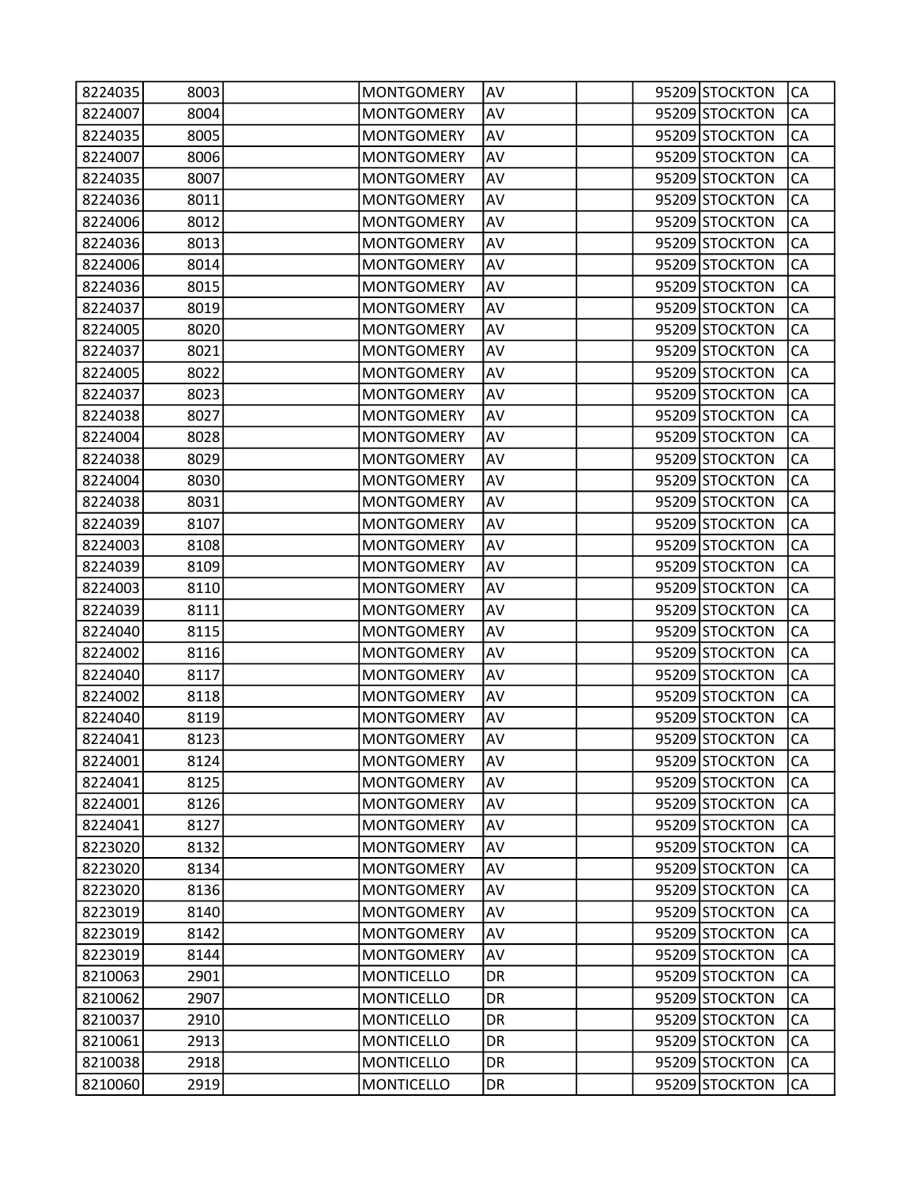| | | | | | | | | |
|---|---|---|---|---|---|---|---|---|
| 8224035 | 8003 | | MONTGOMERY | AV | | 95209 | STOCKTON | CA |
| 8224007 | 8004 | | MONTGOMERY | AV | | 95209 | STOCKTON | CA |
| 8224035 | 8005 | | MONTGOMERY | AV | | 95209 | STOCKTON | CA |
| 8224007 | 8006 | | MONTGOMERY | AV | | 95209 | STOCKTON | CA |
| 8224035 | 8007 | | MONTGOMERY | AV | | 95209 | STOCKTON | CA |
| 8224036 | 8011 | | MONTGOMERY | AV | | 95209 | STOCKTON | CA |
| 8224006 | 8012 | | MONTGOMERY | AV | | 95209 | STOCKTON | CA |
| 8224036 | 8013 | | MONTGOMERY | AV | | 95209 | STOCKTON | CA |
| 8224006 | 8014 | | MONTGOMERY | AV | | 95209 | STOCKTON | CA |
| 8224036 | 8015 | | MONTGOMERY | AV | | 95209 | STOCKTON | CA |
| 8224037 | 8019 | | MONTGOMERY | AV | | 95209 | STOCKTON | CA |
| 8224005 | 8020 | | MONTGOMERY | AV | | 95209 | STOCKTON | CA |
| 8224037 | 8021 | | MONTGOMERY | AV | | 95209 | STOCKTON | CA |
| 8224005 | 8022 | | MONTGOMERY | AV | | 95209 | STOCKTON | CA |
| 8224037 | 8023 | | MONTGOMERY | AV | | 95209 | STOCKTON | CA |
| 8224038 | 8027 | | MONTGOMERY | AV | | 95209 | STOCKTON | CA |
| 8224004 | 8028 | | MONTGOMERY | AV | | 95209 | STOCKTON | CA |
| 8224038 | 8029 | | MONTGOMERY | AV | | 95209 | STOCKTON | CA |
| 8224004 | 8030 | | MONTGOMERY | AV | | 95209 | STOCKTON | CA |
| 8224038 | 8031 | | MONTGOMERY | AV | | 95209 | STOCKTON | CA |
| 8224039 | 8107 | | MONTGOMERY | AV | | 95209 | STOCKTON | CA |
| 8224003 | 8108 | | MONTGOMERY | AV | | 95209 | STOCKTON | CA |
| 8224039 | 8109 | | MONTGOMERY | AV | | 95209 | STOCKTON | CA |
| 8224003 | 8110 | | MONTGOMERY | AV | | 95209 | STOCKTON | CA |
| 8224039 | 8111 | | MONTGOMERY | AV | | 95209 | STOCKTON | CA |
| 8224040 | 8115 | | MONTGOMERY | AV | | 95209 | STOCKTON | CA |
| 8224002 | 8116 | | MONTGOMERY | AV | | 95209 | STOCKTON | CA |
| 8224040 | 8117 | | MONTGOMERY | AV | | 95209 | STOCKTON | CA |
| 8224002 | 8118 | | MONTGOMERY | AV | | 95209 | STOCKTON | CA |
| 8224040 | 8119 | | MONTGOMERY | AV | | 95209 | STOCKTON | CA |
| 8224041 | 8123 | | MONTGOMERY | AV | | 95209 | STOCKTON | CA |
| 8224001 | 8124 | | MONTGOMERY | AV | | 95209 | STOCKTON | CA |
| 8224041 | 8125 | | MONTGOMERY | AV | | 95209 | STOCKTON | CA |
| 8224001 | 8126 | | MONTGOMERY | AV | | 95209 | STOCKTON | CA |
| 8224041 | 8127 | | MONTGOMERY | AV | | 95209 | STOCKTON | CA |
| 8223020 | 8132 | | MONTGOMERY | AV | | 95209 | STOCKTON | CA |
| 8223020 | 8134 | | MONTGOMERY | AV | | 95209 | STOCKTON | CA |
| 8223020 | 8136 | | MONTGOMERY | AV | | 95209 | STOCKTON | CA |
| 8223019 | 8140 | | MONTGOMERY | AV | | 95209 | STOCKTON | CA |
| 8223019 | 8142 | | MONTGOMERY | AV | | 95209 | STOCKTON | CA |
| 8223019 | 8144 | | MONTGOMERY | AV | | 95209 | STOCKTON | CA |
| 8210063 | 2901 | | MONTICELLO | DR | | 95209 | STOCKTON | CA |
| 8210062 | 2907 | | MONTICELLO | DR | | 95209 | STOCKTON | CA |
| 8210037 | 2910 | | MONTICELLO | DR | | 95209 | STOCKTON | CA |
| 8210061 | 2913 | | MONTICELLO | DR | | 95209 | STOCKTON | CA |
| 8210038 | 2918 | | MONTICELLO | DR | | 95209 | STOCKTON | CA |
| 8210060 | 2919 | | MONTICELLO | DR | | 95209 | STOCKTON | CA |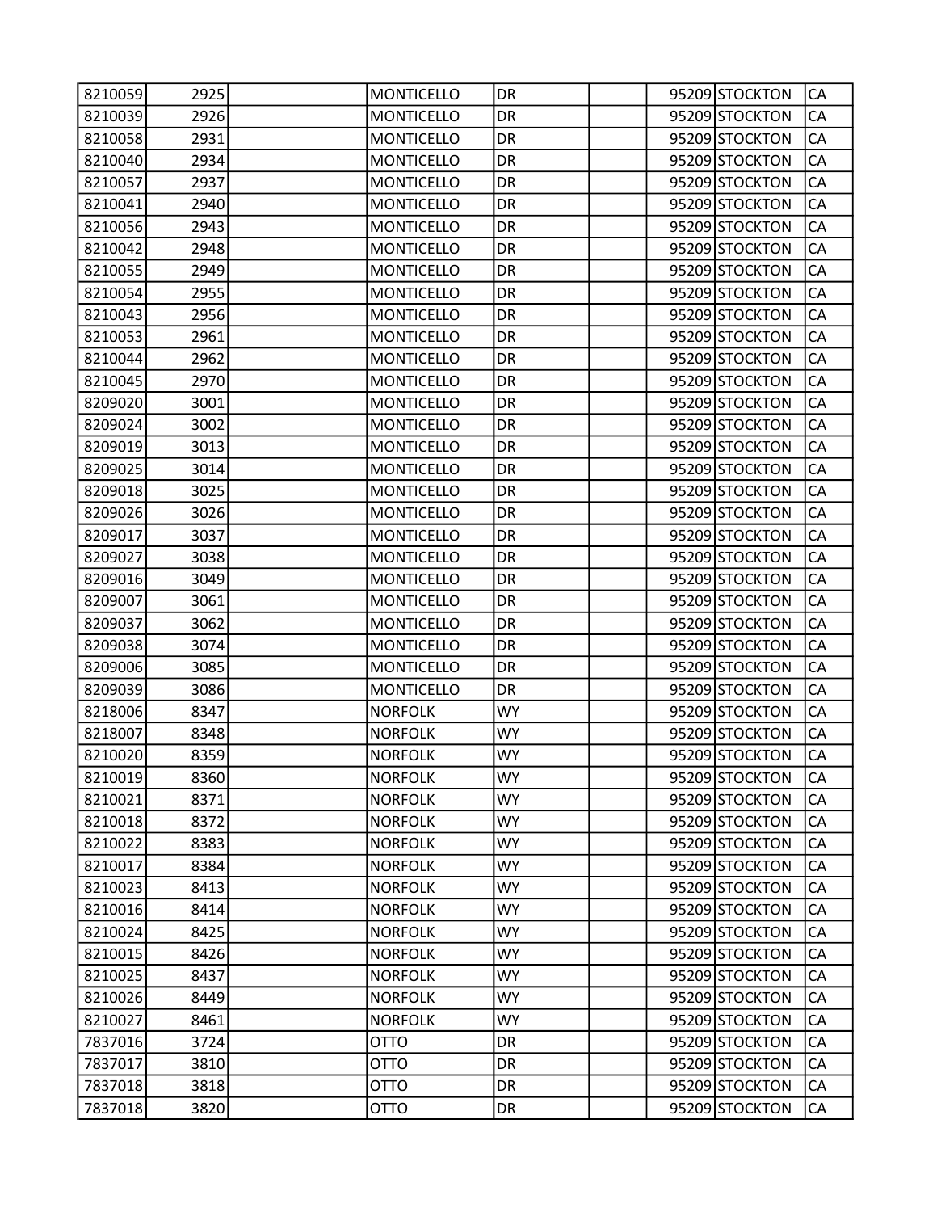| | | | | | | | | |
|---|---|---|---|---|---|---|---|---|
| 8210059 | 2925 | | MONTICELLO | DR | | 95209 | STOCKTON | CA |
| 8210039 | 2926 | | MONTICELLO | DR | | 95209 | STOCKTON | CA |
| 8210058 | 2931 | | MONTICELLO | DR | | 95209 | STOCKTON | CA |
| 8210040 | 2934 | | MONTICELLO | DR | | 95209 | STOCKTON | CA |
| 8210057 | 2937 | | MONTICELLO | DR | | 95209 | STOCKTON | CA |
| 8210041 | 2940 | | MONTICELLO | DR | | 95209 | STOCKTON | CA |
| 8210056 | 2943 | | MONTICELLO | DR | | 95209 | STOCKTON | CA |
| 8210042 | 2948 | | MONTICELLO | DR | | 95209 | STOCKTON | CA |
| 8210055 | 2949 | | MONTICELLO | DR | | 95209 | STOCKTON | CA |
| 8210054 | 2955 | | MONTICELLO | DR | | 95209 | STOCKTON | CA |
| 8210043 | 2956 | | MONTICELLO | DR | | 95209 | STOCKTON | CA |
| 8210053 | 2961 | | MONTICELLO | DR | | 95209 | STOCKTON | CA |
| 8210044 | 2962 | | MONTICELLO | DR | | 95209 | STOCKTON | CA |
| 8210045 | 2970 | | MONTICELLO | DR | | 95209 | STOCKTON | CA |
| 8209020 | 3001 | | MONTICELLO | DR | | 95209 | STOCKTON | CA |
| 8209024 | 3002 | | MONTICELLO | DR | | 95209 | STOCKTON | CA |
| 8209019 | 3013 | | MONTICELLO | DR | | 95209 | STOCKTON | CA |
| 8209025 | 3014 | | MONTICELLO | DR | | 95209 | STOCKTON | CA |
| 8209018 | 3025 | | MONTICELLO | DR | | 95209 | STOCKTON | CA |
| 8209026 | 3026 | | MONTICELLO | DR | | 95209 | STOCKTON | CA |
| 8209017 | 3037 | | MONTICELLO | DR | | 95209 | STOCKTON | CA |
| 8209027 | 3038 | | MONTICELLO | DR | | 95209 | STOCKTON | CA |
| 8209016 | 3049 | | MONTICELLO | DR | | 95209 | STOCKTON | CA |
| 8209007 | 3061 | | MONTICELLO | DR | | 95209 | STOCKTON | CA |
| 8209037 | 3062 | | MONTICELLO | DR | | 95209 | STOCKTON | CA |
| 8209038 | 3074 | | MONTICELLO | DR | | 95209 | STOCKTON | CA |
| 8209006 | 3085 | | MONTICELLO | DR | | 95209 | STOCKTON | CA |
| 8209039 | 3086 | | MONTICELLO | DR | | 95209 | STOCKTON | CA |
| 8218006 | 8347 | | NORFOLK | WY | | 95209 | STOCKTON | CA |
| 8218007 | 8348 | | NORFOLK | WY | | 95209 | STOCKTON | CA |
| 8210020 | 8359 | | NORFOLK | WY | | 95209 | STOCKTON | CA |
| 8210019 | 8360 | | NORFOLK | WY | | 95209 | STOCKTON | CA |
| 8210021 | 8371 | | NORFOLK | WY | | 95209 | STOCKTON | CA |
| 8210018 | 8372 | | NORFOLK | WY | | 95209 | STOCKTON | CA |
| 8210022 | 8383 | | NORFOLK | WY | | 95209 | STOCKTON | CA |
| 8210017 | 8384 | | NORFOLK | WY | | 95209 | STOCKTON | CA |
| 8210023 | 8413 | | NORFOLK | WY | | 95209 | STOCKTON | CA |
| 8210016 | 8414 | | NORFOLK | WY | | 95209 | STOCKTON | CA |
| 8210024 | 8425 | | NORFOLK | WY | | 95209 | STOCKTON | CA |
| 8210015 | 8426 | | NORFOLK | WY | | 95209 | STOCKTON | CA |
| 8210025 | 8437 | | NORFOLK | WY | | 95209 | STOCKTON | CA |
| 8210026 | 8449 | | NORFOLK | WY | | 95209 | STOCKTON | CA |
| 8210027 | 8461 | | NORFOLK | WY | | 95209 | STOCKTON | CA |
| 7837016 | 3724 | | OTTO | DR | | 95209 | STOCKTON | CA |
| 7837017 | 3810 | | OTTO | DR | | 95209 | STOCKTON | CA |
| 7837018 | 3818 | | OTTO | DR | | 95209 | STOCKTON | CA |
| 7837018 | 3820 | | OTTO | DR | | 95209 | STOCKTON | CA |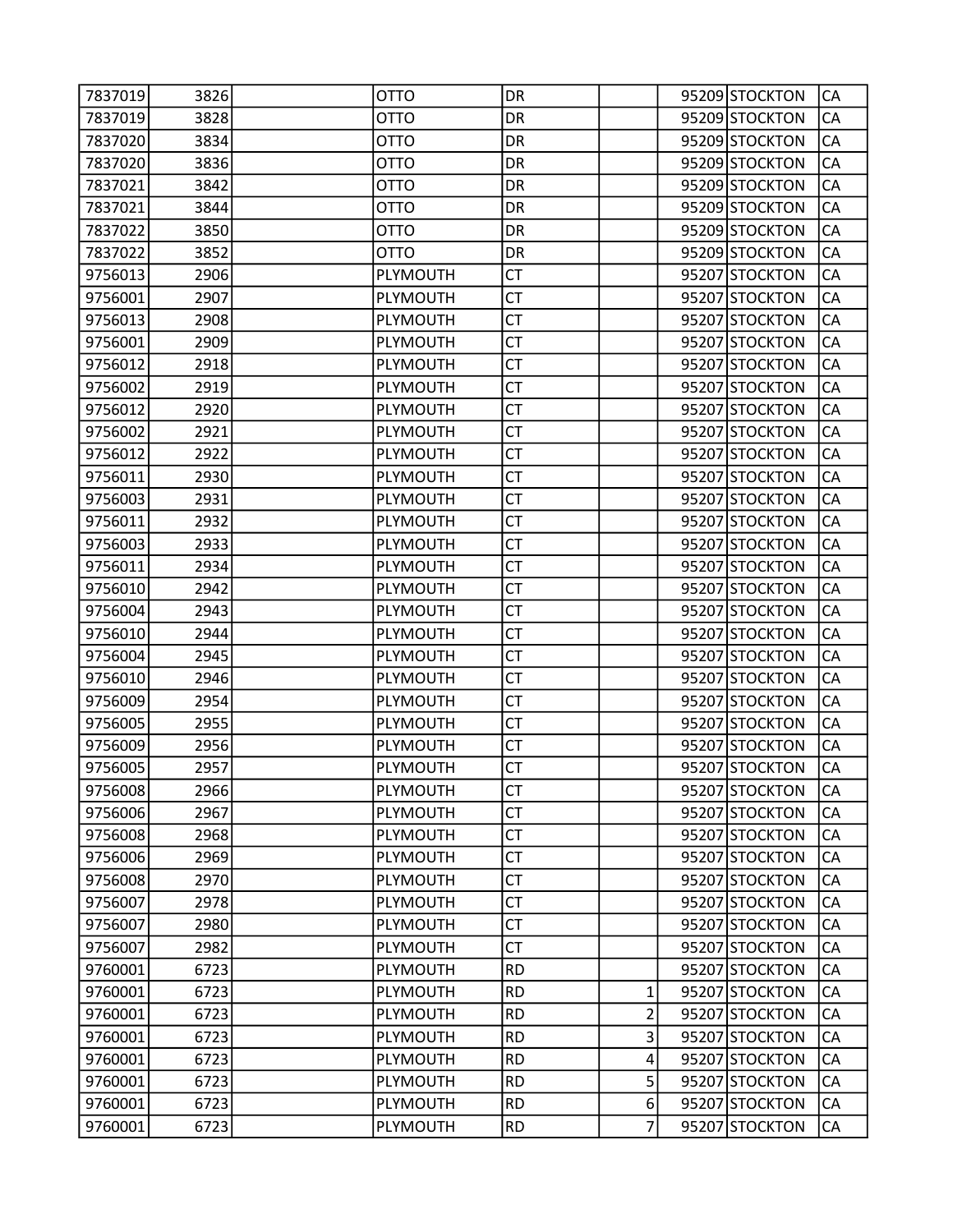| | | | | | | | | |
|---|---|---|---|---|---|---|---|---|
| 7837019 | 3826 | | OTTO | DR | | 95209 | STOCKTON | CA |
| 7837019 | 3828 | | OTTO | DR | | 95209 | STOCKTON | CA |
| 7837020 | 3834 | | OTTO | DR | | 95209 | STOCKTON | CA |
| 7837020 | 3836 | | OTTO | DR | | 95209 | STOCKTON | CA |
| 7837021 | 3842 | | OTTO | DR | | 95209 | STOCKTON | CA |
| 7837021 | 3844 | | OTTO | DR | | 95209 | STOCKTON | CA |
| 7837022 | 3850 | | OTTO | DR | | 95209 | STOCKTON | CA |
| 7837022 | 3852 | | OTTO | DR | | 95209 | STOCKTON | CA |
| 9756013 | 2906 | | PLYMOUTH | CT | | 95207 | STOCKTON | CA |
| 9756001 | 2907 | | PLYMOUTH | CT | | 95207 | STOCKTON | CA |
| 9756013 | 2908 | | PLYMOUTH | CT | | 95207 | STOCKTON | CA |
| 9756001 | 2909 | | PLYMOUTH | CT | | 95207 | STOCKTON | CA |
| 9756012 | 2918 | | PLYMOUTH | CT | | 95207 | STOCKTON | CA |
| 9756002 | 2919 | | PLYMOUTH | CT | | 95207 | STOCKTON | CA |
| 9756012 | 2920 | | PLYMOUTH | CT | | 95207 | STOCKTON | CA |
| 9756002 | 2921 | | PLYMOUTH | CT | | 95207 | STOCKTON | CA |
| 9756012 | 2922 | | PLYMOUTH | CT | | 95207 | STOCKTON | CA |
| 9756011 | 2930 | | PLYMOUTH | CT | | 95207 | STOCKTON | CA |
| 9756003 | 2931 | | PLYMOUTH | CT | | 95207 | STOCKTON | CA |
| 9756011 | 2932 | | PLYMOUTH | CT | | 95207 | STOCKTON | CA |
| 9756003 | 2933 | | PLYMOUTH | CT | | 95207 | STOCKTON | CA |
| 9756011 | 2934 | | PLYMOUTH | CT | | 95207 | STOCKTON | CA |
| 9756010 | 2942 | | PLYMOUTH | CT | | 95207 | STOCKTON | CA |
| 9756004 | 2943 | | PLYMOUTH | CT | | 95207 | STOCKTON | CA |
| 9756010 | 2944 | | PLYMOUTH | CT | | 95207 | STOCKTON | CA |
| 9756004 | 2945 | | PLYMOUTH | CT | | 95207 | STOCKTON | CA |
| 9756010 | 2946 | | PLYMOUTH | CT | | 95207 | STOCKTON | CA |
| 9756009 | 2954 | | PLYMOUTH | CT | | 95207 | STOCKTON | CA |
| 9756005 | 2955 | | PLYMOUTH | CT | | 95207 | STOCKTON | CA |
| 9756009 | 2956 | | PLYMOUTH | CT | | 95207 | STOCKTON | CA |
| 9756005 | 2957 | | PLYMOUTH | CT | | 95207 | STOCKTON | CA |
| 9756008 | 2966 | | PLYMOUTH | CT | | 95207 | STOCKTON | CA |
| 9756006 | 2967 | | PLYMOUTH | CT | | 95207 | STOCKTON | CA |
| 9756008 | 2968 | | PLYMOUTH | CT | | 95207 | STOCKTON | CA |
| 9756006 | 2969 | | PLYMOUTH | CT | | 95207 | STOCKTON | CA |
| 9756008 | 2970 | | PLYMOUTH | CT | | 95207 | STOCKTON | CA |
| 9756007 | 2978 | | PLYMOUTH | CT | | 95207 | STOCKTON | CA |
| 9756007 | 2980 | | PLYMOUTH | CT | | 95207 | STOCKTON | CA |
| 9756007 | 2982 | | PLYMOUTH | CT | | 95207 | STOCKTON | CA |
| 9760001 | 6723 | | PLYMOUTH | RD | | 95207 | STOCKTON | CA |
| 9760001 | 6723 | | PLYMOUTH | RD | 1 | 95207 | STOCKTON | CA |
| 9760001 | 6723 | | PLYMOUTH | RD | 2 | 95207 | STOCKTON | CA |
| 9760001 | 6723 | | PLYMOUTH | RD | 3 | 95207 | STOCKTON | CA |
| 9760001 | 6723 | | PLYMOUTH | RD | 4 | 95207 | STOCKTON | CA |
| 9760001 | 6723 | | PLYMOUTH | RD | 5 | 95207 | STOCKTON | CA |
| 9760001 | 6723 | | PLYMOUTH | RD | 6 | 95207 | STOCKTON | CA |
| 9760001 | 6723 | | PLYMOUTH | RD | 7 | 95207 | STOCKTON | CA |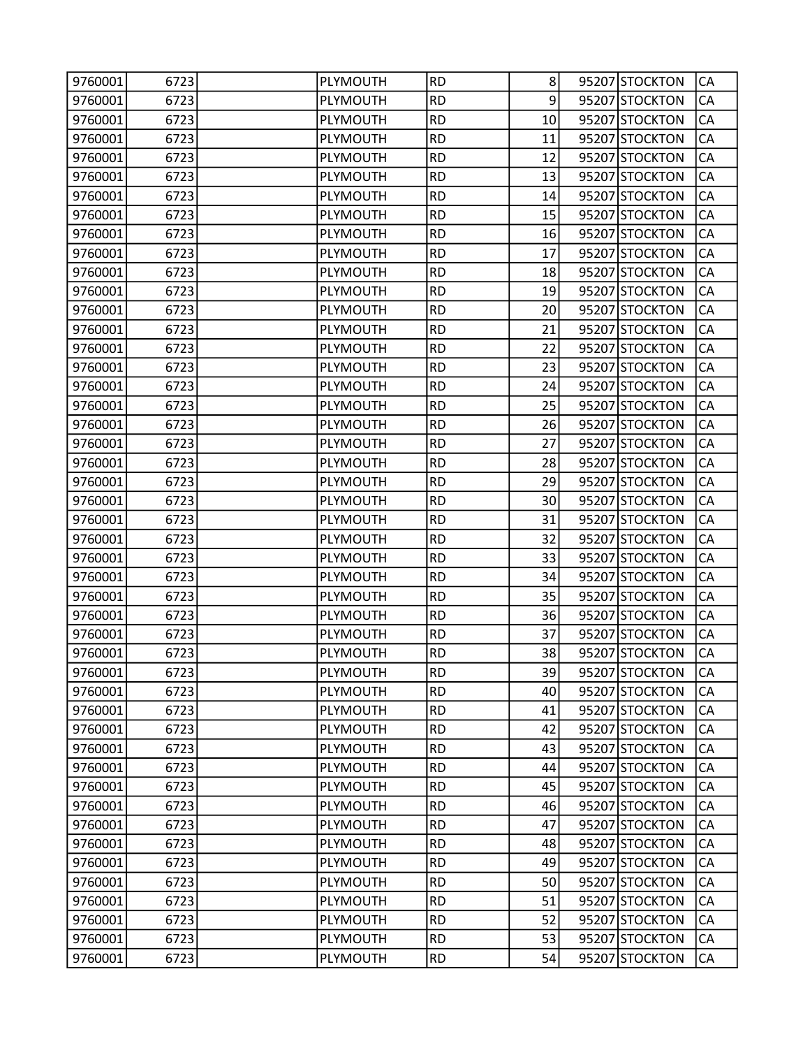| 9760001 | 6723 | | PLYMOUTH | RD | 8 | 95207 | STOCKTON | CA |
|---|---|---|---|---|---|---|---|---|
| 9760001 | 6723 | | PLYMOUTH | RD | 9 | 95207 | STOCKTON | CA |
| 9760001 | 6723 | | PLYMOUTH | RD | 10 | 95207 | STOCKTON | CA |
| 9760001 | 6723 | | PLYMOUTH | RD | 11 | 95207 | STOCKTON | CA |
| 9760001 | 6723 | | PLYMOUTH | RD | 12 | 95207 | STOCKTON | CA |
| 9760001 | 6723 | | PLYMOUTH | RD | 13 | 95207 | STOCKTON | CA |
| 9760001 | 6723 | | PLYMOUTH | RD | 14 | 95207 | STOCKTON | CA |
| 9760001 | 6723 | | PLYMOUTH | RD | 15 | 95207 | STOCKTON | CA |
| 9760001 | 6723 | | PLYMOUTH | RD | 16 | 95207 | STOCKTON | CA |
| 9760001 | 6723 | | PLYMOUTH | RD | 17 | 95207 | STOCKTON | CA |
| 9760001 | 6723 | | PLYMOUTH | RD | 18 | 95207 | STOCKTON | CA |
| 9760001 | 6723 | | PLYMOUTH | RD | 19 | 95207 | STOCKTON | CA |
| 9760001 | 6723 | | PLYMOUTH | RD | 20 | 95207 | STOCKTON | CA |
| 9760001 | 6723 | | PLYMOUTH | RD | 21 | 95207 | STOCKTON | CA |
| 9760001 | 6723 | | PLYMOUTH | RD | 22 | 95207 | STOCKTON | CA |
| 9760001 | 6723 | | PLYMOUTH | RD | 23 | 95207 | STOCKTON | CA |
| 9760001 | 6723 | | PLYMOUTH | RD | 24 | 95207 | STOCKTON | CA |
| 9760001 | 6723 | | PLYMOUTH | RD | 25 | 95207 | STOCKTON | CA |
| 9760001 | 6723 | | PLYMOUTH | RD | 26 | 95207 | STOCKTON | CA |
| 9760001 | 6723 | | PLYMOUTH | RD | 27 | 95207 | STOCKTON | CA |
| 9760001 | 6723 | | PLYMOUTH | RD | 28 | 95207 | STOCKTON | CA |
| 9760001 | 6723 | | PLYMOUTH | RD | 29 | 95207 | STOCKTON | CA |
| 9760001 | 6723 | | PLYMOUTH | RD | 30 | 95207 | STOCKTON | CA |
| 9760001 | 6723 | | PLYMOUTH | RD | 31 | 95207 | STOCKTON | CA |
| 9760001 | 6723 | | PLYMOUTH | RD | 32 | 95207 | STOCKTON | CA |
| 9760001 | 6723 | | PLYMOUTH | RD | 33 | 95207 | STOCKTON | CA |
| 9760001 | 6723 | | PLYMOUTH | RD | 34 | 95207 | STOCKTON | CA |
| 9760001 | 6723 | | PLYMOUTH | RD | 35 | 95207 | STOCKTON | CA |
| 9760001 | 6723 | | PLYMOUTH | RD | 36 | 95207 | STOCKTON | CA |
| 9760001 | 6723 | | PLYMOUTH | RD | 37 | 95207 | STOCKTON | CA |
| 9760001 | 6723 | | PLYMOUTH | RD | 38 | 95207 | STOCKTON | CA |
| 9760001 | 6723 | | PLYMOUTH | RD | 39 | 95207 | STOCKTON | CA |
| 9760001 | 6723 | | PLYMOUTH | RD | 40 | 95207 | STOCKTON | CA |
| 9760001 | 6723 | | PLYMOUTH | RD | 41 | 95207 | STOCKTON | CA |
| 9760001 | 6723 | | PLYMOUTH | RD | 42 | 95207 | STOCKTON | CA |
| 9760001 | 6723 | | PLYMOUTH | RD | 43 | 95207 | STOCKTON | CA |
| 9760001 | 6723 | | PLYMOUTH | RD | 44 | 95207 | STOCKTON | CA |
| 9760001 | 6723 | | PLYMOUTH | RD | 45 | 95207 | STOCKTON | CA |
| 9760001 | 6723 | | PLYMOUTH | RD | 46 | 95207 | STOCKTON | CA |
| 9760001 | 6723 | | PLYMOUTH | RD | 47 | 95207 | STOCKTON | CA |
| 9760001 | 6723 | | PLYMOUTH | RD | 48 | 95207 | STOCKTON | CA |
| 9760001 | 6723 | | PLYMOUTH | RD | 49 | 95207 | STOCKTON | CA |
| 9760001 | 6723 | | PLYMOUTH | RD | 50 | 95207 | STOCKTON | CA |
| 9760001 | 6723 | | PLYMOUTH | RD | 51 | 95207 | STOCKTON | CA |
| 9760001 | 6723 | | PLYMOUTH | RD | 52 | 95207 | STOCKTON | CA |
| 9760001 | 6723 | | PLYMOUTH | RD | 53 | 95207 | STOCKTON | CA |
| 9760001 | 6723 | | PLYMOUTH | RD | 54 | 95207 | STOCKTON | CA |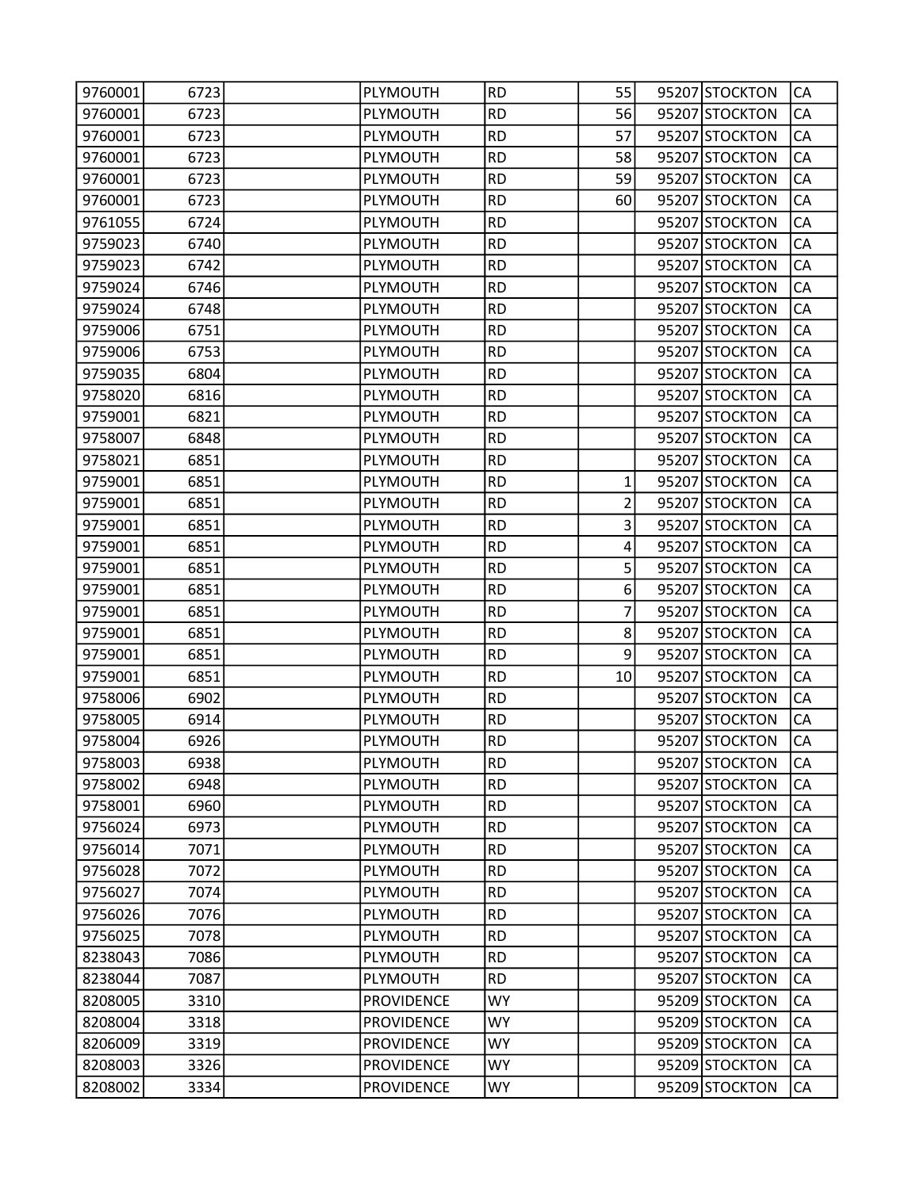| | | | | | | | | |
|---|---|---|---|---|---|---|---|---|
| 9760001 | 6723 | | PLYMOUTH | RD | 55 | 95207 | STOCKTON | CA |
| 9760001 | 6723 | | PLYMOUTH | RD | 56 | 95207 | STOCKTON | CA |
| 9760001 | 6723 | | PLYMOUTH | RD | 57 | 95207 | STOCKTON | CA |
| 9760001 | 6723 | | PLYMOUTH | RD | 58 | 95207 | STOCKTON | CA |
| 9760001 | 6723 | | PLYMOUTH | RD | 59 | 95207 | STOCKTON | CA |
| 9760001 | 6723 | | PLYMOUTH | RD | 60 | 95207 | STOCKTON | CA |
| 9761055 | 6724 | | PLYMOUTH | RD | | 95207 | STOCKTON | CA |
| 9759023 | 6740 | | PLYMOUTH | RD | | 95207 | STOCKTON | CA |
| 9759023 | 6742 | | PLYMOUTH | RD | | 95207 | STOCKTON | CA |
| 9759024 | 6746 | | PLYMOUTH | RD | | 95207 | STOCKTON | CA |
| 9759024 | 6748 | | PLYMOUTH | RD | | 95207 | STOCKTON | CA |
| 9759006 | 6751 | | PLYMOUTH | RD | | 95207 | STOCKTON | CA |
| 9759006 | 6753 | | PLYMOUTH | RD | | 95207 | STOCKTON | CA |
| 9759035 | 6804 | | PLYMOUTH | RD | | 95207 | STOCKTON | CA |
| 9758020 | 6816 | | PLYMOUTH | RD | | 95207 | STOCKTON | CA |
| 9759001 | 6821 | | PLYMOUTH | RD | | 95207 | STOCKTON | CA |
| 9758007 | 6848 | | PLYMOUTH | RD | | 95207 | STOCKTON | CA |
| 9758021 | 6851 | | PLYMOUTH | RD | | 95207 | STOCKTON | CA |
| 9759001 | 6851 | | PLYMOUTH | RD | 1 | 95207 | STOCKTON | CA |
| 9759001 | 6851 | | PLYMOUTH | RD | 2 | 95207 | STOCKTON | CA |
| 9759001 | 6851 | | PLYMOUTH | RD | 3 | 95207 | STOCKTON | CA |
| 9759001 | 6851 | | PLYMOUTH | RD | 4 | 95207 | STOCKTON | CA |
| 9759001 | 6851 | | PLYMOUTH | RD | 5 | 95207 | STOCKTON | CA |
| 9759001 | 6851 | | PLYMOUTH | RD | 6 | 95207 | STOCKTON | CA |
| 9759001 | 6851 | | PLYMOUTH | RD | 7 | 95207 | STOCKTON | CA |
| 9759001 | 6851 | | PLYMOUTH | RD | 8 | 95207 | STOCKTON | CA |
| 9759001 | 6851 | | PLYMOUTH | RD | 9 | 95207 | STOCKTON | CA |
| 9759001 | 6851 | | PLYMOUTH | RD | 10 | 95207 | STOCKTON | CA |
| 9758006 | 6902 | | PLYMOUTH | RD | | 95207 | STOCKTON | CA |
| 9758005 | 6914 | | PLYMOUTH | RD | | 95207 | STOCKTON | CA |
| 9758004 | 6926 | | PLYMOUTH | RD | | 95207 | STOCKTON | CA |
| 9758003 | 6938 | | PLYMOUTH | RD | | 95207 | STOCKTON | CA |
| 9758002 | 6948 | | PLYMOUTH | RD | | 95207 | STOCKTON | CA |
| 9758001 | 6960 | | PLYMOUTH | RD | | 95207 | STOCKTON | CA |
| 9756024 | 6973 | | PLYMOUTH | RD | | 95207 | STOCKTON | CA |
| 9756014 | 7071 | | PLYMOUTH | RD | | 95207 | STOCKTON | CA |
| 9756028 | 7072 | | PLYMOUTH | RD | | 95207 | STOCKTON | CA |
| 9756027 | 7074 | | PLYMOUTH | RD | | 95207 | STOCKTON | CA |
| 9756026 | 7076 | | PLYMOUTH | RD | | 95207 | STOCKTON | CA |
| 9756025 | 7078 | | PLYMOUTH | RD | | 95207 | STOCKTON | CA |
| 8238043 | 7086 | | PLYMOUTH | RD | | 95207 | STOCKTON | CA |
| 8238044 | 7087 | | PLYMOUTH | RD | | 95207 | STOCKTON | CA |
| 8208005 | 3310 | | PROVIDENCE | WY | | 95209 | STOCKTON | CA |
| 8208004 | 3318 | | PROVIDENCE | WY | | 95209 | STOCKTON | CA |
| 8206009 | 3319 | | PROVIDENCE | WY | | 95209 | STOCKTON | CA |
| 8208003 | 3326 | | PROVIDENCE | WY | | 95209 | STOCKTON | CA |
| 8208002 | 3334 | | PROVIDENCE | WY | | 95209 | STOCKTON | CA |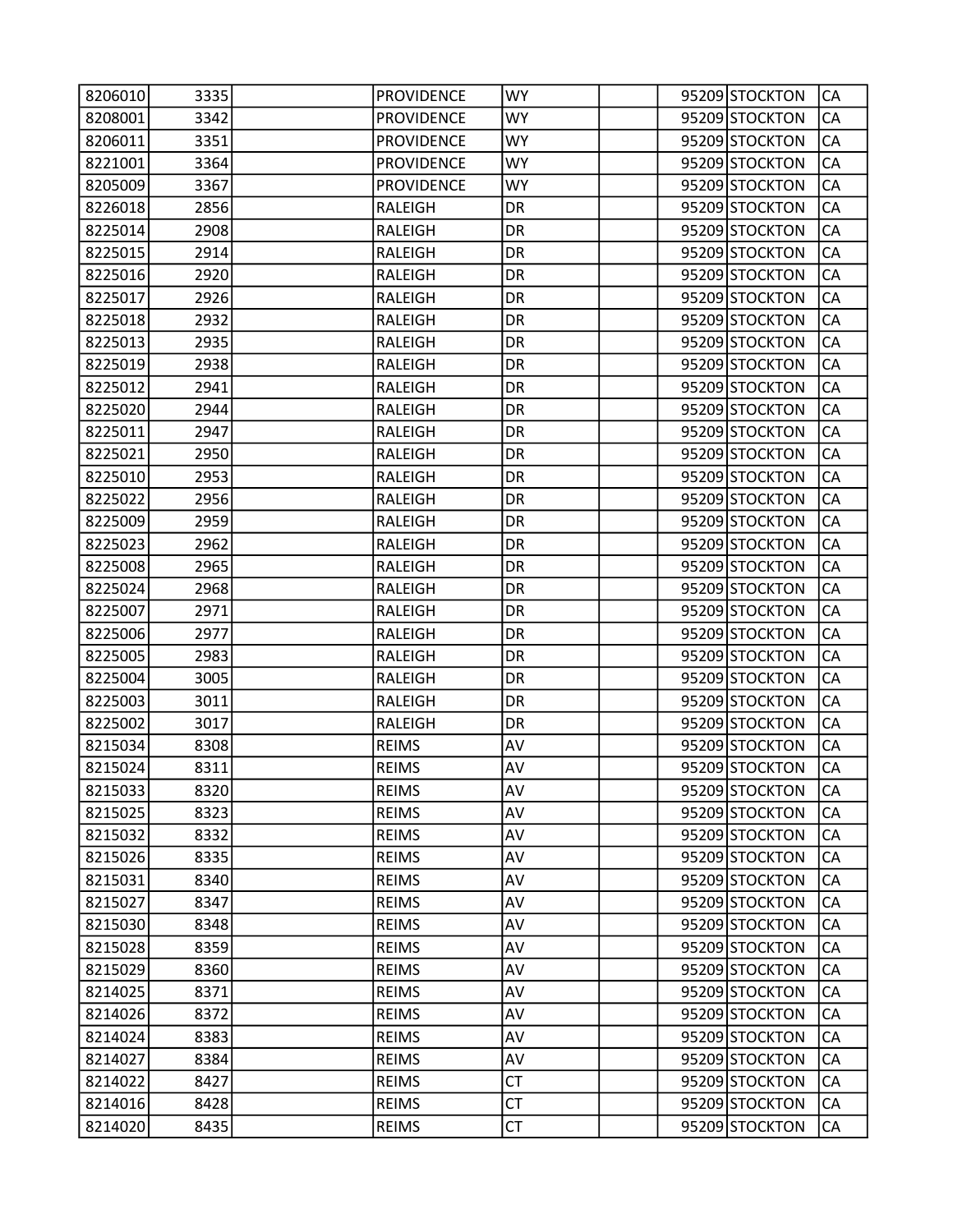| | | | | | | | | |
|---|---|---|---|---|---|---|---|---|
| 8206010 | 3335 | | PROVIDENCE | WY | | 95209 | STOCKTON | CA |
| 8208001 | 3342 | | PROVIDENCE | WY | | 95209 | STOCKTON | CA |
| 8206011 | 3351 | | PROVIDENCE | WY | | 95209 | STOCKTON | CA |
| 8221001 | 3364 | | PROVIDENCE | WY | | 95209 | STOCKTON | CA |
| 8205009 | 3367 | | PROVIDENCE | WY | | 95209 | STOCKTON | CA |
| 8226018 | 2856 | | RALEIGH | DR | | 95209 | STOCKTON | CA |
| 8225014 | 2908 | | RALEIGH | DR | | 95209 | STOCKTON | CA |
| 8225015 | 2914 | | RALEIGH | DR | | 95209 | STOCKTON | CA |
| 8225016 | 2920 | | RALEIGH | DR | | 95209 | STOCKTON | CA |
| 8225017 | 2926 | | RALEIGH | DR | | 95209 | STOCKTON | CA |
| 8225018 | 2932 | | RALEIGH | DR | | 95209 | STOCKTON | CA |
| 8225013 | 2935 | | RALEIGH | DR | | 95209 | STOCKTON | CA |
| 8225019 | 2938 | | RALEIGH | DR | | 95209 | STOCKTON | CA |
| 8225012 | 2941 | | RALEIGH | DR | | 95209 | STOCKTON | CA |
| 8225020 | 2944 | | RALEIGH | DR | | 95209 | STOCKTON | CA |
| 8225011 | 2947 | | RALEIGH | DR | | 95209 | STOCKTON | CA |
| 8225021 | 2950 | | RALEIGH | DR | | 95209 | STOCKTON | CA |
| 8225010 | 2953 | | RALEIGH | DR | | 95209 | STOCKTON | CA |
| 8225022 | 2956 | | RALEIGH | DR | | 95209 | STOCKTON | CA |
| 8225009 | 2959 | | RALEIGH | DR | | 95209 | STOCKTON | CA |
| 8225023 | 2962 | | RALEIGH | DR | | 95209 | STOCKTON | CA |
| 8225008 | 2965 | | RALEIGH | DR | | 95209 | STOCKTON | CA |
| 8225024 | 2968 | | RALEIGH | DR | | 95209 | STOCKTON | CA |
| 8225007 | 2971 | | RALEIGH | DR | | 95209 | STOCKTON | CA |
| 8225006 | 2977 | | RALEIGH | DR | | 95209 | STOCKTON | CA |
| 8225005 | 2983 | | RALEIGH | DR | | 95209 | STOCKTON | CA |
| 8225004 | 3005 | | RALEIGH | DR | | 95209 | STOCKTON | CA |
| 8225003 | 3011 | | RALEIGH | DR | | 95209 | STOCKTON | CA |
| 8225002 | 3017 | | RALEIGH | DR | | 95209 | STOCKTON | CA |
| 8215034 | 8308 | | REIMS | AV | | 95209 | STOCKTON | CA |
| 8215024 | 8311 | | REIMS | AV | | 95209 | STOCKTON | CA |
| 8215033 | 8320 | | REIMS | AV | | 95209 | STOCKTON | CA |
| 8215025 | 8323 | | REIMS | AV | | 95209 | STOCKTON | CA |
| 8215032 | 8332 | | REIMS | AV | | 95209 | STOCKTON | CA |
| 8215026 | 8335 | | REIMS | AV | | 95209 | STOCKTON | CA |
| 8215031 | 8340 | | REIMS | AV | | 95209 | STOCKTON | CA |
| 8215027 | 8347 | | REIMS | AV | | 95209 | STOCKTON | CA |
| 8215030 | 8348 | | REIMS | AV | | 95209 | STOCKTON | CA |
| 8215028 | 8359 | | REIMS | AV | | 95209 | STOCKTON | CA |
| 8215029 | 8360 | | REIMS | AV | | 95209 | STOCKTON | CA |
| 8214025 | 8371 | | REIMS | AV | | 95209 | STOCKTON | CA |
| 8214026 | 8372 | | REIMS | AV | | 95209 | STOCKTON | CA |
| 8214024 | 8383 | | REIMS | AV | | 95209 | STOCKTON | CA |
| 8214027 | 8384 | | REIMS | AV | | 95209 | STOCKTON | CA |
| 8214022 | 8427 | | REIMS | CT | | 95209 | STOCKTON | CA |
| 8214016 | 8428 | | REIMS | CT | | 95209 | STOCKTON | CA |
| 8214020 | 8435 | | REIMS | CT | | 95209 | STOCKTON | CA |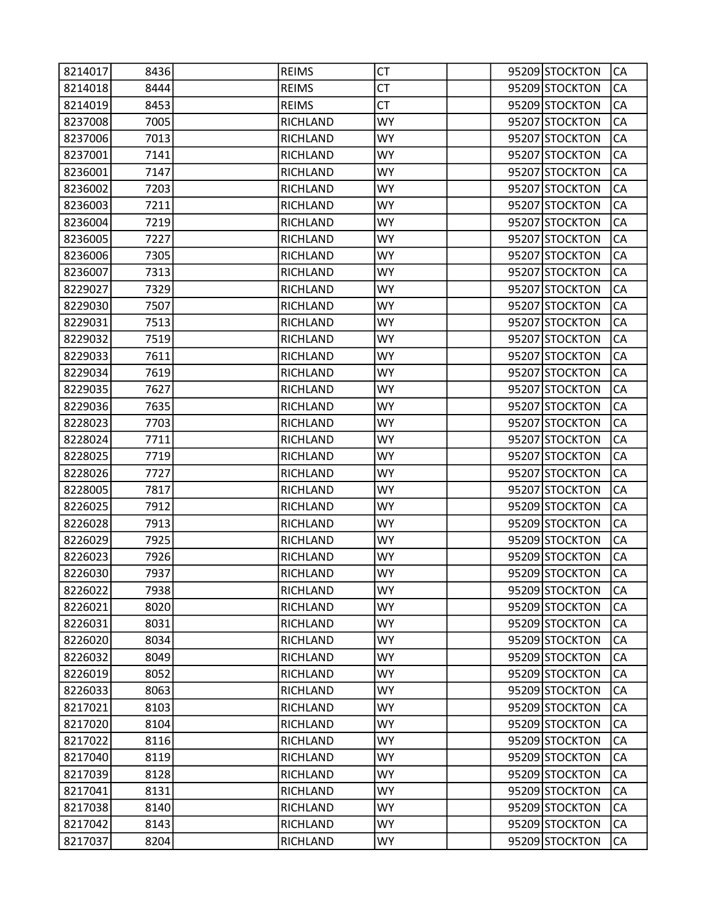| | | | | | | | | |
|---|---|---|---|---|---|---|---|---|
| 8214017 | 8436 | | REIMS | CT | | 95209 | STOCKTON | CA |
| 8214018 | 8444 | | REIMS | CT | | 95209 | STOCKTON | CA |
| 8214019 | 8453 | | REIMS | CT | | 95209 | STOCKTON | CA |
| 8237008 | 7005 | | RICHLAND | WY | | 95207 | STOCKTON | CA |
| 8237006 | 7013 | | RICHLAND | WY | | 95207 | STOCKTON | CA |
| 8237001 | 7141 | | RICHLAND | WY | | 95207 | STOCKTON | CA |
| 8236001 | 7147 | | RICHLAND | WY | | 95207 | STOCKTON | CA |
| 8236002 | 7203 | | RICHLAND | WY | | 95207 | STOCKTON | CA |
| 8236003 | 7211 | | RICHLAND | WY | | 95207 | STOCKTON | CA |
| 8236004 | 7219 | | RICHLAND | WY | | 95207 | STOCKTON | CA |
| 8236005 | 7227 | | RICHLAND | WY | | 95207 | STOCKTON | CA |
| 8236006 | 7305 | | RICHLAND | WY | | 95207 | STOCKTON | CA |
| 8236007 | 7313 | | RICHLAND | WY | | 95207 | STOCKTON | CA |
| 8229027 | 7329 | | RICHLAND | WY | | 95207 | STOCKTON | CA |
| 8229030 | 7507 | | RICHLAND | WY | | 95207 | STOCKTON | CA |
| 8229031 | 7513 | | RICHLAND | WY | | 95207 | STOCKTON | CA |
| 8229032 | 7519 | | RICHLAND | WY | | 95207 | STOCKTON | CA |
| 8229033 | 7611 | | RICHLAND | WY | | 95207 | STOCKTON | CA |
| 8229034 | 7619 | | RICHLAND | WY | | 95207 | STOCKTON | CA |
| 8229035 | 7627 | | RICHLAND | WY | | 95207 | STOCKTON | CA |
| 8229036 | 7635 | | RICHLAND | WY | | 95207 | STOCKTON | CA |
| 8228023 | 7703 | | RICHLAND | WY | | 95207 | STOCKTON | CA |
| 8228024 | 7711 | | RICHLAND | WY | | 95207 | STOCKTON | CA |
| 8228025 | 7719 | | RICHLAND | WY | | 95207 | STOCKTON | CA |
| 8228026 | 7727 | | RICHLAND | WY | | 95207 | STOCKTON | CA |
| 8228005 | 7817 | | RICHLAND | WY | | 95207 | STOCKTON | CA |
| 8226025 | 7912 | | RICHLAND | WY | | 95209 | STOCKTON | CA |
| 8226028 | 7913 | | RICHLAND | WY | | 95209 | STOCKTON | CA |
| 8226029 | 7925 | | RICHLAND | WY | | 95209 | STOCKTON | CA |
| 8226023 | 7926 | | RICHLAND | WY | | 95209 | STOCKTON | CA |
| 8226030 | 7937 | | RICHLAND | WY | | 95209 | STOCKTON | CA |
| 8226022 | 7938 | | RICHLAND | WY | | 95209 | STOCKTON | CA |
| 8226021 | 8020 | | RICHLAND | WY | | 95209 | STOCKTON | CA |
| 8226031 | 8031 | | RICHLAND | WY | | 95209 | STOCKTON | CA |
| 8226020 | 8034 | | RICHLAND | WY | | 95209 | STOCKTON | CA |
| 8226032 | 8049 | | RICHLAND | WY | | 95209 | STOCKTON | CA |
| 8226019 | 8052 | | RICHLAND | WY | | 95209 | STOCKTON | CA |
| 8226033 | 8063 | | RICHLAND | WY | | 95209 | STOCKTON | CA |
| 8217021 | 8103 | | RICHLAND | WY | | 95209 | STOCKTON | CA |
| 8217020 | 8104 | | RICHLAND | WY | | 95209 | STOCKTON | CA |
| 8217022 | 8116 | | RICHLAND | WY | | 95209 | STOCKTON | CA |
| 8217040 | 8119 | | RICHLAND | WY | | 95209 | STOCKTON | CA |
| 8217039 | 8128 | | RICHLAND | WY | | 95209 | STOCKTON | CA |
| 8217041 | 8131 | | RICHLAND | WY | | 95209 | STOCKTON | CA |
| 8217038 | 8140 | | RICHLAND | WY | | 95209 | STOCKTON | CA |
| 8217042 | 8143 | | RICHLAND | WY | | 95209 | STOCKTON | CA |
| 8217037 | 8204 | | RICHLAND | WY | | 95209 | STOCKTON | CA |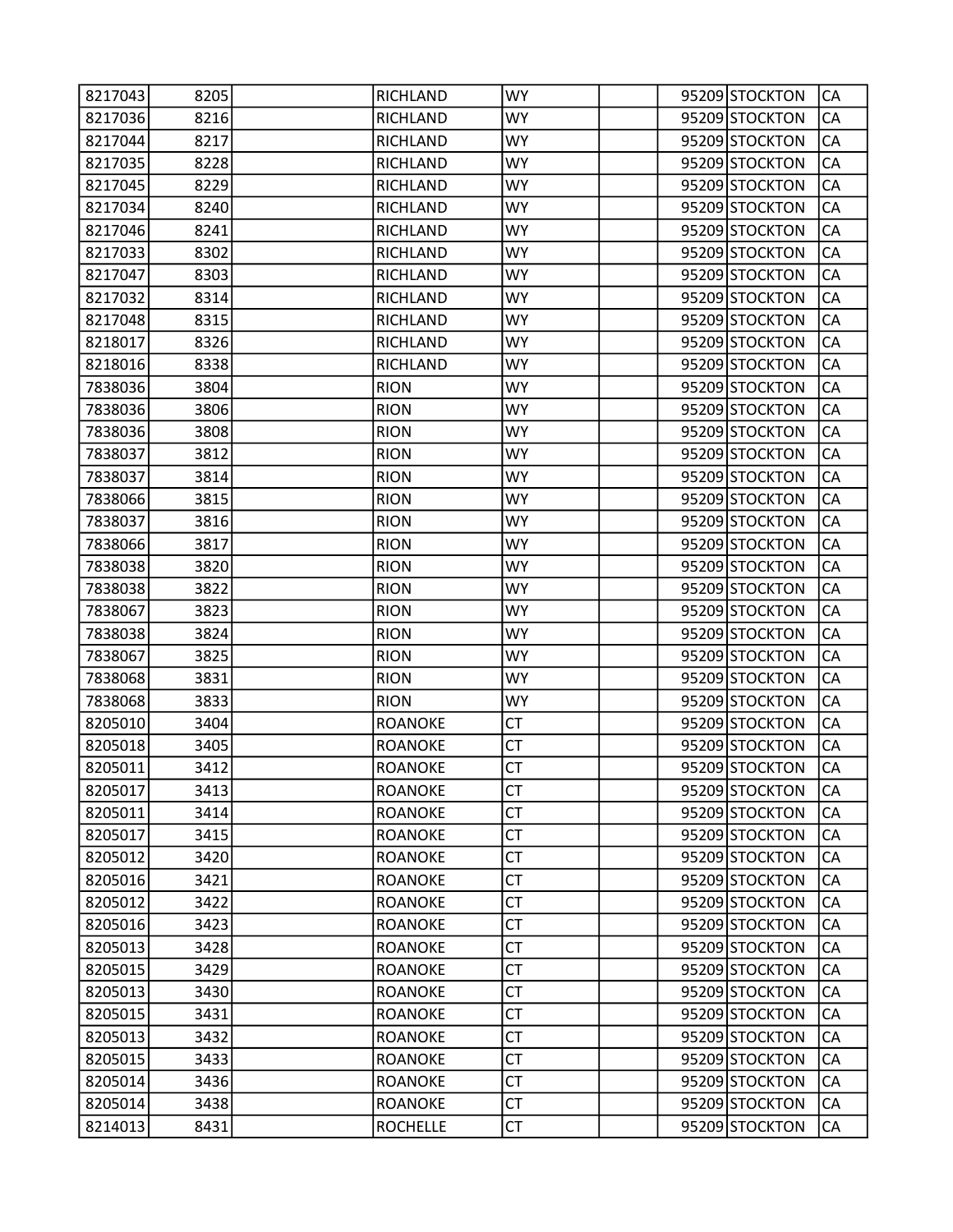| | | | | | | | | |
|---|---|---|---|---|---|---|---|---|
| 8217043 | 8205 | | RICHLAND | WY | | 95209 | STOCKTON | CA |
| 8217036 | 8216 | | RICHLAND | WY | | 95209 | STOCKTON | CA |
| 8217044 | 8217 | | RICHLAND | WY | | 95209 | STOCKTON | CA |
| 8217035 | 8228 | | RICHLAND | WY | | 95209 | STOCKTON | CA |
| 8217045 | 8229 | | RICHLAND | WY | | 95209 | STOCKTON | CA |
| 8217034 | 8240 | | RICHLAND | WY | | 95209 | STOCKTON | CA |
| 8217046 | 8241 | | RICHLAND | WY | | 95209 | STOCKTON | CA |
| 8217033 | 8302 | | RICHLAND | WY | | 95209 | STOCKTON | CA |
| 8217047 | 8303 | | RICHLAND | WY | | 95209 | STOCKTON | CA |
| 8217032 | 8314 | | RICHLAND | WY | | 95209 | STOCKTON | CA |
| 8217048 | 8315 | | RICHLAND | WY | | 95209 | STOCKTON | CA |
| 8218017 | 8326 | | RICHLAND | WY | | 95209 | STOCKTON | CA |
| 8218016 | 8338 | | RICHLAND | WY | | 95209 | STOCKTON | CA |
| 7838036 | 3804 | | RION | WY | | 95209 | STOCKTON | CA |
| 7838036 | 3806 | | RION | WY | | 95209 | STOCKTON | CA |
| 7838036 | 3808 | | RION | WY | | 95209 | STOCKTON | CA |
| 7838037 | 3812 | | RION | WY | | 95209 | STOCKTON | CA |
| 7838037 | 3814 | | RION | WY | | 95209 | STOCKTON | CA |
| 7838066 | 3815 | | RION | WY | | 95209 | STOCKTON | CA |
| 7838037 | 3816 | | RION | WY | | 95209 | STOCKTON | CA |
| 7838066 | 3817 | | RION | WY | | 95209 | STOCKTON | CA |
| 7838038 | 3820 | | RION | WY | | 95209 | STOCKTON | CA |
| 7838038 | 3822 | | RION | WY | | 95209 | STOCKTON | CA |
| 7838067 | 3823 | | RION | WY | | 95209 | STOCKTON | CA |
| 7838038 | 3824 | | RION | WY | | 95209 | STOCKTON | CA |
| 7838067 | 3825 | | RION | WY | | 95209 | STOCKTON | CA |
| 7838068 | 3831 | | RION | WY | | 95209 | STOCKTON | CA |
| 7838068 | 3833 | | RION | WY | | 95209 | STOCKTON | CA |
| 8205010 | 3404 | | ROANOKE | CT | | 95209 | STOCKTON | CA |
| 8205018 | 3405 | | ROANOKE | CT | | 95209 | STOCKTON | CA |
| 8205011 | 3412 | | ROANOKE | CT | | 95209 | STOCKTON | CA |
| 8205017 | 3413 | | ROANOKE | CT | | 95209 | STOCKTON | CA |
| 8205011 | 3414 | | ROANOKE | CT | | 95209 | STOCKTON | CA |
| 8205017 | 3415 | | ROANOKE | CT | | 95209 | STOCKTON | CA |
| 8205012 | 3420 | | ROANOKE | CT | | 95209 | STOCKTON | CA |
| 8205016 | 3421 | | ROANOKE | CT | | 95209 | STOCKTON | CA |
| 8205012 | 3422 | | ROANOKE | CT | | 95209 | STOCKTON | CA |
| 8205016 | 3423 | | ROANOKE | CT | | 95209 | STOCKTON | CA |
| 8205013 | 3428 | | ROANOKE | CT | | 95209 | STOCKTON | CA |
| 8205015 | 3429 | | ROANOKE | CT | | 95209 | STOCKTON | CA |
| 8205013 | 3430 | | ROANOKE | CT | | 95209 | STOCKTON | CA |
| 8205015 | 3431 | | ROANOKE | CT | | 95209 | STOCKTON | CA |
| 8205013 | 3432 | | ROANOKE | CT | | 95209 | STOCKTON | CA |
| 8205015 | 3433 | | ROANOKE | CT | | 95209 | STOCKTON | CA |
| 8205014 | 3436 | | ROANOKE | CT | | 95209 | STOCKTON | CA |
| 8205014 | 3438 | | ROANOKE | CT | | 95209 | STOCKTON | CA |
| 8214013 | 8431 | | ROCHELLE | CT | | 95209 | STOCKTON | CA |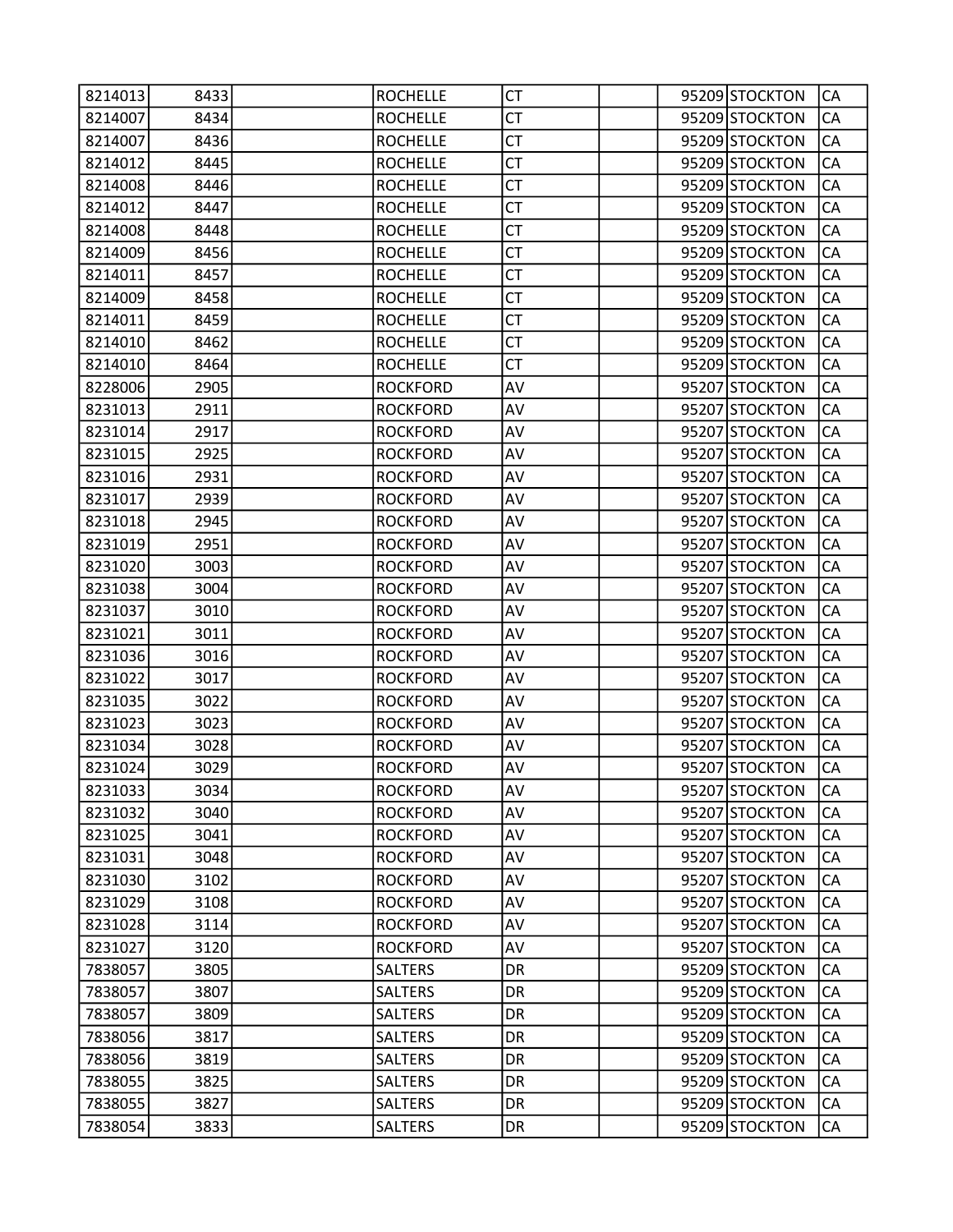| | | | | | | | | |
|---|---|---|---|---|---|---|---|---|
| 8214013 | 8433 | | ROCHELLE | CT | | 95209 | STOCKTON | CA |
| 8214007 | 8434 | | ROCHELLE | CT | | 95209 | STOCKTON | CA |
| 8214007 | 8436 | | ROCHELLE | CT | | 95209 | STOCKTON | CA |
| 8214012 | 8445 | | ROCHELLE | CT | | 95209 | STOCKTON | CA |
| 8214008 | 8446 | | ROCHELLE | CT | | 95209 | STOCKTON | CA |
| 8214012 | 8447 | | ROCHELLE | CT | | 95209 | STOCKTON | CA |
| 8214008 | 8448 | | ROCHELLE | CT | | 95209 | STOCKTON | CA |
| 8214009 | 8456 | | ROCHELLE | CT | | 95209 | STOCKTON | CA |
| 8214011 | 8457 | | ROCHELLE | CT | | 95209 | STOCKTON | CA |
| 8214009 | 8458 | | ROCHELLE | CT | | 95209 | STOCKTON | CA |
| 8214011 | 8459 | | ROCHELLE | CT | | 95209 | STOCKTON | CA |
| 8214010 | 8462 | | ROCHELLE | CT | | 95209 | STOCKTON | CA |
| 8214010 | 8464 | | ROCHELLE | CT | | 95209 | STOCKTON | CA |
| 8228006 | 2905 | | ROCKFORD | AV | | 95207 | STOCKTON | CA |
| 8231013 | 2911 | | ROCKFORD | AV | | 95207 | STOCKTON | CA |
| 8231014 | 2917 | | ROCKFORD | AV | | 95207 | STOCKTON | CA |
| 8231015 | 2925 | | ROCKFORD | AV | | 95207 | STOCKTON | CA |
| 8231016 | 2931 | | ROCKFORD | AV | | 95207 | STOCKTON | CA |
| 8231017 | 2939 | | ROCKFORD | AV | | 95207 | STOCKTON | CA |
| 8231018 | 2945 | | ROCKFORD | AV | | 95207 | STOCKTON | CA |
| 8231019 | 2951 | | ROCKFORD | AV | | 95207 | STOCKTON | CA |
| 8231020 | 3003 | | ROCKFORD | AV | | 95207 | STOCKTON | CA |
| 8231038 | 3004 | | ROCKFORD | AV | | 95207 | STOCKTON | CA |
| 8231037 | 3010 | | ROCKFORD | AV | | 95207 | STOCKTON | CA |
| 8231021 | 3011 | | ROCKFORD | AV | | 95207 | STOCKTON | CA |
| 8231036 | 3016 | | ROCKFORD | AV | | 95207 | STOCKTON | CA |
| 8231022 | 3017 | | ROCKFORD | AV | | 95207 | STOCKTON | CA |
| 8231035 | 3022 | | ROCKFORD | AV | | 95207 | STOCKTON | CA |
| 8231023 | 3023 | | ROCKFORD | AV | | 95207 | STOCKTON | CA |
| 8231034 | 3028 | | ROCKFORD | AV | | 95207 | STOCKTON | CA |
| 8231024 | 3029 | | ROCKFORD | AV | | 95207 | STOCKTON | CA |
| 8231033 | 3034 | | ROCKFORD | AV | | 95207 | STOCKTON | CA |
| 8231032 | 3040 | | ROCKFORD | AV | | 95207 | STOCKTON | CA |
| 8231025 | 3041 | | ROCKFORD | AV | | 95207 | STOCKTON | CA |
| 8231031 | 3048 | | ROCKFORD | AV | | 95207 | STOCKTON | CA |
| 8231030 | 3102 | | ROCKFORD | AV | | 95207 | STOCKTON | CA |
| 8231029 | 3108 | | ROCKFORD | AV | | 95207 | STOCKTON | CA |
| 8231028 | 3114 | | ROCKFORD | AV | | 95207 | STOCKTON | CA |
| 8231027 | 3120 | | ROCKFORD | AV | | 95207 | STOCKTON | CA |
| 7838057 | 3805 | | SALTERS | DR | | 95209 | STOCKTON | CA |
| 7838057 | 3807 | | SALTERS | DR | | 95209 | STOCKTON | CA |
| 7838057 | 3809 | | SALTERS | DR | | 95209 | STOCKTON | CA |
| 7838056 | 3817 | | SALTERS | DR | | 95209 | STOCKTON | CA |
| 7838056 | 3819 | | SALTERS | DR | | 95209 | STOCKTON | CA |
| 7838055 | 3825 | | SALTERS | DR | | 95209 | STOCKTON | CA |
| 7838055 | 3827 | | SALTERS | DR | | 95209 | STOCKTON | CA |
| 7838054 | 3833 | | SALTERS | DR | | 95209 | STOCKTON | CA |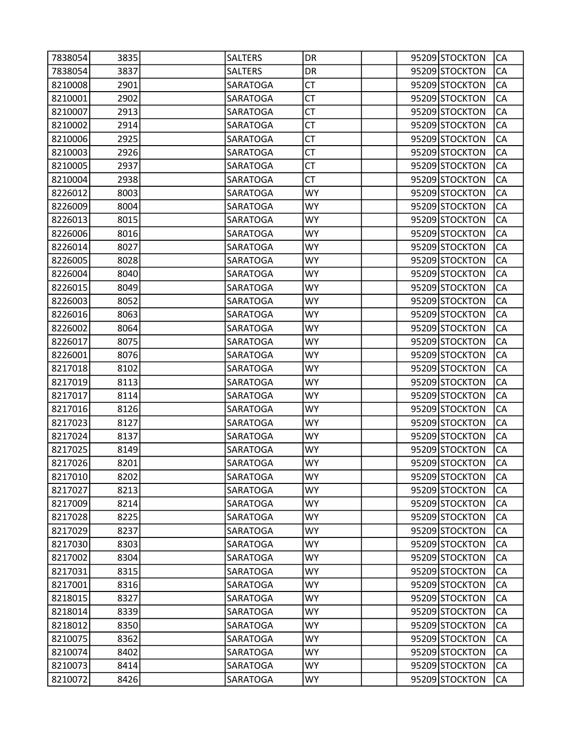| | | | | | | | | |
|---|---|---|---|---|---|---|---|---|
| 7838054 | 3835 | | SALTERS | DR | | 95209 | STOCKTON | CA |
| 7838054 | 3837 | | SALTERS | DR | | 95209 | STOCKTON | CA |
| 8210008 | 2901 | | SARATOGA | CT | | 95209 | STOCKTON | CA |
| 8210001 | 2902 | | SARATOGA | CT | | 95209 | STOCKTON | CA |
| 8210007 | 2913 | | SARATOGA | CT | | 95209 | STOCKTON | CA |
| 8210002 | 2914 | | SARATOGA | CT | | 95209 | STOCKTON | CA |
| 8210006 | 2925 | | SARATOGA | CT | | 95209 | STOCKTON | CA |
| 8210003 | 2926 | | SARATOGA | CT | | 95209 | STOCKTON | CA |
| 8210005 | 2937 | | SARATOGA | CT | | 95209 | STOCKTON | CA |
| 8210004 | 2938 | | SARATOGA | CT | | 95209 | STOCKTON | CA |
| 8226012 | 8003 | | SARATOGA | WY | | 95209 | STOCKTON | CA |
| 8226009 | 8004 | | SARATOGA | WY | | 95209 | STOCKTON | CA |
| 8226013 | 8015 | | SARATOGA | WY | | 95209 | STOCKTON | CA |
| 8226006 | 8016 | | SARATOGA | WY | | 95209 | STOCKTON | CA |
| 8226014 | 8027 | | SARATOGA | WY | | 95209 | STOCKTON | CA |
| 8226005 | 8028 | | SARATOGA | WY | | 95209 | STOCKTON | CA |
| 8226004 | 8040 | | SARATOGA | WY | | 95209 | STOCKTON | CA |
| 8226015 | 8049 | | SARATOGA | WY | | 95209 | STOCKTON | CA |
| 8226003 | 8052 | | SARATOGA | WY | | 95209 | STOCKTON | CA |
| 8226016 | 8063 | | SARATOGA | WY | | 95209 | STOCKTON | CA |
| 8226002 | 8064 | | SARATOGA | WY | | 95209 | STOCKTON | CA |
| 8226017 | 8075 | | SARATOGA | WY | | 95209 | STOCKTON | CA |
| 8226001 | 8076 | | SARATOGA | WY | | 95209 | STOCKTON | CA |
| 8217018 | 8102 | | SARATOGA | WY | | 95209 | STOCKTON | CA |
| 8217019 | 8113 | | SARATOGA | WY | | 95209 | STOCKTON | CA |
| 8217017 | 8114 | | SARATOGA | WY | | 95209 | STOCKTON | CA |
| 8217016 | 8126 | | SARATOGA | WY | | 95209 | STOCKTON | CA |
| 8217023 | 8127 | | SARATOGA | WY | | 95209 | STOCKTON | CA |
| 8217024 | 8137 | | SARATOGA | WY | | 95209 | STOCKTON | CA |
| 8217025 | 8149 | | SARATOGA | WY | | 95209 | STOCKTON | CA |
| 8217026 | 8201 | | SARATOGA | WY | | 95209 | STOCKTON | CA |
| 8217010 | 8202 | | SARATOGA | WY | | 95209 | STOCKTON | CA |
| 8217027 | 8213 | | SARATOGA | WY | | 95209 | STOCKTON | CA |
| 8217009 | 8214 | | SARATOGA | WY | | 95209 | STOCKTON | CA |
| 8217028 | 8225 | | SARATOGA | WY | | 95209 | STOCKTON | CA |
| 8217029 | 8237 | | SARATOGA | WY | | 95209 | STOCKTON | CA |
| 8217030 | 8303 | | SARATOGA | WY | | 95209 | STOCKTON | CA |
| 8217002 | 8304 | | SARATOGA | WY | | 95209 | STOCKTON | CA |
| 8217031 | 8315 | | SARATOGA | WY | | 95209 | STOCKTON | CA |
| 8217001 | 8316 | | SARATOGA | WY | | 95209 | STOCKTON | CA |
| 8218015 | 8327 | | SARATOGA | WY | | 95209 | STOCKTON | CA |
| 8218014 | 8339 | | SARATOGA | WY | | 95209 | STOCKTON | CA |
| 8218012 | 8350 | | SARATOGA | WY | | 95209 | STOCKTON | CA |
| 8210075 | 8362 | | SARATOGA | WY | | 95209 | STOCKTON | CA |
| 8210074 | 8402 | | SARATOGA | WY | | 95209 | STOCKTON | CA |
| 8210073 | 8414 | | SARATOGA | WY | | 95209 | STOCKTON | CA |
| 8210072 | 8426 | | SARATOGA | WY | | 95209 | STOCKTON | CA |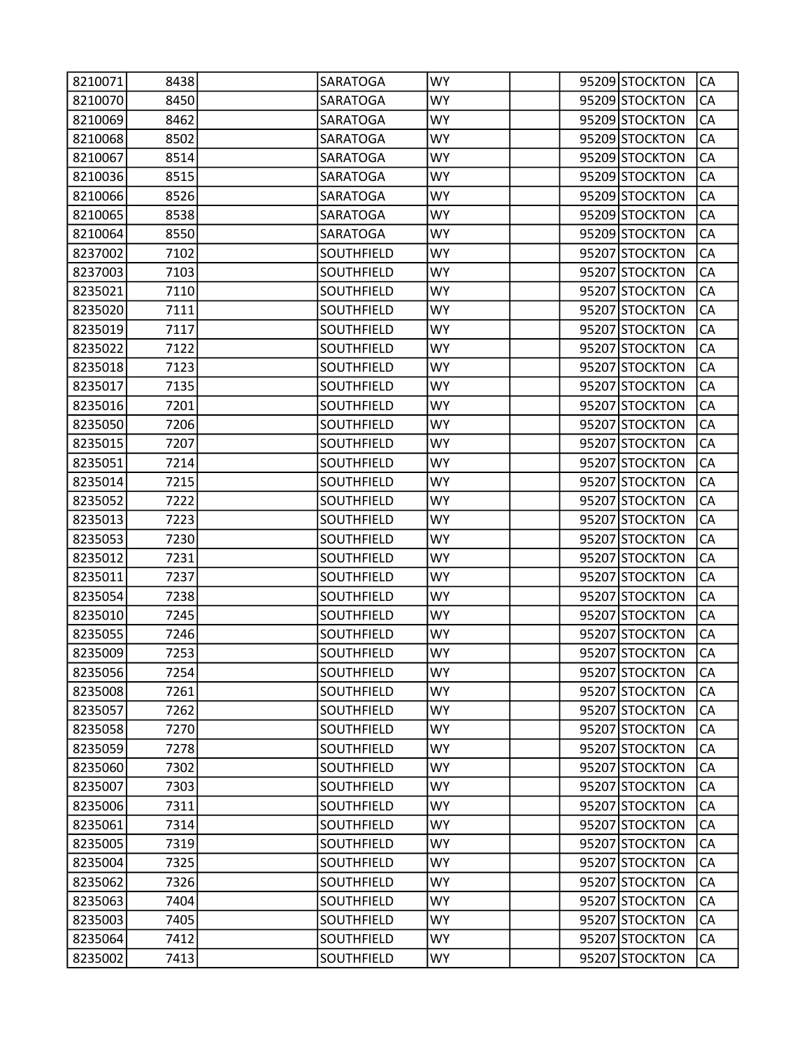| | | | | | | | | |
|---|---|---|---|---|---|---|---|---|
| 8210071 | 8438 | | SARATOGA | WY | | 95209 | STOCKTON | CA |
| 8210070 | 8450 | | SARATOGA | WY | | 95209 | STOCKTON | CA |
| 8210069 | 8462 | | SARATOGA | WY | | 95209 | STOCKTON | CA |
| 8210068 | 8502 | | SARATOGA | WY | | 95209 | STOCKTON | CA |
| 8210067 | 8514 | | SARATOGA | WY | | 95209 | STOCKTON | CA |
| 8210036 | 8515 | | SARATOGA | WY | | 95209 | STOCKTON | CA |
| 8210066 | 8526 | | SARATOGA | WY | | 95209 | STOCKTON | CA |
| 8210065 | 8538 | | SARATOGA | WY | | 95209 | STOCKTON | CA |
| 8210064 | 8550 | | SARATOGA | WY | | 95209 | STOCKTON | CA |
| 8237002 | 7102 | | SOUTHFIELD | WY | | 95207 | STOCKTON | CA |
| 8237003 | 7103 | | SOUTHFIELD | WY | | 95207 | STOCKTON | CA |
| 8235021 | 7110 | | SOUTHFIELD | WY | | 95207 | STOCKTON | CA |
| 8235020 | 7111 | | SOUTHFIELD | WY | | 95207 | STOCKTON | CA |
| 8235019 | 7117 | | SOUTHFIELD | WY | | 95207 | STOCKTON | CA |
| 8235022 | 7122 | | SOUTHFIELD | WY | | 95207 | STOCKTON | CA |
| 8235018 | 7123 | | SOUTHFIELD | WY | | 95207 | STOCKTON | CA |
| 8235017 | 7135 | | SOUTHFIELD | WY | | 95207 | STOCKTON | CA |
| 8235016 | 7201 | | SOUTHFIELD | WY | | 95207 | STOCKTON | CA |
| 8235050 | 7206 | | SOUTHFIELD | WY | | 95207 | STOCKTON | CA |
| 8235015 | 7207 | | SOUTHFIELD | WY | | 95207 | STOCKTON | CA |
| 8235051 | 7214 | | SOUTHFIELD | WY | | 95207 | STOCKTON | CA |
| 8235014 | 7215 | | SOUTHFIELD | WY | | 95207 | STOCKTON | CA |
| 8235052 | 7222 | | SOUTHFIELD | WY | | 95207 | STOCKTON | CA |
| 8235013 | 7223 | | SOUTHFIELD | WY | | 95207 | STOCKTON | CA |
| 8235053 | 7230 | | SOUTHFIELD | WY | | 95207 | STOCKTON | CA |
| 8235012 | 7231 | | SOUTHFIELD | WY | | 95207 | STOCKTON | CA |
| 8235011 | 7237 | | SOUTHFIELD | WY | | 95207 | STOCKTON | CA |
| 8235054 | 7238 | | SOUTHFIELD | WY | | 95207 | STOCKTON | CA |
| 8235010 | 7245 | | SOUTHFIELD | WY | | 95207 | STOCKTON | CA |
| 8235055 | 7246 | | SOUTHFIELD | WY | | 95207 | STOCKTON | CA |
| 8235009 | 7253 | | SOUTHFIELD | WY | | 95207 | STOCKTON | CA |
| 8235056 | 7254 | | SOUTHFIELD | WY | | 95207 | STOCKTON | CA |
| 8235008 | 7261 | | SOUTHFIELD | WY | | 95207 | STOCKTON | CA |
| 8235057 | 7262 | | SOUTHFIELD | WY | | 95207 | STOCKTON | CA |
| 8235058 | 7270 | | SOUTHFIELD | WY | | 95207 | STOCKTON | CA |
| 8235059 | 7278 | | SOUTHFIELD | WY | | 95207 | STOCKTON | CA |
| 8235060 | 7302 | | SOUTHFIELD | WY | | 95207 | STOCKTON | CA |
| 8235007 | 7303 | | SOUTHFIELD | WY | | 95207 | STOCKTON | CA |
| 8235006 | 7311 | | SOUTHFIELD | WY | | 95207 | STOCKTON | CA |
| 8235061 | 7314 | | SOUTHFIELD | WY | | 95207 | STOCKTON | CA |
| 8235005 | 7319 | | SOUTHFIELD | WY | | 95207 | STOCKTON | CA |
| 8235004 | 7325 | | SOUTHFIELD | WY | | 95207 | STOCKTON | CA |
| 8235062 | 7326 | | SOUTHFIELD | WY | | 95207 | STOCKTON | CA |
| 8235063 | 7404 | | SOUTHFIELD | WY | | 95207 | STOCKTON | CA |
| 8235003 | 7405 | | SOUTHFIELD | WY | | 95207 | STOCKTON | CA |
| 8235064 | 7412 | | SOUTHFIELD | WY | | 95207 | STOCKTON | CA |
| 8235002 | 7413 | | SOUTHFIELD | WY | | 95207 | STOCKTON | CA |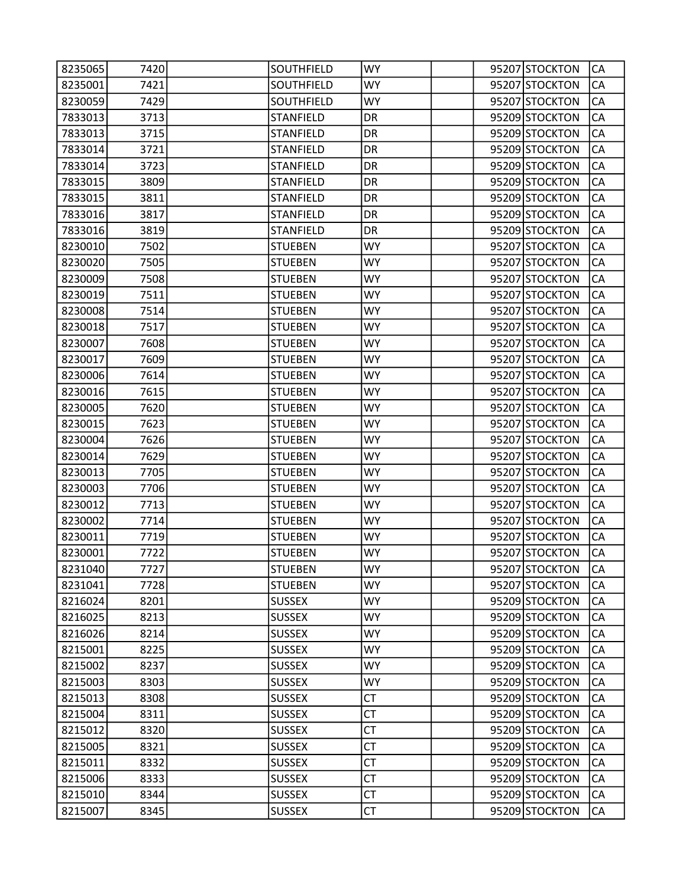| | | | | | | | | |
|---|---|---|---|---|---|---|---|---|
| 8235065 | 7420 | | SOUTHFIELD | WY | | 95207 | STOCKTON | CA |
| 8235001 | 7421 | | SOUTHFIELD | WY | | 95207 | STOCKTON | CA |
| 8230059 | 7429 | | SOUTHFIELD | WY | | 95207 | STOCKTON | CA |
| 7833013 | 3713 | | STANFIELD | DR | | 95209 | STOCKTON | CA |
| 7833013 | 3715 | | STANFIELD | DR | | 95209 | STOCKTON | CA |
| 7833014 | 3721 | | STANFIELD | DR | | 95209 | STOCKTON | CA |
| 7833014 | 3723 | | STANFIELD | DR | | 95209 | STOCKTON | CA |
| 7833015 | 3809 | | STANFIELD | DR | | 95209 | STOCKTON | CA |
| 7833015 | 3811 | | STANFIELD | DR | | 95209 | STOCKTON | CA |
| 7833016 | 3817 | | STANFIELD | DR | | 95209 | STOCKTON | CA |
| 7833016 | 3819 | | STANFIELD | DR | | 95209 | STOCKTON | CA |
| 8230010 | 7502 | | STUEBEN | WY | | 95207 | STOCKTON | CA |
| 8230020 | 7505 | | STUEBEN | WY | | 95207 | STOCKTON | CA |
| 8230009 | 7508 | | STUEBEN | WY | | 95207 | STOCKTON | CA |
| 8230019 | 7511 | | STUEBEN | WY | | 95207 | STOCKTON | CA |
| 8230008 | 7514 | | STUEBEN | WY | | 95207 | STOCKTON | CA |
| 8230018 | 7517 | | STUEBEN | WY | | 95207 | STOCKTON | CA |
| 8230007 | 7608 | | STUEBEN | WY | | 95207 | STOCKTON | CA |
| 8230017 | 7609 | | STUEBEN | WY | | 95207 | STOCKTON | CA |
| 8230006 | 7614 | | STUEBEN | WY | | 95207 | STOCKTON | CA |
| 8230016 | 7615 | | STUEBEN | WY | | 95207 | STOCKTON | CA |
| 8230005 | 7620 | | STUEBEN | WY | | 95207 | STOCKTON | CA |
| 8230015 | 7623 | | STUEBEN | WY | | 95207 | STOCKTON | CA |
| 8230004 | 7626 | | STUEBEN | WY | | 95207 | STOCKTON | CA |
| 8230014 | 7629 | | STUEBEN | WY | | 95207 | STOCKTON | CA |
| 8230013 | 7705 | | STUEBEN | WY | | 95207 | STOCKTON | CA |
| 8230003 | 7706 | | STUEBEN | WY | | 95207 | STOCKTON | CA |
| 8230012 | 7713 | | STUEBEN | WY | | 95207 | STOCKTON | CA |
| 8230002 | 7714 | | STUEBEN | WY | | 95207 | STOCKTON | CA |
| 8230011 | 7719 | | STUEBEN | WY | | 95207 | STOCKTON | CA |
| 8230001 | 7722 | | STUEBEN | WY | | 95207 | STOCKTON | CA |
| 8231040 | 7727 | | STUEBEN | WY | | 95207 | STOCKTON | CA |
| 8231041 | 7728 | | STUEBEN | WY | | 95207 | STOCKTON | CA |
| 8216024 | 8201 | | SUSSEX | WY | | 95209 | STOCKTON | CA |
| 8216025 | 8213 | | SUSSEX | WY | | 95209 | STOCKTON | CA |
| 8216026 | 8214 | | SUSSEX | WY | | 95209 | STOCKTON | CA |
| 8215001 | 8225 | | SUSSEX | WY | | 95209 | STOCKTON | CA |
| 8215002 | 8237 | | SUSSEX | WY | | 95209 | STOCKTON | CA |
| 8215003 | 8303 | | SUSSEX | WY | | 95209 | STOCKTON | CA |
| 8215013 | 8308 | | SUSSEX | CT | | 95209 | STOCKTON | CA |
| 8215004 | 8311 | | SUSSEX | CT | | 95209 | STOCKTON | CA |
| 8215012 | 8320 | | SUSSEX | CT | | 95209 | STOCKTON | CA |
| 8215005 | 8321 | | SUSSEX | CT | | 95209 | STOCKTON | CA |
| 8215011 | 8332 | | SUSSEX | CT | | 95209 | STOCKTON | CA |
| 8215006 | 8333 | | SUSSEX | CT | | 95209 | STOCKTON | CA |
| 8215010 | 8344 | | SUSSEX | CT | | 95209 | STOCKTON | CA |
| 8215007 | 8345 | | SUSSEX | CT | | 95209 | STOCKTON | CA |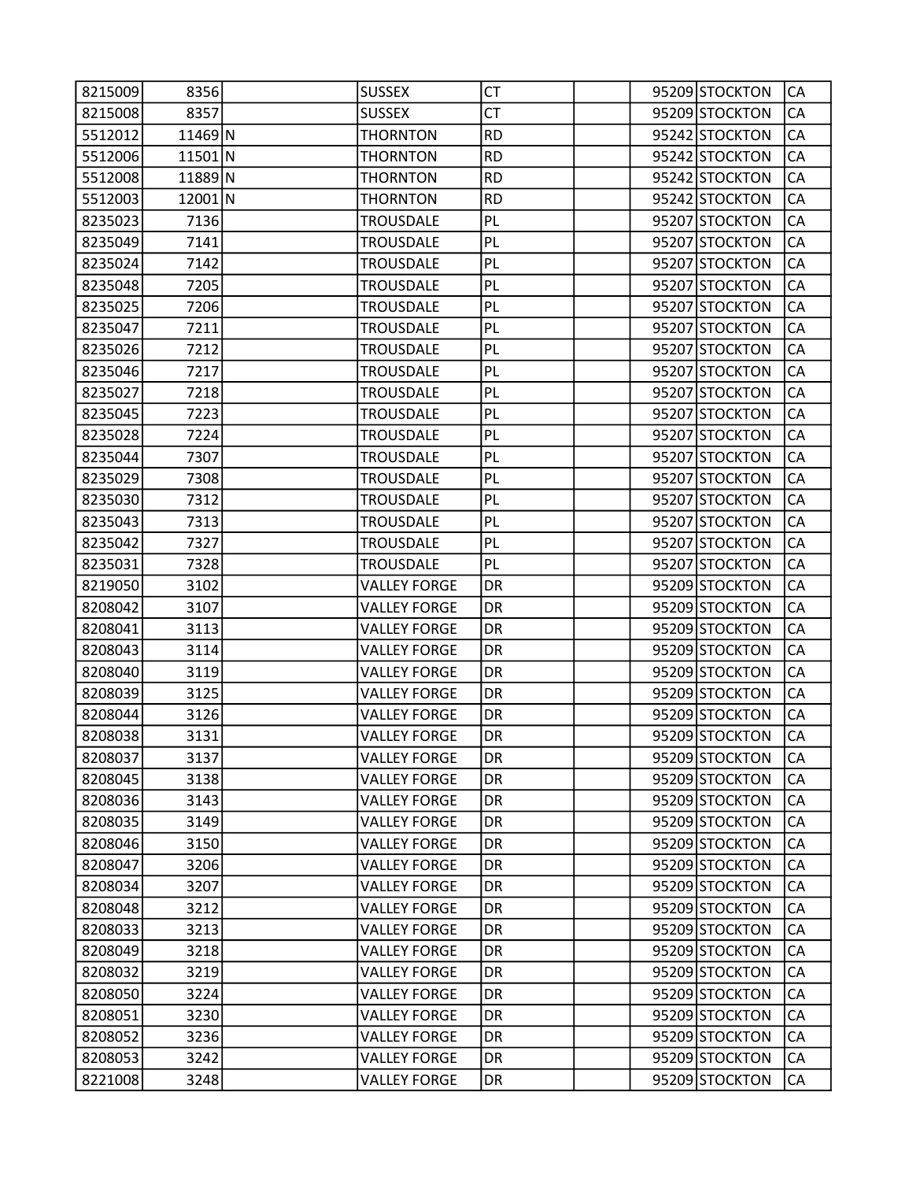| | | | | | | | | |
|---|---|---|---|---|---|---|---|---|
| 8215009 | 8356 | | SUSSEX | CT | | 95209 | STOCKTON | CA |
| 8215008 | 8357 | | SUSSEX | CT | | 95209 | STOCKTON | CA |
| 5512012 | 11469 | N | THORNTON | RD | | 95242 | STOCKTON | CA |
| 5512006 | 11501 | N | THORNTON | RD | | 95242 | STOCKTON | CA |
| 5512008 | 11889 | N | THORNTON | RD | | 95242 | STOCKTON | CA |
| 5512003 | 12001 | N | THORNTON | RD | | 95242 | STOCKTON | CA |
| 8235023 | 7136 | | TROUSDALE | PL | | 95207 | STOCKTON | CA |
| 8235049 | 7141 | | TROUSDALE | PL | | 95207 | STOCKTON | CA |
| 8235024 | 7142 | | TROUSDALE | PL | | 95207 | STOCKTON | CA |
| 8235048 | 7205 | | TROUSDALE | PL | | 95207 | STOCKTON | CA |
| 8235025 | 7206 | | TROUSDALE | PL | | 95207 | STOCKTON | CA |
| 8235047 | 7211 | | TROUSDALE | PL | | 95207 | STOCKTON | CA |
| 8235026 | 7212 | | TROUSDALE | PL | | 95207 | STOCKTON | CA |
| 8235046 | 7217 | | TROUSDALE | PL | | 95207 | STOCKTON | CA |
| 8235027 | 7218 | | TROUSDALE | PL | | 95207 | STOCKTON | CA |
| 8235045 | 7223 | | TROUSDALE | PL | | 95207 | STOCKTON | CA |
| 8235028 | 7224 | | TROUSDALE | PL | | 95207 | STOCKTON | CA |
| 8235044 | 7307 | | TROUSDALE | PL | | 95207 | STOCKTON | CA |
| 8235029 | 7308 | | TROUSDALE | PL | | 95207 | STOCKTON | CA |
| 8235030 | 7312 | | TROUSDALE | PL | | 95207 | STOCKTON | CA |
| 8235043 | 7313 | | TROUSDALE | PL | | 95207 | STOCKTON | CA |
| 8235042 | 7327 | | TROUSDALE | PL | | 95207 | STOCKTON | CA |
| 8235031 | 7328 | | TROUSDALE | PL | | 95207 | STOCKTON | CA |
| 8219050 | 3102 | | VALLEY FORGE | DR | | 95209 | STOCKTON | CA |
| 8208042 | 3107 | | VALLEY FORGE | DR | | 95209 | STOCKTON | CA |
| 8208041 | 3113 | | VALLEY FORGE | DR | | 95209 | STOCKTON | CA |
| 8208043 | 3114 | | VALLEY FORGE | DR | | 95209 | STOCKTON | CA |
| 8208040 | 3119 | | VALLEY FORGE | DR | | 95209 | STOCKTON | CA |
| 8208039 | 3125 | | VALLEY FORGE | DR | | 95209 | STOCKTON | CA |
| 8208044 | 3126 | | VALLEY FORGE | DR | | 95209 | STOCKTON | CA |
| 8208038 | 3131 | | VALLEY FORGE | DR | | 95209 | STOCKTON | CA |
| 8208037 | 3137 | | VALLEY FORGE | DR | | 95209 | STOCKTON | CA |
| 8208045 | 3138 | | VALLEY FORGE | DR | | 95209 | STOCKTON | CA |
| 8208036 | 3143 | | VALLEY FORGE | DR | | 95209 | STOCKTON | CA |
| 8208035 | 3149 | | VALLEY FORGE | DR | | 95209 | STOCKTON | CA |
| 8208046 | 3150 | | VALLEY FORGE | DR | | 95209 | STOCKTON | CA |
| 8208047 | 3206 | | VALLEY FORGE | DR | | 95209 | STOCKTON | CA |
| 8208034 | 3207 | | VALLEY FORGE | DR | | 95209 | STOCKTON | CA |
| 8208048 | 3212 | | VALLEY FORGE | DR | | 95209 | STOCKTON | CA |
| 8208033 | 3213 | | VALLEY FORGE | DR | | 95209 | STOCKTON | CA |
| 8208049 | 3218 | | VALLEY FORGE | DR | | 95209 | STOCKTON | CA |
| 8208032 | 3219 | | VALLEY FORGE | DR | | 95209 | STOCKTON | CA |
| 8208050 | 3224 | | VALLEY FORGE | DR | | 95209 | STOCKTON | CA |
| 8208051 | 3230 | | VALLEY FORGE | DR | | 95209 | STOCKTON | CA |
| 8208052 | 3236 | | VALLEY FORGE | DR | | 95209 | STOCKTON | CA |
| 8208053 | 3242 | | VALLEY FORGE | DR | | 95209 | STOCKTON | CA |
| 8221008 | 3248 | | VALLEY FORGE | DR | | 95209 | STOCKTON | CA |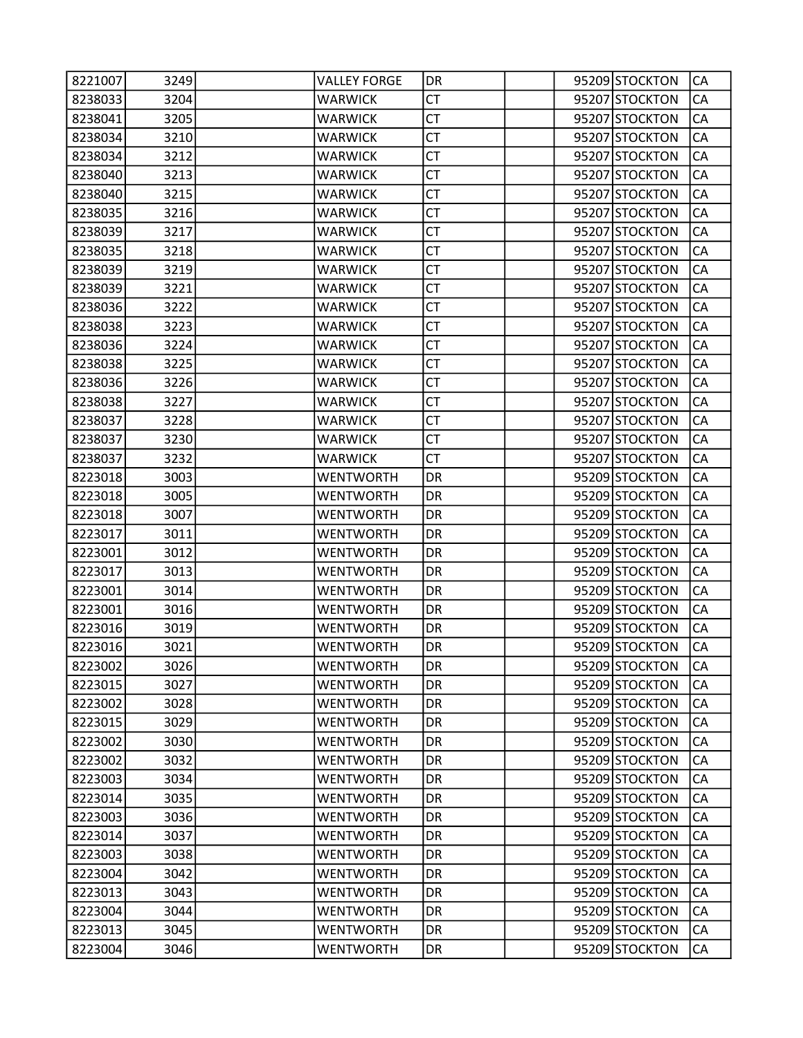| 8221007 | 3249 | | VALLEY FORGE | DR | | 95209 | STOCKTON | CA |
|---|---|---|---|---|---|---|---|---|
| 8238033 | 3204 | | WARWICK | CT | | 95207 | STOCKTON | CA |
| 8238041 | 3205 | | WARWICK | CT | | 95207 | STOCKTON | CA |
| 8238034 | 3210 | | WARWICK | CT | | 95207 | STOCKTON | CA |
| 8238034 | 3212 | | WARWICK | CT | | 95207 | STOCKTON | CA |
| 8238040 | 3213 | | WARWICK | CT | | 95207 | STOCKTON | CA |
| 8238040 | 3215 | | WARWICK | CT | | 95207 | STOCKTON | CA |
| 8238035 | 3216 | | WARWICK | CT | | 95207 | STOCKTON | CA |
| 8238039 | 3217 | | WARWICK | CT | | 95207 | STOCKTON | CA |
| 8238035 | 3218 | | WARWICK | CT | | 95207 | STOCKTON | CA |
| 8238039 | 3219 | | WARWICK | CT | | 95207 | STOCKTON | CA |
| 8238039 | 3221 | | WARWICK | CT | | 95207 | STOCKTON | CA |
| 8238036 | 3222 | | WARWICK | CT | | 95207 | STOCKTON | CA |
| 8238038 | 3223 | | WARWICK | CT | | 95207 | STOCKTON | CA |
| 8238036 | 3224 | | WARWICK | CT | | 95207 | STOCKTON | CA |
| 8238038 | 3225 | | WARWICK | CT | | 95207 | STOCKTON | CA |
| 8238036 | 3226 | | WARWICK | CT | | 95207 | STOCKTON | CA |
| 8238038 | 3227 | | WARWICK | CT | | 95207 | STOCKTON | CA |
| 8238037 | 3228 | | WARWICK | CT | | 95207 | STOCKTON | CA |
| 8238037 | 3230 | | WARWICK | CT | | 95207 | STOCKTON | CA |
| 8238037 | 3232 | | WARWICK | CT | | 95207 | STOCKTON | CA |
| 8223018 | 3003 | | WENTWORTH | DR | | 95209 | STOCKTON | CA |
| 8223018 | 3005 | | WENTWORTH | DR | | 95209 | STOCKTON | CA |
| 8223018 | 3007 | | WENTWORTH | DR | | 95209 | STOCKTON | CA |
| 8223017 | 3011 | | WENTWORTH | DR | | 95209 | STOCKTON | CA |
| 8223001 | 3012 | | WENTWORTH | DR | | 95209 | STOCKTON | CA |
| 8223017 | 3013 | | WENTWORTH | DR | | 95209 | STOCKTON | CA |
| 8223001 | 3014 | | WENTWORTH | DR | | 95209 | STOCKTON | CA |
| 8223001 | 3016 | | WENTWORTH | DR | | 95209 | STOCKTON | CA |
| 8223016 | 3019 | | WENTWORTH | DR | | 95209 | STOCKTON | CA |
| 8223016 | 3021 | | WENTWORTH | DR | | 95209 | STOCKTON | CA |
| 8223002 | 3026 | | WENTWORTH | DR | | 95209 | STOCKTON | CA |
| 8223015 | 3027 | | WENTWORTH | DR | | 95209 | STOCKTON | CA |
| 8223002 | 3028 | | WENTWORTH | DR | | 95209 | STOCKTON | CA |
| 8223015 | 3029 | | WENTWORTH | DR | | 95209 | STOCKTON | CA |
| 8223002 | 3030 | | WENTWORTH | DR | | 95209 | STOCKTON | CA |
| 8223002 | 3032 | | WENTWORTH | DR | | 95209 | STOCKTON | CA |
| 8223003 | 3034 | | WENTWORTH | DR | | 95209 | STOCKTON | CA |
| 8223014 | 3035 | | WENTWORTH | DR | | 95209 | STOCKTON | CA |
| 8223003 | 3036 | | WENTWORTH | DR | | 95209 | STOCKTON | CA |
| 8223014 | 3037 | | WENTWORTH | DR | | 95209 | STOCKTON | CA |
| 8223003 | 3038 | | WENTWORTH | DR | | 95209 | STOCKTON | CA |
| 8223004 | 3042 | | WENTWORTH | DR | | 95209 | STOCKTON | CA |
| 8223013 | 3043 | | WENTWORTH | DR | | 95209 | STOCKTON | CA |
| 8223004 | 3044 | | WENTWORTH | DR | | 95209 | STOCKTON | CA |
| 8223013 | 3045 | | WENTWORTH | DR | | 95209 | STOCKTON | CA |
| 8223004 | 3046 | | WENTWORTH | DR | | 95209 | STOCKTON | CA |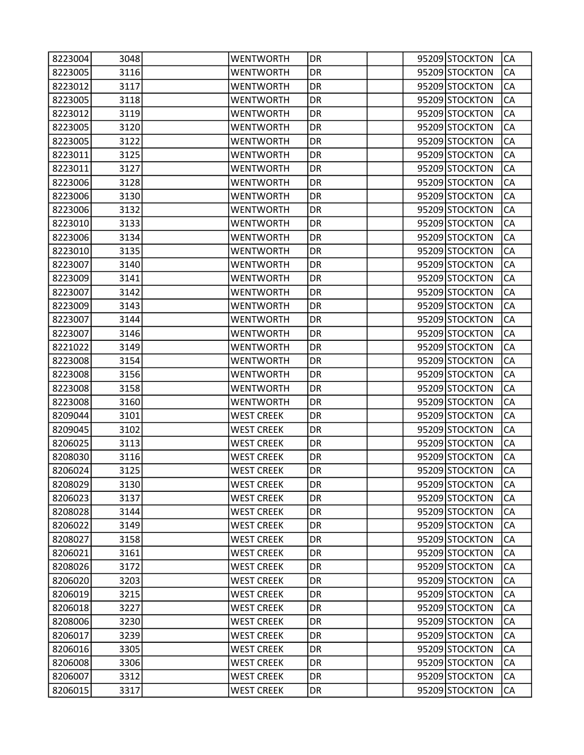| | | | | | | | | |
|---|---|---|---|---|---|---|---|---|
| 8223004 | 3048 | | WENTWORTH | DR | | 95209 | STOCKTON | CA |
| 8223005 | 3116 | | WENTWORTH | DR | | 95209 | STOCKTON | CA |
| 8223012 | 3117 | | WENTWORTH | DR | | 95209 | STOCKTON | CA |
| 8223005 | 3118 | | WENTWORTH | DR | | 95209 | STOCKTON | CA |
| 8223012 | 3119 | | WENTWORTH | DR | | 95209 | STOCKTON | CA |
| 8223005 | 3120 | | WENTWORTH | DR | | 95209 | STOCKTON | CA |
| 8223005 | 3122 | | WENTWORTH | DR | | 95209 | STOCKTON | CA |
| 8223011 | 3125 | | WENTWORTH | DR | | 95209 | STOCKTON | CA |
| 8223011 | 3127 | | WENTWORTH | DR | | 95209 | STOCKTON | CA |
| 8223006 | 3128 | | WENTWORTH | DR | | 95209 | STOCKTON | CA |
| 8223006 | 3130 | | WENTWORTH | DR | | 95209 | STOCKTON | CA |
| 8223006 | 3132 | | WENTWORTH | DR | | 95209 | STOCKTON | CA |
| 8223010 | 3133 | | WENTWORTH | DR | | 95209 | STOCKTON | CA |
| 8223006 | 3134 | | WENTWORTH | DR | | 95209 | STOCKTON | CA |
| 8223010 | 3135 | | WENTWORTH | DR | | 95209 | STOCKTON | CA |
| 8223007 | 3140 | | WENTWORTH | DR | | 95209 | STOCKTON | CA |
| 8223009 | 3141 | | WENTWORTH | DR | | 95209 | STOCKTON | CA |
| 8223007 | 3142 | | WENTWORTH | DR | | 95209 | STOCKTON | CA |
| 8223009 | 3143 | | WENTWORTH | DR | | 95209 | STOCKTON | CA |
| 8223007 | 3144 | | WENTWORTH | DR | | 95209 | STOCKTON | CA |
| 8223007 | 3146 | | WENTWORTH | DR | | 95209 | STOCKTON | CA |
| 8221022 | 3149 | | WENTWORTH | DR | | 95209 | STOCKTON | CA |
| 8223008 | 3154 | | WENTWORTH | DR | | 95209 | STOCKTON | CA |
| 8223008 | 3156 | | WENTWORTH | DR | | 95209 | STOCKTON | CA |
| 8223008 | 3158 | | WENTWORTH | DR | | 95209 | STOCKTON | CA |
| 8223008 | 3160 | | WENTWORTH | DR | | 95209 | STOCKTON | CA |
| 8209044 | 3101 | | WEST CREEK | DR | | 95209 | STOCKTON | CA |
| 8209045 | 3102 | | WEST CREEK | DR | | 95209 | STOCKTON | CA |
| 8206025 | 3113 | | WEST CREEK | DR | | 95209 | STOCKTON | CA |
| 8208030 | 3116 | | WEST CREEK | DR | | 95209 | STOCKTON | CA |
| 8206024 | 3125 | | WEST CREEK | DR | | 95209 | STOCKTON | CA |
| 8208029 | 3130 | | WEST CREEK | DR | | 95209 | STOCKTON | CA |
| 8206023 | 3137 | | WEST CREEK | DR | | 95209 | STOCKTON | CA |
| 8208028 | 3144 | | WEST CREEK | DR | | 95209 | STOCKTON | CA |
| 8206022 | 3149 | | WEST CREEK | DR | | 95209 | STOCKTON | CA |
| 8208027 | 3158 | | WEST CREEK | DR | | 95209 | STOCKTON | CA |
| 8206021 | 3161 | | WEST CREEK | DR | | 95209 | STOCKTON | CA |
| 8208026 | 3172 | | WEST CREEK | DR | | 95209 | STOCKTON | CA |
| 8206020 | 3203 | | WEST CREEK | DR | | 95209 | STOCKTON | CA |
| 8206019 | 3215 | | WEST CREEK | DR | | 95209 | STOCKTON | CA |
| 8206018 | 3227 | | WEST CREEK | DR | | 95209 | STOCKTON | CA |
| 8208006 | 3230 | | WEST CREEK | DR | | 95209 | STOCKTON | CA |
| 8206017 | 3239 | | WEST CREEK | DR | | 95209 | STOCKTON | CA |
| 8206016 | 3305 | | WEST CREEK | DR | | 95209 | STOCKTON | CA |
| 8206008 | 3306 | | WEST CREEK | DR | | 95209 | STOCKTON | CA |
| 8206007 | 3312 | | WEST CREEK | DR | | 95209 | STOCKTON | CA |
| 8206015 | 3317 | | WEST CREEK | DR | | 95209 | STOCKTON | CA |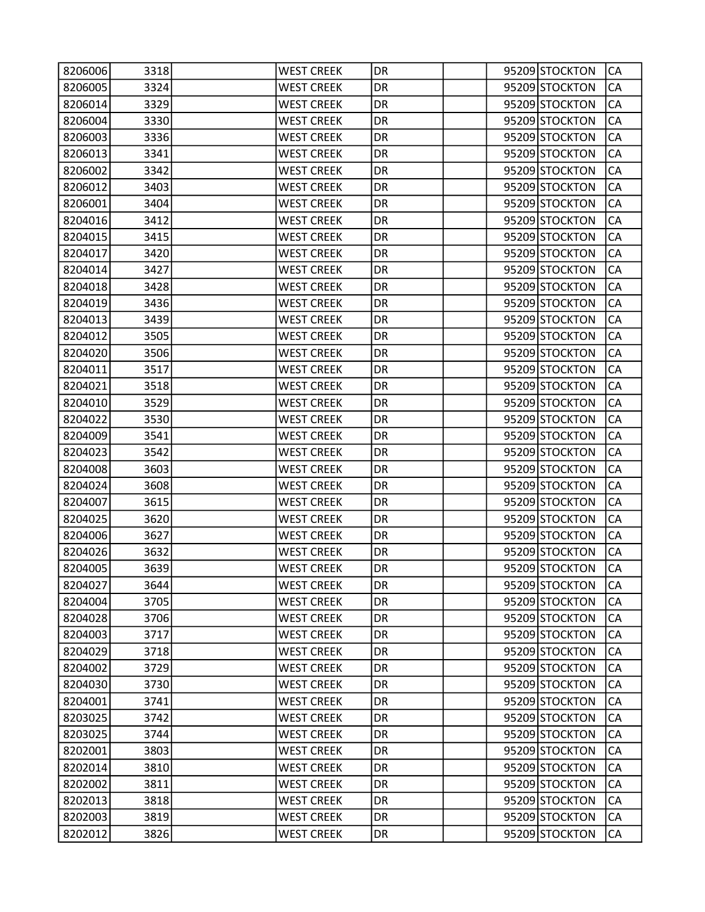| | | | | | | | | |
|---|---|---|---|---|---|---|---|---|
| 8206006 | 3318 | | WEST CREEK | DR | | 95209 | STOCKTON | CA |
| 8206005 | 3324 | | WEST CREEK | DR | | 95209 | STOCKTON | CA |
| 8206014 | 3329 | | WEST CREEK | DR | | 95209 | STOCKTON | CA |
| 8206004 | 3330 | | WEST CREEK | DR | | 95209 | STOCKTON | CA |
| 8206003 | 3336 | | WEST CREEK | DR | | 95209 | STOCKTON | CA |
| 8206013 | 3341 | | WEST CREEK | DR | | 95209 | STOCKTON | CA |
| 8206002 | 3342 | | WEST CREEK | DR | | 95209 | STOCKTON | CA |
| 8206012 | 3403 | | WEST CREEK | DR | | 95209 | STOCKTON | CA |
| 8206001 | 3404 | | WEST CREEK | DR | | 95209 | STOCKTON | CA |
| 8204016 | 3412 | | WEST CREEK | DR | | 95209 | STOCKTON | CA |
| 8204015 | 3415 | | WEST CREEK | DR | | 95209 | STOCKTON | CA |
| 8204017 | 3420 | | WEST CREEK | DR | | 95209 | STOCKTON | CA |
| 8204014 | 3427 | | WEST CREEK | DR | | 95209 | STOCKTON | CA |
| 8204018 | 3428 | | WEST CREEK | DR | | 95209 | STOCKTON | CA |
| 8204019 | 3436 | | WEST CREEK | DR | | 95209 | STOCKTON | CA |
| 8204013 | 3439 | | WEST CREEK | DR | | 95209 | STOCKTON | CA |
| 8204012 | 3505 | | WEST CREEK | DR | | 95209 | STOCKTON | CA |
| 8204020 | 3506 | | WEST CREEK | DR | | 95209 | STOCKTON | CA |
| 8204011 | 3517 | | WEST CREEK | DR | | 95209 | STOCKTON | CA |
| 8204021 | 3518 | | WEST CREEK | DR | | 95209 | STOCKTON | CA |
| 8204010 | 3529 | | WEST CREEK | DR | | 95209 | STOCKTON | CA |
| 8204022 | 3530 | | WEST CREEK | DR | | 95209 | STOCKTON | CA |
| 8204009 | 3541 | | WEST CREEK | DR | | 95209 | STOCKTON | CA |
| 8204023 | 3542 | | WEST CREEK | DR | | 95209 | STOCKTON | CA |
| 8204008 | 3603 | | WEST CREEK | DR | | 95209 | STOCKTON | CA |
| 8204024 | 3608 | | WEST CREEK | DR | | 95209 | STOCKTON | CA |
| 8204007 | 3615 | | WEST CREEK | DR | | 95209 | STOCKTON | CA |
| 8204025 | 3620 | | WEST CREEK | DR | | 95209 | STOCKTON | CA |
| 8204006 | 3627 | | WEST CREEK | DR | | 95209 | STOCKTON | CA |
| 8204026 | 3632 | | WEST CREEK | DR | | 95209 | STOCKTON | CA |
| 8204005 | 3639 | | WEST CREEK | DR | | 95209 | STOCKTON | CA |
| 8204027 | 3644 | | WEST CREEK | DR | | 95209 | STOCKTON | CA |
| 8204004 | 3705 | | WEST CREEK | DR | | 95209 | STOCKTON | CA |
| 8204028 | 3706 | | WEST CREEK | DR | | 95209 | STOCKTON | CA |
| 8204003 | 3717 | | WEST CREEK | DR | | 95209 | STOCKTON | CA |
| 8204029 | 3718 | | WEST CREEK | DR | | 95209 | STOCKTON | CA |
| 8204002 | 3729 | | WEST CREEK | DR | | 95209 | STOCKTON | CA |
| 8204030 | 3730 | | WEST CREEK | DR | | 95209 | STOCKTON | CA |
| 8204001 | 3741 | | WEST CREEK | DR | | 95209 | STOCKTON | CA |
| 8203025 | 3742 | | WEST CREEK | DR | | 95209 | STOCKTON | CA |
| 8203025 | 3744 | | WEST CREEK | DR | | 95209 | STOCKTON | CA |
| 8202001 | 3803 | | WEST CREEK | DR | | 95209 | STOCKTON | CA |
| 8202014 | 3810 | | WEST CREEK | DR | | 95209 | STOCKTON | CA |
| 8202002 | 3811 | | WEST CREEK | DR | | 95209 | STOCKTON | CA |
| 8202013 | 3818 | | WEST CREEK | DR | | 95209 | STOCKTON | CA |
| 8202003 | 3819 | | WEST CREEK | DR | | 95209 | STOCKTON | CA |
| 8202012 | 3826 | | WEST CREEK | DR | | 95209 | STOCKTON | CA |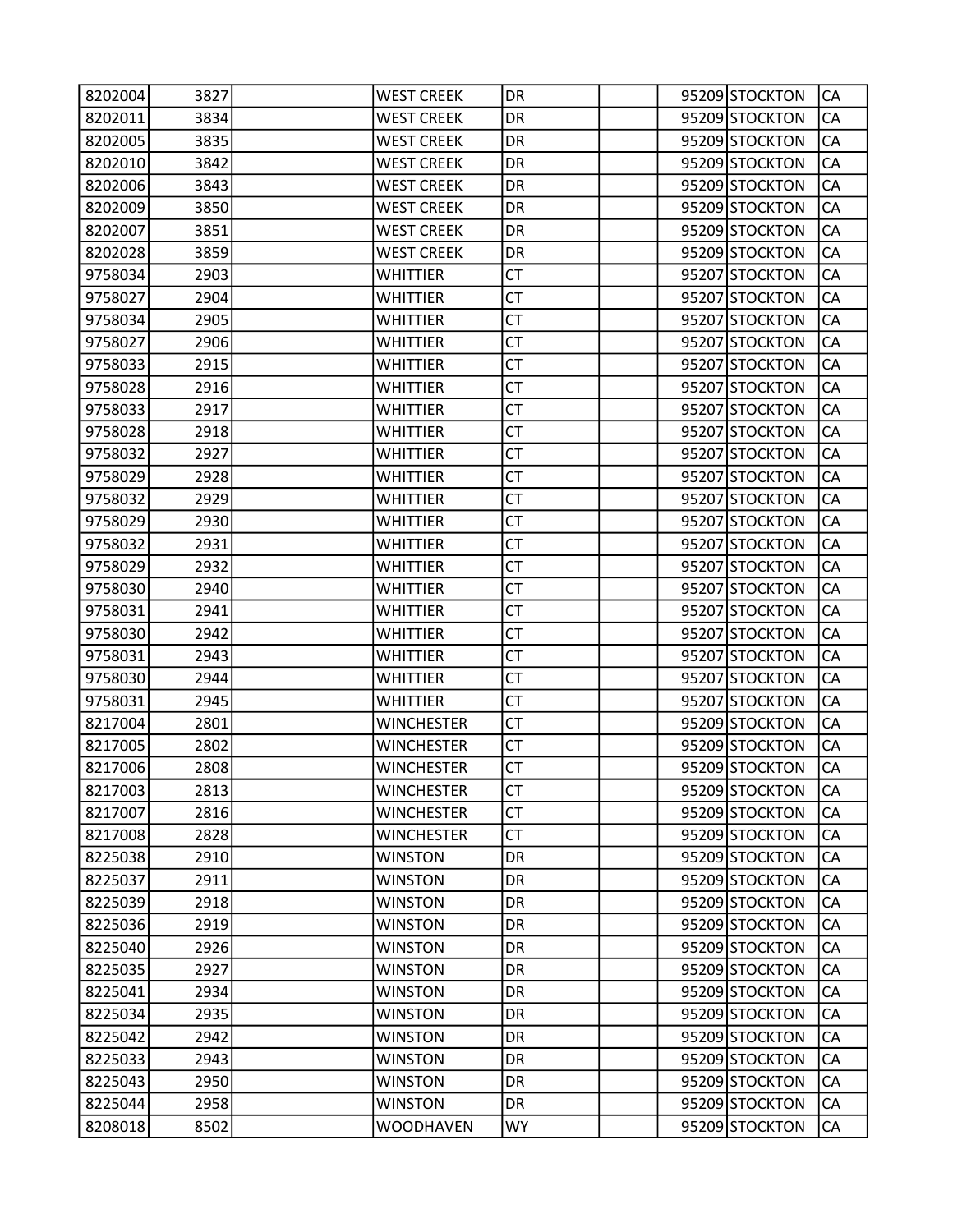| 8202004 | 3827 | | WEST CREEK | DR | | 95209 | STOCKTON | CA |
|---|---|---|---|---|---|---|---|---|
| 8202011 | 3834 | | WEST CREEK | DR | | 95209 | STOCKTON | CA |
| 8202005 | 3835 | | WEST CREEK | DR | | 95209 | STOCKTON | CA |
| 8202010 | 3842 | | WEST CREEK | DR | | 95209 | STOCKTON | CA |
| 8202006 | 3843 | | WEST CREEK | DR | | 95209 | STOCKTON | CA |
| 8202009 | 3850 | | WEST CREEK | DR | | 95209 | STOCKTON | CA |
| 8202007 | 3851 | | WEST CREEK | DR | | 95209 | STOCKTON | CA |
| 8202028 | 3859 | | WEST CREEK | DR | | 95209 | STOCKTON | CA |
| 9758034 | 2903 | | WHITTIER | CT | | 95207 | STOCKTON | CA |
| 9758027 | 2904 | | WHITTIER | CT | | 95207 | STOCKTON | CA |
| 9758034 | 2905 | | WHITTIER | CT | | 95207 | STOCKTON | CA |
| 9758027 | 2906 | | WHITTIER | CT | | 95207 | STOCKTON | CA |
| 9758033 | 2915 | | WHITTIER | CT | | 95207 | STOCKTON | CA |
| 9758028 | 2916 | | WHITTIER | CT | | 95207 | STOCKTON | CA |
| 9758033 | 2917 | | WHITTIER | CT | | 95207 | STOCKTON | CA |
| 9758028 | 2918 | | WHITTIER | CT | | 95207 | STOCKTON | CA |
| 9758032 | 2927 | | WHITTIER | CT | | 95207 | STOCKTON | CA |
| 9758029 | 2928 | | WHITTIER | CT | | 95207 | STOCKTON | CA |
| 9758032 | 2929 | | WHITTIER | CT | | 95207 | STOCKTON | CA |
| 9758029 | 2930 | | WHITTIER | CT | | 95207 | STOCKTON | CA |
| 9758032 | 2931 | | WHITTIER | CT | | 95207 | STOCKTON | CA |
| 9758029 | 2932 | | WHITTIER | CT | | 95207 | STOCKTON | CA |
| 9758030 | 2940 | | WHITTIER | CT | | 95207 | STOCKTON | CA |
| 9758031 | 2941 | | WHITTIER | CT | | 95207 | STOCKTON | CA |
| 9758030 | 2942 | | WHITTIER | CT | | 95207 | STOCKTON | CA |
| 9758031 | 2943 | | WHITTIER | CT | | 95207 | STOCKTON | CA |
| 9758030 | 2944 | | WHITTIER | CT | | 95207 | STOCKTON | CA |
| 9758031 | 2945 | | WHITTIER | CT | | 95207 | STOCKTON | CA |
| 8217004 | 2801 | | WINCHESTER | CT | | 95209 | STOCKTON | CA |
| 8217005 | 2802 | | WINCHESTER | CT | | 95209 | STOCKTON | CA |
| 8217006 | 2808 | | WINCHESTER | CT | | 95209 | STOCKTON | CA |
| 8217003 | 2813 | | WINCHESTER | CT | | 95209 | STOCKTON | CA |
| 8217007 | 2816 | | WINCHESTER | CT | | 95209 | STOCKTON | CA |
| 8217008 | 2828 | | WINCHESTER | CT | | 95209 | STOCKTON | CA |
| 8225038 | 2910 | | WINSTON | DR | | 95209 | STOCKTON | CA |
| 8225037 | 2911 | | WINSTON | DR | | 95209 | STOCKTON | CA |
| 8225039 | 2918 | | WINSTON | DR | | 95209 | STOCKTON | CA |
| 8225036 | 2919 | | WINSTON | DR | | 95209 | STOCKTON | CA |
| 8225040 | 2926 | | WINSTON | DR | | 95209 | STOCKTON | CA |
| 8225035 | 2927 | | WINSTON | DR | | 95209 | STOCKTON | CA |
| 8225041 | 2934 | | WINSTON | DR | | 95209 | STOCKTON | CA |
| 8225034 | 2935 | | WINSTON | DR | | 95209 | STOCKTON | CA |
| 8225042 | 2942 | | WINSTON | DR | | 95209 | STOCKTON | CA |
| 8225033 | 2943 | | WINSTON | DR | | 95209 | STOCKTON | CA |
| 8225043 | 2950 | | WINSTON | DR | | 95209 | STOCKTON | CA |
| 8225044 | 2958 | | WINSTON | DR | | 95209 | STOCKTON | CA |
| 8208018 | 8502 | | WOODHAVEN | WY | | 95209 | STOCKTON | CA |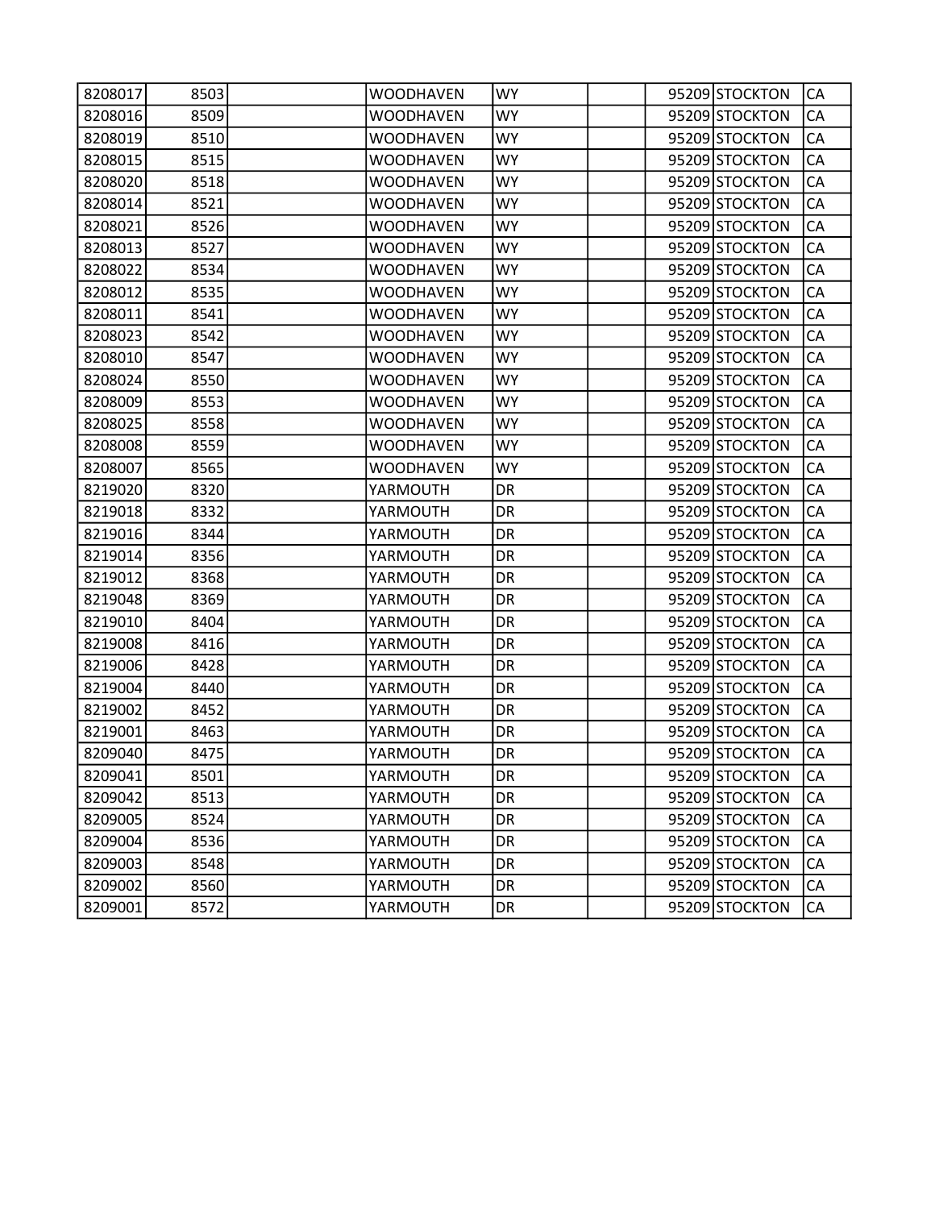| | | | | | | | | |
|---|---|---|---|---|---|---|---|---|
| 8208017 | 8503 | | WOODHAVEN | WY | | 95209 | STOCKTON | CA |
| 8208016 | 8509 | | WOODHAVEN | WY | | 95209 | STOCKTON | CA |
| 8208019 | 8510 | | WOODHAVEN | WY | | 95209 | STOCKTON | CA |
| 8208015 | 8515 | | WOODHAVEN | WY | | 95209 | STOCKTON | CA |
| 8208020 | 8518 | | WOODHAVEN | WY | | 95209 | STOCKTON | CA |
| 8208014 | 8521 | | WOODHAVEN | WY | | 95209 | STOCKTON | CA |
| 8208021 | 8526 | | WOODHAVEN | WY | | 95209 | STOCKTON | CA |
| 8208013 | 8527 | | WOODHAVEN | WY | | 95209 | STOCKTON | CA |
| 8208022 | 8534 | | WOODHAVEN | WY | | 95209 | STOCKTON | CA |
| 8208012 | 8535 | | WOODHAVEN | WY | | 95209 | STOCKTON | CA |
| 8208011 | 8541 | | WOODHAVEN | WY | | 95209 | STOCKTON | CA |
| 8208023 | 8542 | | WOODHAVEN | WY | | 95209 | STOCKTON | CA |
| 8208010 | 8547 | | WOODHAVEN | WY | | 95209 | STOCKTON | CA |
| 8208024 | 8550 | | WOODHAVEN | WY | | 95209 | STOCKTON | CA |
| 8208009 | 8553 | | WOODHAVEN | WY | | 95209 | STOCKTON | CA |
| 8208025 | 8558 | | WOODHAVEN | WY | | 95209 | STOCKTON | CA |
| 8208008 | 8559 | | WOODHAVEN | WY | | 95209 | STOCKTON | CA |
| 8208007 | 8565 | | WOODHAVEN | WY | | 95209 | STOCKTON | CA |
| 8219020 | 8320 | | YARMOUTH | DR | | 95209 | STOCKTON | CA |
| 8219018 | 8332 | | YARMOUTH | DR | | 95209 | STOCKTON | CA |
| 8219016 | 8344 | | YARMOUTH | DR | | 95209 | STOCKTON | CA |
| 8219014 | 8356 | | YARMOUTH | DR | | 95209 | STOCKTON | CA |
| 8219012 | 8368 | | YARMOUTH | DR | | 95209 | STOCKTON | CA |
| 8219048 | 8369 | | YARMOUTH | DR | | 95209 | STOCKTON | CA |
| 8219010 | 8404 | | YARMOUTH | DR | | 95209 | STOCKTON | CA |
| 8219008 | 8416 | | YARMOUTH | DR | | 95209 | STOCKTON | CA |
| 8219006 | 8428 | | YARMOUTH | DR | | 95209 | STOCKTON | CA |
| 8219004 | 8440 | | YARMOUTH | DR | | 95209 | STOCKTON | CA |
| 8219002 | 8452 | | YARMOUTH | DR | | 95209 | STOCKTON | CA |
| 8219001 | 8463 | | YARMOUTH | DR | | 95209 | STOCKTON | CA |
| 8209040 | 8475 | | YARMOUTH | DR | | 95209 | STOCKTON | CA |
| 8209041 | 8501 | | YARMOUTH | DR | | 95209 | STOCKTON | CA |
| 8209042 | 8513 | | YARMOUTH | DR | | 95209 | STOCKTON | CA |
| 8209005 | 8524 | | YARMOUTH | DR | | 95209 | STOCKTON | CA |
| 8209004 | 8536 | | YARMOUTH | DR | | 95209 | STOCKTON | CA |
| 8209003 | 8548 | | YARMOUTH | DR | | 95209 | STOCKTON | CA |
| 8209002 | 8560 | | YARMOUTH | DR | | 95209 | STOCKTON | CA |
| 8209001 | 8572 | | YARMOUTH | DR | | 95209 | STOCKTON | CA |